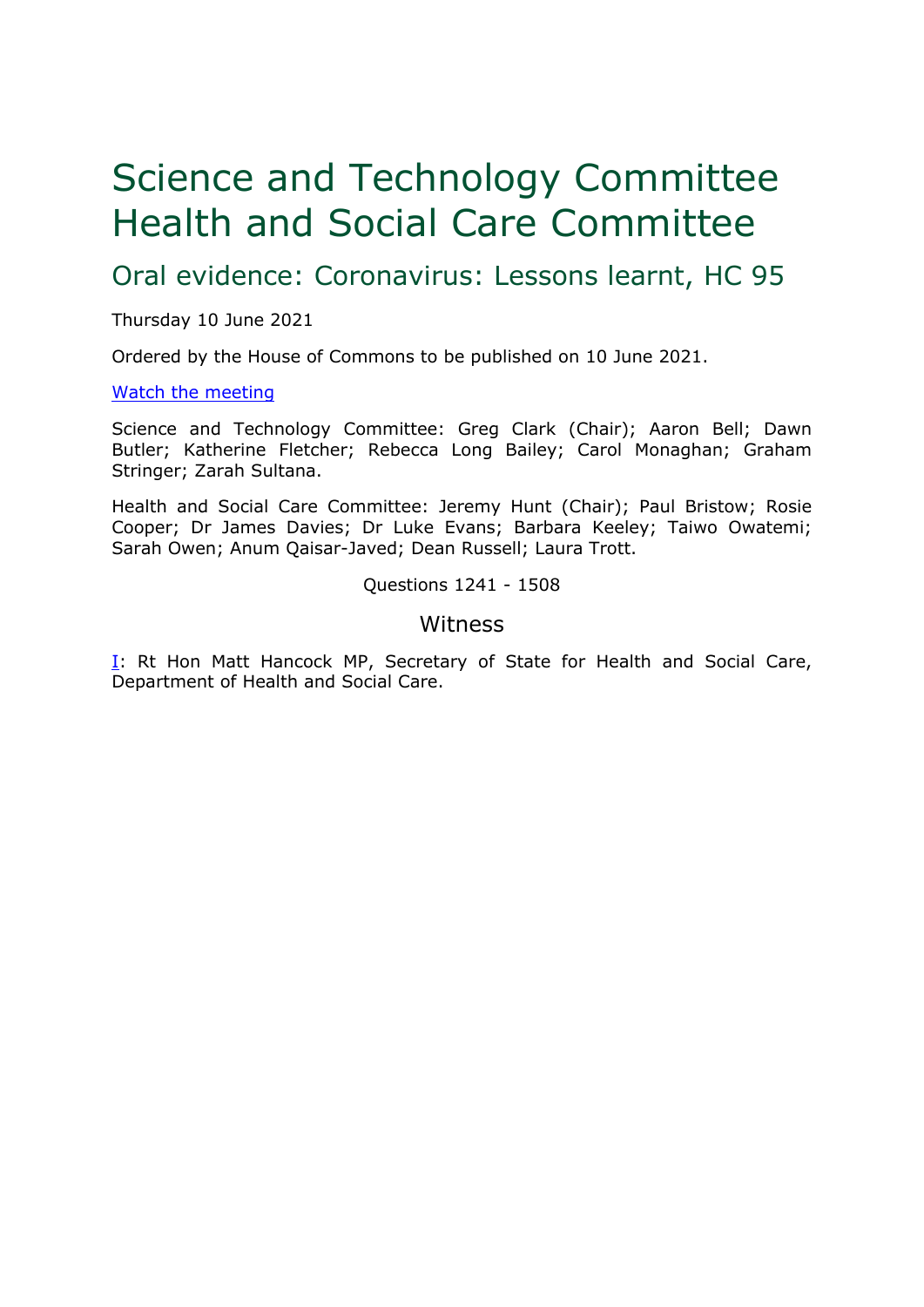# Science and Technology Committee
# Health and Social Care Committee

## Oral evidence: Coronavirus: Lessons learnt, HC 95

Thursday 10 June 2021

Ordered by the House of Commons to be published on 10 June 2021.

[Watch the meeting]

Science and Technology Committee: Greg Clark (Chair); Aaron Bell; Dawn Butler; Katherine Fletcher; Rebecca Long Bailey; Carol Monaghan; Graham Stringer; Zarah Sultana.

Health and Social Care Committee: Jeremy Hunt (Chair); Paul Bristow; Rosie Cooper; Dr James Davies; Dr Luke Evans; Barbara Keeley; Taiwo Owatemi; Sarah Owen; Anum Qaisar-Javed; Dean Russell; Laura Trott.

Questions 1241 - 1508

### Witness

I: Rt Hon Matt Hancock MP, Secretary of State for Health and Social Care, Department of Health and Social Care.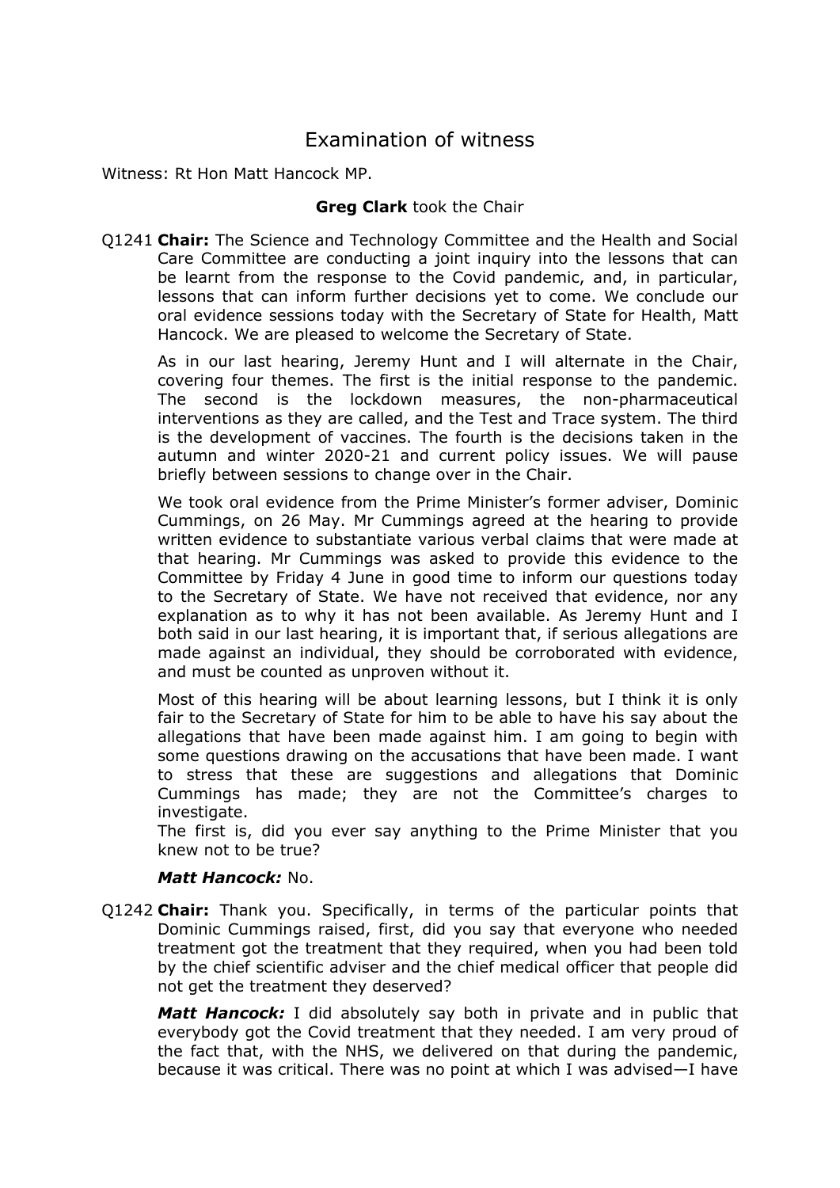# Examination of witness

Witness: Rt Hon Matt Hancock MP.

**Greg Clark** took the Chair

Q1241 **Chair:** The Science and Technology Committee and the Health and Social Care Committee are conducting a joint inquiry into the lessons that can be learnt from the response to the Covid pandemic, and, in particular, lessons that can inform further decisions yet to come. We conclude our oral evidence sessions today with the Secretary of State for Health, Matt Hancock. We are pleased to welcome the Secretary of State.

As in our last hearing, Jeremy Hunt and I will alternate in the Chair, covering four themes. The first is the initial response to the pandemic. The second is the lockdown measures, the non-pharmaceutical interventions as they are called, and the Test and Trace system. The third is the development of vaccines. The fourth is the decisions taken in the autumn and winter 2020-21 and current policy issues. We will pause briefly between sessions to change over in the Chair.

We took oral evidence from the Prime Minister's former adviser, Dominic Cummings, on 26 May. Mr Cummings agreed at the hearing to provide written evidence to substantiate various verbal claims that were made at that hearing. Mr Cummings was asked to provide this evidence to the Committee by Friday 4 June in good time to inform our questions today to the Secretary of State. We have not received that evidence, nor any explanation as to why it has not been available. As Jeremy Hunt and I both said in our last hearing, it is important that, if serious allegations are made against an individual, they should be corroborated with evidence, and must be counted as unproven without it.

Most of this hearing will be about learning lessons, but I think it is only fair to the Secretary of State for him to be able to have his say about the allegations that have been made against him. I am going to begin with some questions drawing on the accusations that have been made. I want to stress that these are suggestions and allegations that Dominic Cummings has made; they are not the Committee's charges to investigate.

The first is, did you ever say anything to the Prime Minister that you knew not to be true?

***Matt Hancock:*** No.

Q1242 **Chair:** Thank you. Specifically, in terms of the particular points that Dominic Cummings raised, first, did you say that everyone who needed treatment got the treatment that they required, when you had been told by the chief scientific adviser and the chief medical officer that people did not get the treatment they deserved?

***Matt Hancock:*** I did absolutely say both in private and in public that everybody got the Covid treatment that they needed. I am very proud of the fact that, with the NHS, we delivered on that during the pandemic, because it was critical. There was no point at which I was advised—I have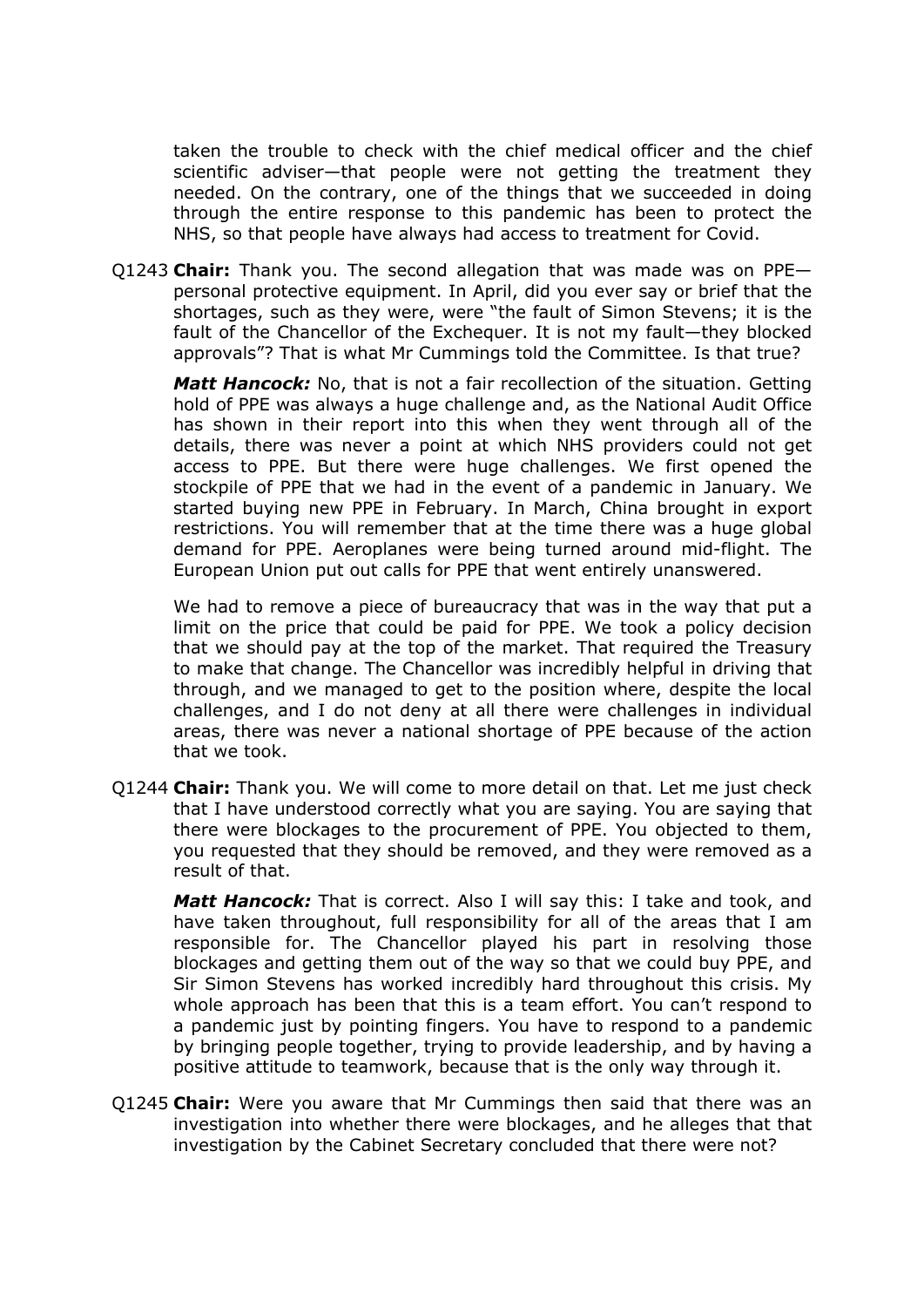taken the trouble to check with the chief medical officer and the chief scientific adviser—that people were not getting the treatment they needed. On the contrary, one of the things that we succeeded in doing through the entire response to this pandemic has been to protect the NHS, so that people have always had access to treatment for Covid.

Q1243 **Chair:** Thank you. The second allegation that was made was on PPE—personal protective equipment. In April, did you ever say or brief that the shortages, such as they were, were "the fault of Simon Stevens; it is the fault of the Chancellor of the Exchequer. It is not my fault—they blocked approvals"? That is what Mr Cummings told the Committee. Is that true?

***Matt Hancock:*** No, that is not a fair recollection of the situation. Getting hold of PPE was always a huge challenge and, as the National Audit Office has shown in their report into this when they went through all of the details, there was never a point at which NHS providers could not get access to PPE. But there were huge challenges. We first opened the stockpile of PPE that we had in the event of a pandemic in January. We started buying new PPE in February. In March, China brought in export restrictions. You will remember that at the time there was a huge global demand for PPE. Aeroplanes were being turned around mid-flight. The European Union put out calls for PPE that went entirely unanswered.

We had to remove a piece of bureaucracy that was in the way that put a limit on the price that could be paid for PPE. We took a policy decision that we should pay at the top of the market. That required the Treasury to make that change. The Chancellor was incredibly helpful in driving that through, and we managed to get to the position where, despite the local challenges, and I do not deny at all there were challenges in individual areas, there was never a national shortage of PPE because of the action that we took.

Q1244 **Chair:** Thank you. We will come to more detail on that. Let me just check that I have understood correctly what you are saying. You are saying that there were blockages to the procurement of PPE. You objected to them, you requested that they should be removed, and they were removed as a result of that.

***Matt Hancock:*** That is correct. Also I will say this: I take and took, and have taken throughout, full responsibility for all of the areas that I am responsible for. The Chancellor played his part in resolving those blockages and getting them out of the way so that we could buy PPE, and Sir Simon Stevens has worked incredibly hard throughout this crisis. My whole approach has been that this is a team effort. You can't respond to a pandemic just by pointing fingers. You have to respond to a pandemic by bringing people together, trying to provide leadership, and by having a positive attitude to teamwork, because that is the only way through it.

Q1245 **Chair:** Were you aware that Mr Cummings then said that there was an investigation into whether there were blockages, and he alleges that that investigation by the Cabinet Secretary concluded that there were not?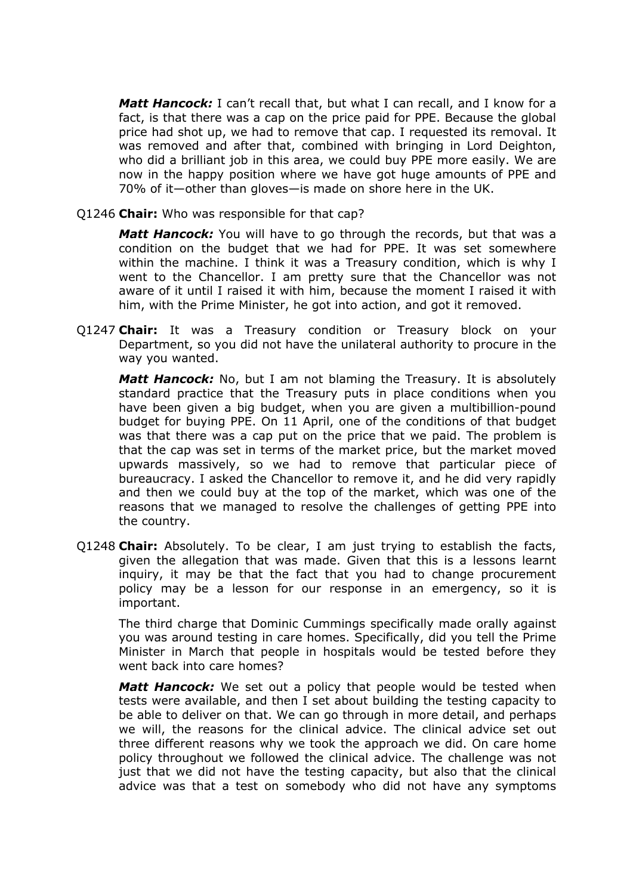***Matt Hancock:*** I can't recall that, but what I can recall, and I know for a fact, is that there was a cap on the price paid for PPE. Because the global price had shot up, we had to remove that cap. I requested its removal. It was removed and after that, combined with bringing in Lord Deighton, who did a brilliant job in this area, we could buy PPE more easily. We are now in the happy position where we have got huge amounts of PPE and 70% of it—other than gloves—is made on shore here in the UK.

Q1246 **Chair:** Who was responsible for that cap?

***Matt Hancock:*** You will have to go through the records, but that was a condition on the budget that we had for PPE. It was set somewhere within the machine. I think it was a Treasury condition, which is why I went to the Chancellor. I am pretty sure that the Chancellor was not aware of it until I raised it with him, because the moment I raised it with him, with the Prime Minister, he got into action, and got it removed.

Q1247 **Chair:** It was a Treasury condition or Treasury block on your Department, so you did not have the unilateral authority to procure in the way you wanted.

***Matt Hancock:*** No, but I am not blaming the Treasury. It is absolutely standard practice that the Treasury puts in place conditions when you have been given a big budget, when you are given a multibillion-pound budget for buying PPE. On 11 April, one of the conditions of that budget was that there was a cap put on the price that we paid. The problem is that the cap was set in terms of the market price, but the market moved upwards massively, so we had to remove that particular piece of bureaucracy. I asked the Chancellor to remove it, and he did very rapidly and then we could buy at the top of the market, which was one of the reasons that we managed to resolve the challenges of getting PPE into the country.

Q1248 **Chair:** Absolutely. To be clear, I am just trying to establish the facts, given the allegation that was made. Given that this is a lessons learnt inquiry, it may be that the fact that you had to change procurement policy may be a lesson for our response in an emergency, so it is important.

The third charge that Dominic Cummings specifically made orally against you was around testing in care homes. Specifically, did you tell the Prime Minister in March that people in hospitals would be tested before they went back into care homes?

***Matt Hancock:*** We set out a policy that people would be tested when tests were available, and then I set about building the testing capacity to be able to deliver on that. We can go through in more detail, and perhaps we will, the reasons for the clinical advice. The clinical advice set out three different reasons why we took the approach we did. On care home policy throughout we followed the clinical advice. The challenge was not just that we did not have the testing capacity, but also that the clinical advice was that a test on somebody who did not have any symptoms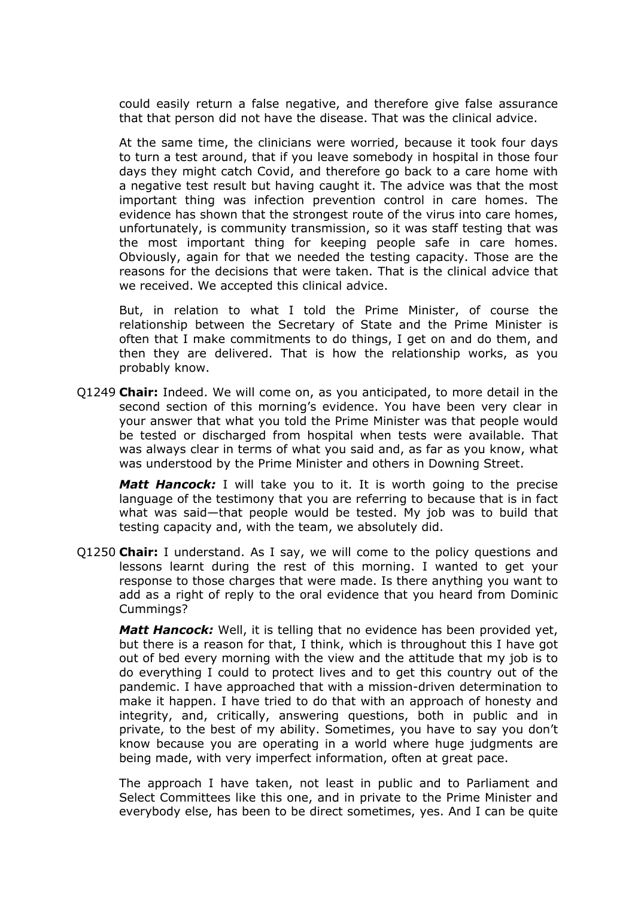could easily return a false negative, and therefore give false assurance that that person did not have the disease. That was the clinical advice.

At the same time, the clinicians were worried, because it took four days to turn a test around, that if you leave somebody in hospital in those four days they might catch Covid, and therefore go back to a care home with a negative test result but having caught it. The advice was that the most important thing was infection prevention control in care homes. The evidence has shown that the strongest route of the virus into care homes, unfortunately, is community transmission, so it was staff testing that was the most important thing for keeping people safe in care homes. Obviously, again for that we needed the testing capacity. Those are the reasons for the decisions that were taken. That is the clinical advice that we received. We accepted this clinical advice.

But, in relation to what I told the Prime Minister, of course the relationship between the Secretary of State and the Prime Minister is often that I make commitments to do things, I get on and do them, and then they are delivered. That is how the relationship works, as you probably know.

Q1249 **Chair:** Indeed. We will come on, as you anticipated, to more detail in the second section of this morning's evidence. You have been very clear in your answer that what you told the Prime Minister was that people would be tested or discharged from hospital when tests were available. That was always clear in terms of what you said and, as far as you know, what was understood by the Prime Minister and others in Downing Street.

***Matt Hancock:*** I will take you to it. It is worth going to the precise language of the testimony that you are referring to because that is in fact what was said—that people would be tested. My job was to build that testing capacity and, with the team, we absolutely did.

Q1250 **Chair:** I understand. As I say, we will come to the policy questions and lessons learnt during the rest of this morning. I wanted to get your response to those charges that were made. Is there anything you want to add as a right of reply to the oral evidence that you heard from Dominic Cummings?

***Matt Hancock:*** Well, it is telling that no evidence has been provided yet, but there is a reason for that, I think, which is throughout this I have got out of bed every morning with the view and the attitude that my job is to do everything I could to protect lives and to get this country out of the pandemic. I have approached that with a mission-driven determination to make it happen. I have tried to do that with an approach of honesty and integrity, and, critically, answering questions, both in public and in private, to the best of my ability. Sometimes, you have to say you don't know because you are operating in a world where huge judgments are being made, with very imperfect information, often at great pace.

The approach I have taken, not least in public and to Parliament and Select Committees like this one, and in private to the Prime Minister and everybody else, has been to be direct sometimes, yes. And I can be quite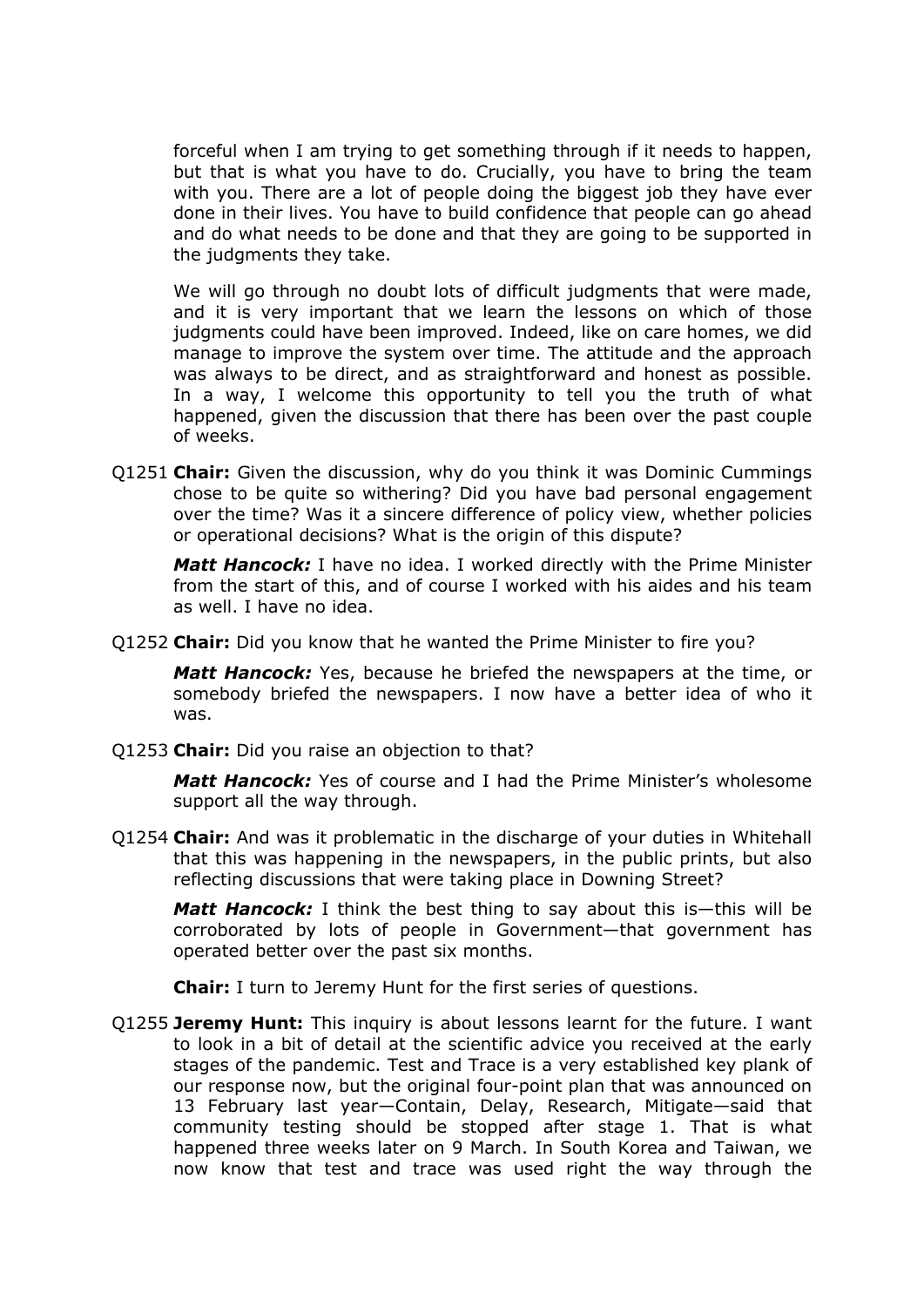forceful when I am trying to get something through if it needs to happen, but that is what you have to do. Crucially, you have to bring the team with you. There are a lot of people doing the biggest job they have ever done in their lives. You have to build confidence that people can go ahead and do what needs to be done and that they are going to be supported in the judgments they take.

We will go through no doubt lots of difficult judgments that were made, and it is very important that we learn the lessons on which of those judgments could have been improved. Indeed, like on care homes, we did manage to improve the system over time. The attitude and the approach was always to be direct, and as straightforward and honest as possible. In a way, I welcome this opportunity to tell you the truth of what happened, given the discussion that there has been over the past couple of weeks.

Q1251 **Chair:** Given the discussion, why do you think it was Dominic Cummings chose to be quite so withering? Did you have bad personal engagement over the time? Was it a sincere difference of policy view, whether policies or operational decisions? What is the origin of this dispute?

***Matt Hancock:*** I have no idea. I worked directly with the Prime Minister from the start of this, and of course I worked with his aides and his team as well. I have no idea.

Q1252 **Chair:** Did you know that he wanted the Prime Minister to fire you?

***Matt Hancock:*** Yes, because he briefed the newspapers at the time, or somebody briefed the newspapers. I now have a better idea of who it was.

Q1253 **Chair:** Did you raise an objection to that?

***Matt Hancock:*** Yes of course and I had the Prime Minister's wholesome support all the way through.

Q1254 **Chair:** And was it problematic in the discharge of your duties in Whitehall that this was happening in the newspapers, in the public prints, but also reflecting discussions that were taking place in Downing Street?

***Matt Hancock:*** I think the best thing to say about this is—this will be corroborated by lots of people in Government—that government has operated better over the past six months.

**Chair:** I turn to Jeremy Hunt for the first series of questions.

Q1255 **Jeremy Hunt:** This inquiry is about lessons learnt for the future. I want to look in a bit of detail at the scientific advice you received at the early stages of the pandemic. Test and Trace is a very established key plank of our response now, but the original four-point plan that was announced on 13 February last year—Contain, Delay, Research, Mitigate—said that community testing should be stopped after stage 1. That is what happened three weeks later on 9 March. In South Korea and Taiwan, we now know that test and trace was used right the way through the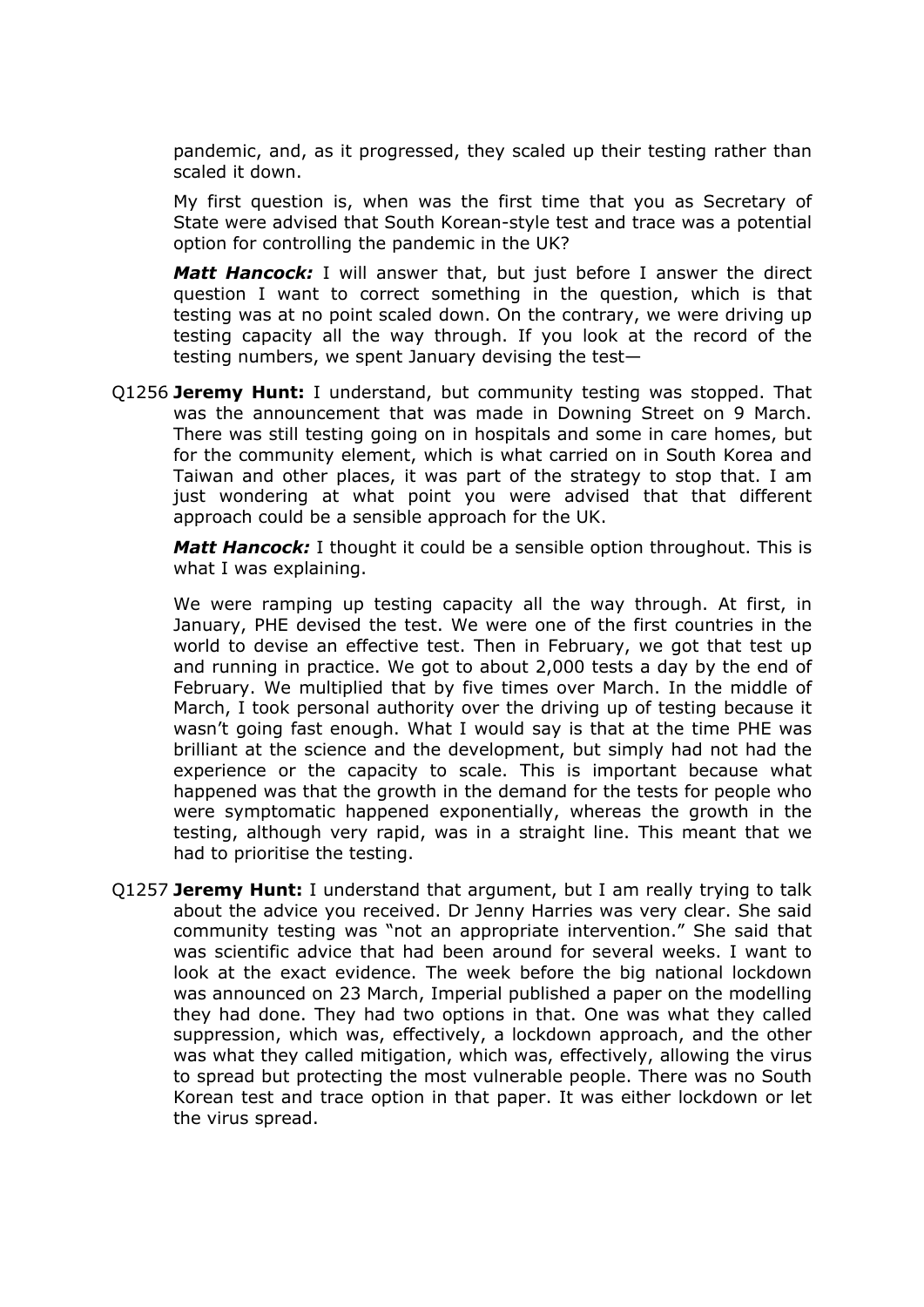pandemic, and, as it progressed, they scaled up their testing rather than scaled it down.

My first question is, when was the first time that you as Secretary of State were advised that South Korean-style test and trace was a potential option for controlling the pandemic in the UK?

***Matt Hancock:*** I will answer that, but just before I answer the direct question I want to correct something in the question, which is that testing was at no point scaled down. On the contrary, we were driving up testing capacity all the way through. If you look at the record of the testing numbers, we spent January devising the test—

Q1256 **Jeremy Hunt:** I understand, but community testing was stopped. That was the announcement that was made in Downing Street on 9 March. There was still testing going on in hospitals and some in care homes, but for the community element, which is what carried on in South Korea and Taiwan and other places, it was part of the strategy to stop that. I am just wondering at what point you were advised that that different approach could be a sensible approach for the UK.

***Matt Hancock:*** I thought it could be a sensible option throughout. This is what I was explaining.

We were ramping up testing capacity all the way through. At first, in January, PHE devised the test. We were one of the first countries in the world to devise an effective test. Then in February, we got that test up and running in practice. We got to about 2,000 tests a day by the end of February. We multiplied that by five times over March. In the middle of March, I took personal authority over the driving up of testing because it wasn't going fast enough. What I would say is that at the time PHE was brilliant at the science and the development, but simply had not had the experience or the capacity to scale. This is important because what happened was that the growth in the demand for the tests for people who were symptomatic happened exponentially, whereas the growth in the testing, although very rapid, was in a straight line. This meant that we had to prioritise the testing.

Q1257 **Jeremy Hunt:** I understand that argument, but I am really trying to talk about the advice you received. Dr Jenny Harries was very clear. She said community testing was "not an appropriate intervention." She said that was scientific advice that had been around for several weeks. I want to look at the exact evidence. The week before the big national lockdown was announced on 23 March, Imperial published a paper on the modelling they had done. They had two options in that. One was what they called suppression, which was, effectively, a lockdown approach, and the other was what they called mitigation, which was, effectively, allowing the virus to spread but protecting the most vulnerable people. There was no South Korean test and trace option in that paper. It was either lockdown or let the virus spread.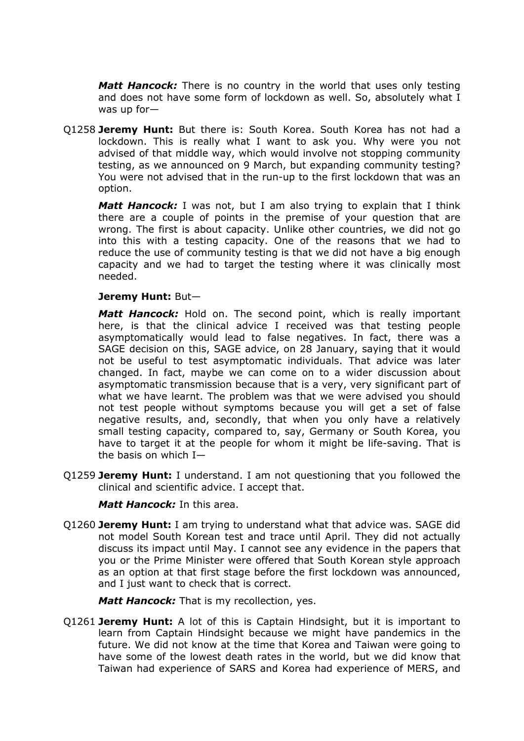***Matt Hancock:*** There is no country in the world that uses only testing and does not have some form of lockdown as well. So, absolutely what I was up for—

Q1258 **Jeremy Hunt:** But there is: South Korea. South Korea has not had a lockdown. This is really what I want to ask you. Why were you not advised of that middle way, which would involve not stopping community testing, as we announced on 9 March, but expanding community testing? You were not advised that in the run-up to the first lockdown that was an option.

***Matt Hancock:*** I was not, but I am also trying to explain that I think there are a couple of points in the premise of your question that are wrong. The first is about capacity. Unlike other countries, we did not go into this with a testing capacity. One of the reasons that we had to reduce the use of community testing is that we did not have a big enough capacity and we had to target the testing where it was clinically most needed.

**Jeremy Hunt:** But—

***Matt Hancock:*** Hold on. The second point, which is really important here, is that the clinical advice I received was that testing people asymptomatically would lead to false negatives. In fact, there was a SAGE decision on this, SAGE advice, on 28 January, saying that it would not be useful to test asymptomatic individuals. That advice was later changed. In fact, maybe we can come on to a wider discussion about asymptomatic transmission because that is a very, very significant part of what we have learnt. The problem was that we were advised you should not test people without symptoms because you will get a set of false negative results, and, secondly, that when you only have a relatively small testing capacity, compared to, say, Germany or South Korea, you have to target it at the people for whom it might be life-saving. That is the basis on which I—

Q1259 **Jeremy Hunt:** I understand. I am not questioning that you followed the clinical and scientific advice. I accept that.

***Matt Hancock:*** In this area.

Q1260 **Jeremy Hunt:** I am trying to understand what that advice was. SAGE did not model South Korean test and trace until April. They did not actually discuss its impact until May. I cannot see any evidence in the papers that you or the Prime Minister were offered that South Korean style approach as an option at that first stage before the first lockdown was announced, and I just want to check that is correct.

***Matt Hancock:*** That is my recollection, yes.

Q1261 **Jeremy Hunt:** A lot of this is Captain Hindsight, but it is important to learn from Captain Hindsight because we might have pandemics in the future. We did not know at the time that Korea and Taiwan were going to have some of the lowest death rates in the world, but we did know that Taiwan had experience of SARS and Korea had experience of MERS, and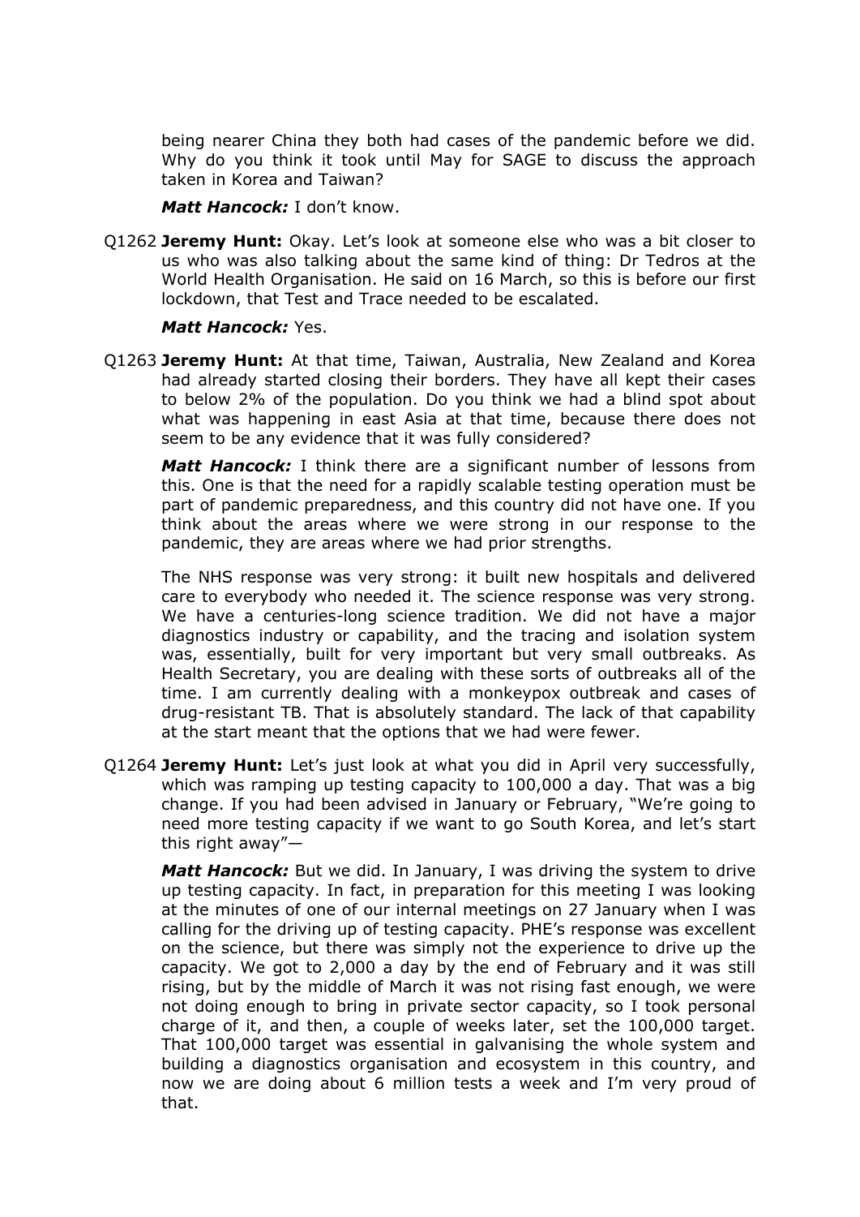being nearer China they both had cases of the pandemic before we did. Why do you think it took until May for SAGE to discuss the approach taken in Korea and Taiwan?

***Matt Hancock:*** I don't know.

Q1262 **Jeremy Hunt:** Okay. Let's look at someone else who was a bit closer to us who was also talking about the same kind of thing: Dr Tedros at the World Health Organisation. He said on 16 March, so this is before our first lockdown, that Test and Trace needed to be escalated.

***Matt Hancock:*** Yes.

Q1263 **Jeremy Hunt:** At that time, Taiwan, Australia, New Zealand and Korea had already started closing their borders. They have all kept their cases to below 2% of the population. Do you think we had a blind spot about what was happening in east Asia at that time, because there does not seem to be any evidence that it was fully considered?

***Matt Hancock:*** I think there are a significant number of lessons from this. One is that the need for a rapidly scalable testing operation must be part of pandemic preparedness, and this country did not have one. If you think about the areas where we were strong in our response to the pandemic, they are areas where we had prior strengths.

The NHS response was very strong: it built new hospitals and delivered care to everybody who needed it. The science response was very strong. We have a centuries-long science tradition. We did not have a major diagnostics industry or capability, and the tracing and isolation system was, essentially, built for very important but very small outbreaks. As Health Secretary, you are dealing with these sorts of outbreaks all of the time. I am currently dealing with a monkeypox outbreak and cases of drug-resistant TB. That is absolutely standard. The lack of that capability at the start meant that the options that we had were fewer.

Q1264 **Jeremy Hunt:** Let's just look at what you did in April very successfully, which was ramping up testing capacity to 100,000 a day. That was a big change. If you had been advised in January or February, "We're going to need more testing capacity if we want to go South Korea, and let's start this right away"—

***Matt Hancock:*** But we did. In January, I was driving the system to drive up testing capacity. In fact, in preparation for this meeting I was looking at the minutes of one of our internal meetings on 27 January when I was calling for the driving up of testing capacity. PHE's response was excellent on the science, but there was simply not the experience to drive up the capacity. We got to 2,000 a day by the end of February and it was still rising, but by the middle of March it was not rising fast enough, we were not doing enough to bring in private sector capacity, so I took personal charge of it, and then, a couple of weeks later, set the 100,000 target. That 100,000 target was essential in galvanising the whole system and building a diagnostics organisation and ecosystem in this country, and now we are doing about 6 million tests a week and I'm very proud of that.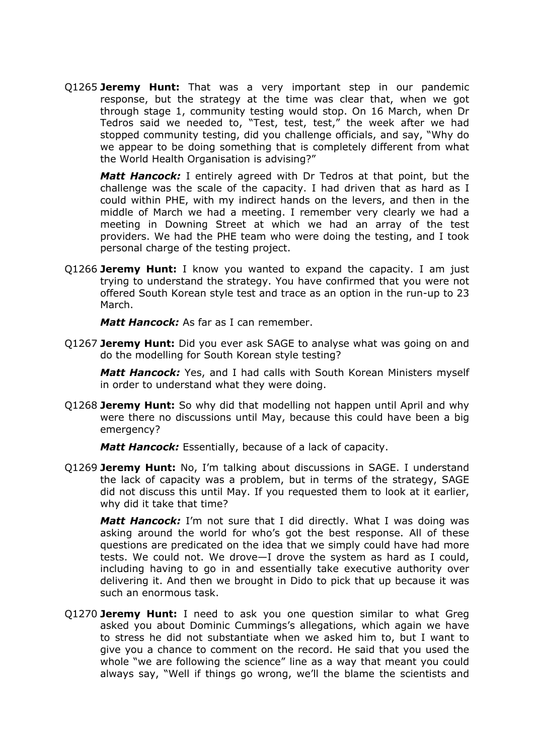Q1265 **Jeremy Hunt:** That was a very important step in our pandemic response, but the strategy at the time was clear that, when we got through stage 1, community testing would stop. On 16 March, when Dr Tedros said we needed to, "Test, test, test," the week after we had stopped community testing, did you challenge officials, and say, "Why do we appear to be doing something that is completely different from what the World Health Organisation is advising?"

***Matt Hancock:*** I entirely agreed with Dr Tedros at that point, but the challenge was the scale of the capacity. I had driven that as hard as I could within PHE, with my indirect hands on the levers, and then in the middle of March we had a meeting. I remember very clearly we had a meeting in Downing Street at which we had an array of the test providers. We had the PHE team who were doing the testing, and I took personal charge of the testing project.

Q1266 **Jeremy Hunt:** I know you wanted to expand the capacity. I am just trying to understand the strategy. You have confirmed that you were not offered South Korean style test and trace as an option in the run-up to 23 March.

***Matt Hancock:*** As far as I can remember.

Q1267 **Jeremy Hunt:** Did you ever ask SAGE to analyse what was going on and do the modelling for South Korean style testing?

***Matt Hancock:*** Yes, and I had calls with South Korean Ministers myself in order to understand what they were doing.

Q1268 **Jeremy Hunt:** So why did that modelling not happen until April and why were there no discussions until May, because this could have been a big emergency?

***Matt Hancock:*** Essentially, because of a lack of capacity.

Q1269 **Jeremy Hunt:** No, I'm talking about discussions in SAGE. I understand the lack of capacity was a problem, but in terms of the strategy, SAGE did not discuss this until May. If you requested them to look at it earlier, why did it take that time?

***Matt Hancock:*** I'm not sure that I did directly. What I was doing was asking around the world for who's got the best response. All of these questions are predicated on the idea that we simply could have had more tests. We could not. We drove—I drove the system as hard as I could, including having to go in and essentially take executive authority over delivering it. And then we brought in Dido to pick that up because it was such an enormous task.

Q1270 **Jeremy Hunt:** I need to ask you one question similar to what Greg asked you about Dominic Cummings's allegations, which again we have to stress he did not substantiate when we asked him to, but I want to give you a chance to comment on the record. He said that you used the whole "we are following the science" line as a way that meant you could always say, "Well if things go wrong, we'll the blame the scientists and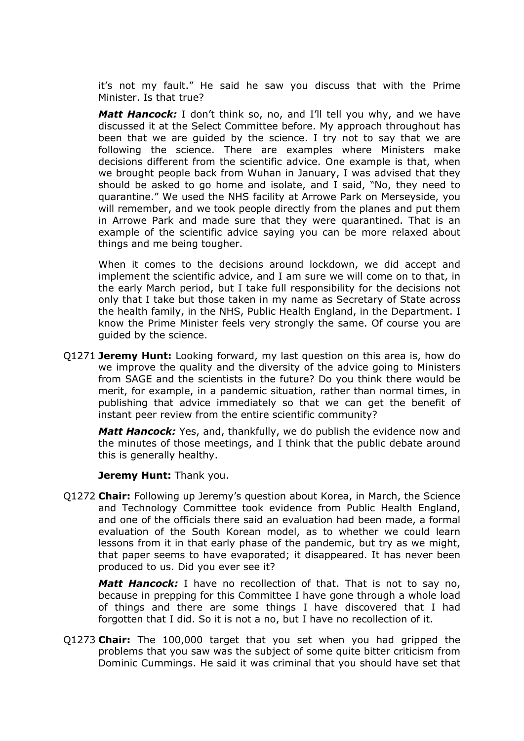it's not my fault." He said he saw you discuss that with the Prime Minister. Is that true?

***Matt Hancock:*** I don't think so, no, and I'll tell you why, and we have discussed it at the Select Committee before. My approach throughout has been that we are guided by the science. I try not to say that we are following the science. There are examples where Ministers make decisions different from the scientific advice. One example is that, when we brought people back from Wuhan in January, I was advised that they should be asked to go home and isolate, and I said, "No, they need to quarantine." We used the NHS facility at Arrowe Park on Merseyside, you will remember, and we took people directly from the planes and put them in Arrowe Park and made sure that they were quarantined. That is an example of the scientific advice saying you can be more relaxed about things and me being tougher.

When it comes to the decisions around lockdown, we did accept and implement the scientific advice, and I am sure we will come on to that, in the early March period, but I take full responsibility for the decisions not only that I take but those taken in my name as Secretary of State across the health family, in the NHS, Public Health England, in the Department. I know the Prime Minister feels very strongly the same. Of course you are guided by the science.

Q1271 **Jeremy Hunt:** Looking forward, my last question on this area is, how do we improve the quality and the diversity of the advice going to Ministers from SAGE and the scientists in the future? Do you think there would be merit, for example, in a pandemic situation, rather than normal times, in publishing that advice immediately so that we can get the benefit of instant peer review from the entire scientific community?

***Matt Hancock:*** Yes, and, thankfully, we do publish the evidence now and the minutes of those meetings, and I think that the public debate around this is generally healthy.

**Jeremy Hunt:** Thank you.

Q1272 **Chair:** Following up Jeremy's question about Korea, in March, the Science and Technology Committee took evidence from Public Health England, and one of the officials there said an evaluation had been made, a formal evaluation of the South Korean model, as to whether we could learn lessons from it in that early phase of the pandemic, but try as we might, that paper seems to have evaporated; it disappeared. It has never been produced to us. Did you ever see it?

***Matt Hancock:*** I have no recollection of that. That is not to say no, because in prepping for this Committee I have gone through a whole load of things and there are some things I have discovered that I had forgotten that I did. So it is not a no, but I have no recollection of it.

Q1273 **Chair:** The 100,000 target that you set when you had gripped the problems that you saw was the subject of some quite bitter criticism from Dominic Cummings. He said it was criminal that you should have set that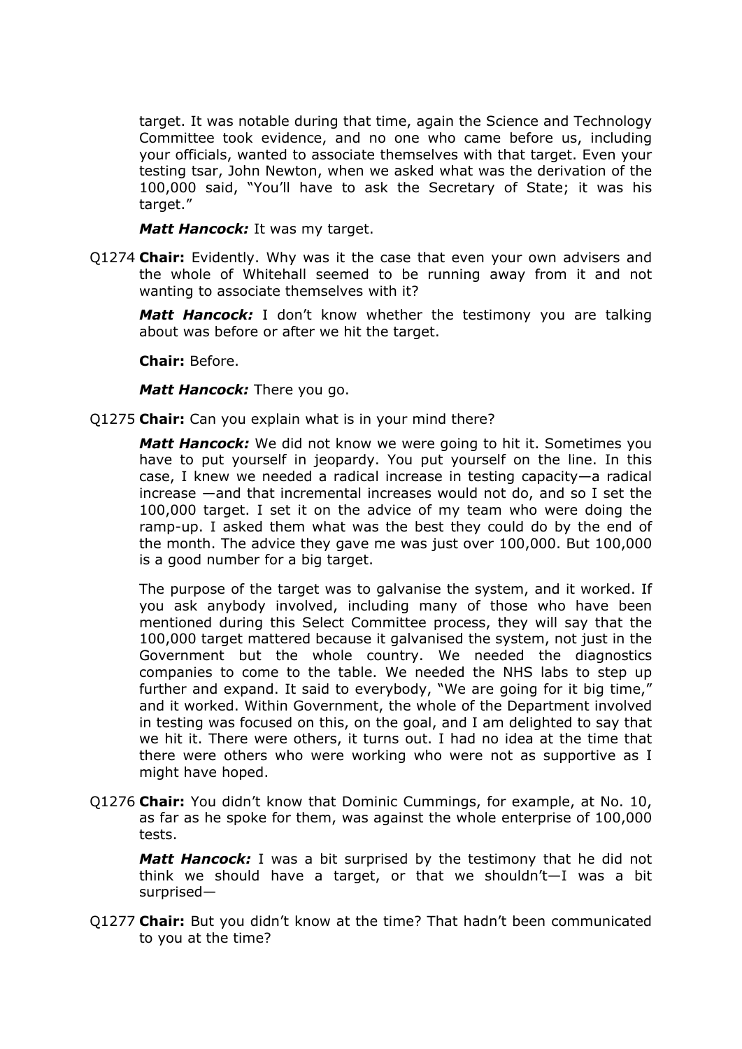target. It was notable during that time, again the Science and Technology Committee took evidence, and no one who came before us, including your officials, wanted to associate themselves with that target. Even your testing tsar, John Newton, when we asked what was the derivation of the 100,000 said, "You'll have to ask the Secretary of State; it was his target."

***Matt Hancock:*** It was my target.

Q1274 **Chair:** Evidently. Why was it the case that even your own advisers and the whole of Whitehall seemed to be running away from it and not wanting to associate themselves with it?

***Matt Hancock:*** I don't know whether the testimony you are talking about was before or after we hit the target.

**Chair:** Before.

***Matt Hancock:*** There you go.

Q1275 **Chair:** Can you explain what is in your mind there?

***Matt Hancock:*** We did not know we were going to hit it. Sometimes you have to put yourself in jeopardy. You put yourself on the line. In this case, I knew we needed a radical increase in testing capacity—a radical increase —and that incremental increases would not do, and so I set the 100,000 target. I set it on the advice of my team who were doing the ramp-up. I asked them what was the best they could do by the end of the month. The advice they gave me was just over 100,000. But 100,000 is a good number for a big target.

The purpose of the target was to galvanise the system, and it worked. If you ask anybody involved, including many of those who have been mentioned during this Select Committee process, they will say that the 100,000 target mattered because it galvanised the system, not just in the Government but the whole country. We needed the diagnostics companies to come to the table. We needed the NHS labs to step up further and expand. It said to everybody, "We are going for it big time," and it worked. Within Government, the whole of the Department involved in testing was focused on this, on the goal, and I am delighted to say that we hit it. There were others, it turns out. I had no idea at the time that there were others who were working who were not as supportive as I might have hoped.

Q1276 **Chair:** You didn't know that Dominic Cummings, for example, at No. 10, as far as he spoke for them, was against the whole enterprise of 100,000 tests.

***Matt Hancock:*** I was a bit surprised by the testimony that he did not think we should have a target, or that we shouldn't—I was a bit surprised—

Q1277 **Chair:** But you didn't know at the time? That hadn't been communicated to you at the time?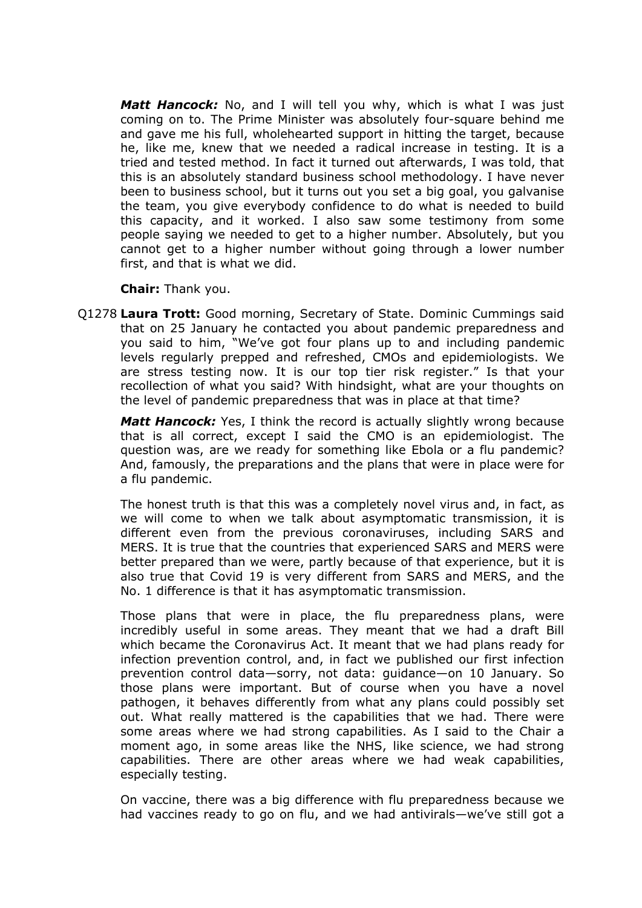***Matt Hancock:*** No, and I will tell you why, which is what I was just coming on to. The Prime Minister was absolutely four-square behind me and gave me his full, wholehearted support in hitting the target, because he, like me, knew that we needed a radical increase in testing. It is a tried and tested method. In fact it turned out afterwards, I was told, that this is an absolutely standard business school methodology. I have never been to business school, but it turns out you set a big goal, you galvanise the team, you give everybody confidence to do what is needed to build this capacity, and it worked. I also saw some testimony from some people saying we needed to get to a higher number. Absolutely, but you cannot get to a higher number without going through a lower number first, and that is what we did.

**Chair:** Thank you.

Q1278 **Laura Trott:** Good morning, Secretary of State. Dominic Cummings said that on 25 January he contacted you about pandemic preparedness and you said to him, "We've got four plans up to and including pandemic levels regularly prepped and refreshed, CMOs and epidemiologists. We are stress testing now. It is our top tier risk register." Is that your recollection of what you said? With hindsight, what are your thoughts on the level of pandemic preparedness that was in place at that time?

***Matt Hancock:*** Yes, I think the record is actually slightly wrong because that is all correct, except I said the CMO is an epidemiologist. The question was, are we ready for something like Ebola or a flu pandemic? And, famously, the preparations and the plans that were in place were for a flu pandemic.

The honest truth is that this was a completely novel virus and, in fact, as we will come to when we talk about asymptomatic transmission, it is different even from the previous coronaviruses, including SARS and MERS. It is true that the countries that experienced SARS and MERS were better prepared than we were, partly because of that experience, but it is also true that Covid 19 is very different from SARS and MERS, and the No. 1 difference is that it has asymptomatic transmission.

Those plans that were in place, the flu preparedness plans, were incredibly useful in some areas. They meant that we had a draft Bill which became the Coronavirus Act. It meant that we had plans ready for infection prevention control, and, in fact we published our first infection prevention control data—sorry, not data: guidance—on 10 January. So those plans were important. But of course when you have a novel pathogen, it behaves differently from what any plans could possibly set out. What really mattered is the capabilities that we had. There were some areas where we had strong capabilities. As I said to the Chair a moment ago, in some areas like the NHS, like science, we had strong capabilities. There are other areas where we had weak capabilities, especially testing.

On vaccine, there was a big difference with flu preparedness because we had vaccines ready to go on flu, and we had antivirals—we've still got a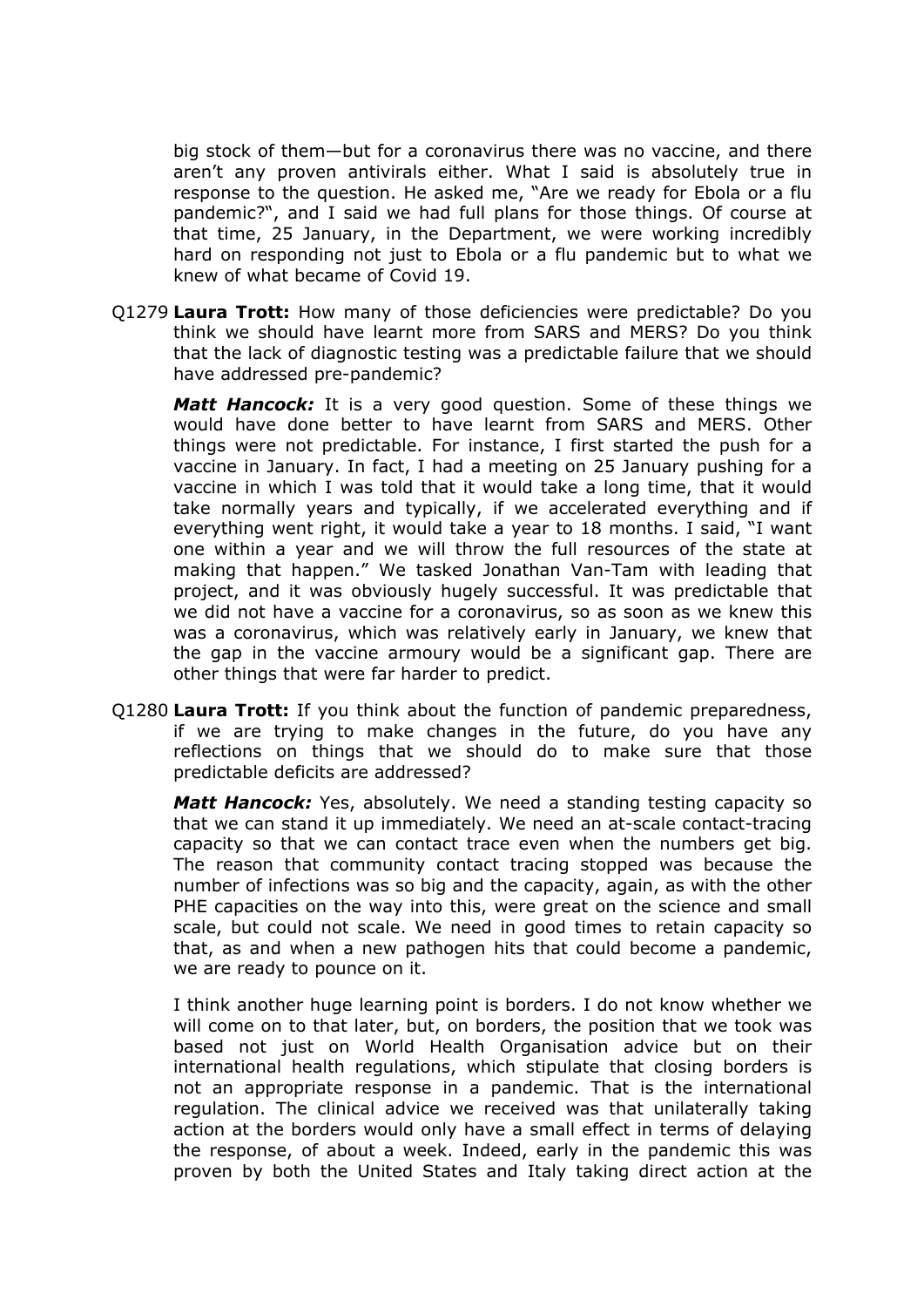big stock of them—but for a coronavirus there was no vaccine, and there aren't any proven antivirals either. What I said is absolutely true in response to the question. He asked me, "Are we ready for Ebola or a flu pandemic?", and I said we had full plans for those things. Of course at that time, 25 January, in the Department, we were working incredibly hard on responding not just to Ebola or a flu pandemic but to what we knew of what became of Covid 19.

Q1279 **Laura Trott:** How many of those deficiencies were predictable? Do you think we should have learnt more from SARS and MERS? Do you think that the lack of diagnostic testing was a predictable failure that we should have addressed pre-pandemic?

***Matt Hancock:*** It is a very good question. Some of these things we would have done better to have learnt from SARS and MERS. Other things were not predictable. For instance, I first started the push for a vaccine in January. In fact, I had a meeting on 25 January pushing for a vaccine in which I was told that it would take a long time, that it would take normally years and typically, if we accelerated everything and if everything went right, it would take a year to 18 months. I said, "I want one within a year and we will throw the full resources of the state at making that happen." We tasked Jonathan Van-Tam with leading that project, and it was obviously hugely successful. It was predictable that we did not have a vaccine for a coronavirus, so as soon as we knew this was a coronavirus, which was relatively early in January, we knew that the gap in the vaccine armoury would be a significant gap. There are other things that were far harder to predict.

Q1280 **Laura Trott:** If you think about the function of pandemic preparedness, if we are trying to make changes in the future, do you have any reflections on things that we should do to make sure that those predictable deficits are addressed?

***Matt Hancock:*** Yes, absolutely. We need a standing testing capacity so that we can stand it up immediately. We need an at-scale contact-tracing capacity so that we can contact trace even when the numbers get big. The reason that community contact tracing stopped was because the number of infections was so big and the capacity, again, as with the other PHE capacities on the way into this, were great on the science and small scale, but could not scale. We need in good times to retain capacity so that, as and when a new pathogen hits that could become a pandemic, we are ready to pounce on it.

I think another huge learning point is borders. I do not know whether we will come on to that later, but, on borders, the position that we took was based not just on World Health Organisation advice but on their international health regulations, which stipulate that closing borders is not an appropriate response in a pandemic. That is the international regulation. The clinical advice we received was that unilaterally taking action at the borders would only have a small effect in terms of delaying the response, of about a week. Indeed, early in the pandemic this was proven by both the United States and Italy taking direct action at the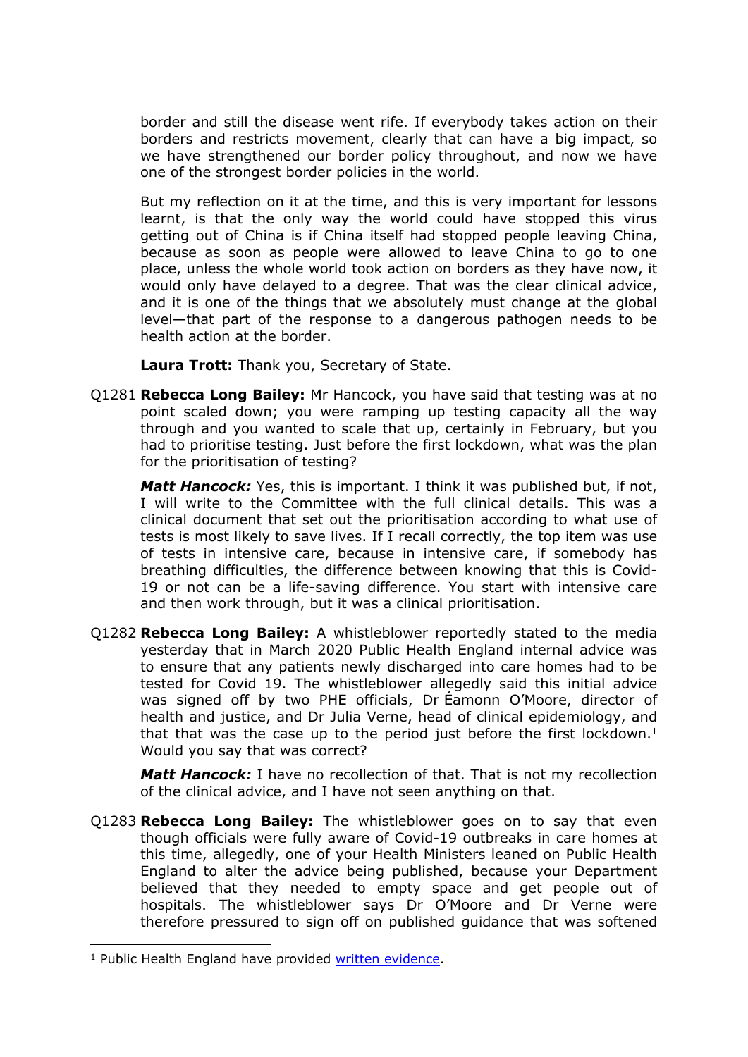border and still the disease went rife. If everybody takes action on their borders and restricts movement, clearly that can have a big impact, so we have strengthened our border policy throughout, and now we have one of the strongest border policies in the world.

But my reflection on it at the time, and this is very important for lessons learnt, is that the only way the world could have stopped this virus getting out of China is if China itself had stopped people leaving China, because as soon as people were allowed to leave China to go to one place, unless the whole world took action on borders as they have now, it would only have delayed to a degree. That was the clear clinical advice, and it is one of the things that we absolutely must change at the global level—that part of the response to a dangerous pathogen needs to be health action at the border.

**Laura Trott:** Thank you, Secretary of State.

Q1281 **Rebecca Long Bailey:** Mr Hancock, you have said that testing was at no point scaled down; you were ramping up testing capacity all the way through and you wanted to scale that up, certainly in February, but you had to prioritise testing. Just before the first lockdown, what was the plan for the prioritisation of testing?

***Matt Hancock:*** Yes, this is important. I think it was published but, if not, I will write to the Committee with the full clinical details. This was a clinical document that set out the prioritisation according to what use of tests is most likely to save lives. If I recall correctly, the top item was use of tests in intensive care, because in intensive care, if somebody has breathing difficulties, the difference between knowing that this is Covid-19 or not can be a life-saving difference. You start with intensive care and then work through, but it was a clinical prioritisation.

Q1282 **Rebecca Long Bailey:** A whistleblower reportedly stated to the media yesterday that in March 2020 Public Health England internal advice was to ensure that any patients newly discharged into care homes had to be tested for Covid 19. The whistleblower allegedly said this initial advice was signed off by two PHE officials, Dr Éamonn O'Moore, director of health and justice, and Dr Julia Verne, head of clinical epidemiology, and that that was the case up to the period just before the first lockdown.[1] Would you say that was correct?

***Matt Hancock:*** I have no recollection of that. That is not my recollection of the clinical advice, and I have not seen anything on that.

Q1283 **Rebecca Long Bailey:** The whistleblower goes on to say that even though officials were fully aware of Covid-19 outbreaks in care homes at this time, allegedly, one of your Health Ministers leaned on Public Health England to alter the advice being published, because your Department believed that they needed to empty space and get people out of hospitals. The whistleblower says Dr O'Moore and Dr Verne were therefore pressured to sign off on published guidance that was softened

[1] Public Health England have provided written evidence.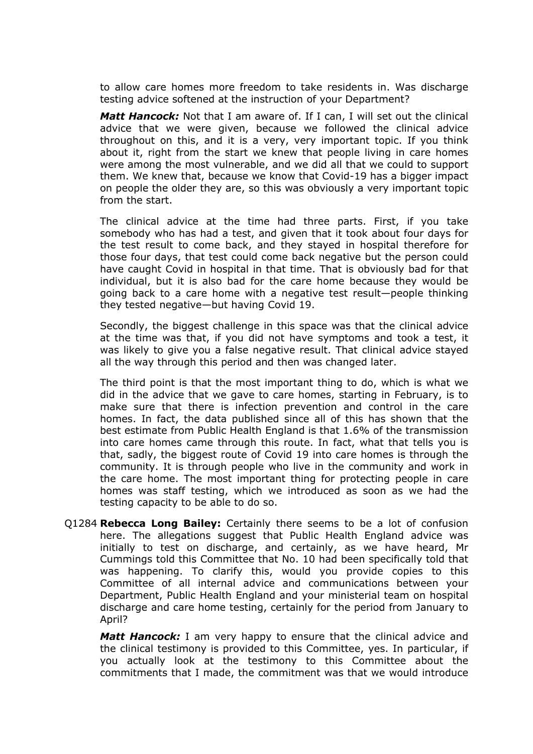to allow care homes more freedom to take residents in. Was discharge testing advice softened at the instruction of your Department?

***Matt Hancock:*** Not that I am aware of. If I can, I will set out the clinical advice that we were given, because we followed the clinical advice throughout on this, and it is a very, very important topic. If you think about it, right from the start we knew that people living in care homes were among the most vulnerable, and we did all that we could to support them. We knew that, because we know that Covid-19 has a bigger impact on people the older they are, so this was obviously a very important topic from the start.

The clinical advice at the time had three parts. First, if you take somebody who has had a test, and given that it took about four days for the test result to come back, and they stayed in hospital therefore for those four days, that test could come back negative but the person could have caught Covid in hospital in that time. That is obviously bad for that individual, but it is also bad for the care home because they would be going back to a care home with a negative test result—people thinking they tested negative—but having Covid 19.

Secondly, the biggest challenge in this space was that the clinical advice at the time was that, if you did not have symptoms and took a test, it was likely to give you a false negative result. That clinical advice stayed all the way through this period and then was changed later.

The third point is that the most important thing to do, which is what we did in the advice that we gave to care homes, starting in February, is to make sure that there is infection prevention and control in the care homes. In fact, the data published since all of this has shown that the best estimate from Public Health England is that 1.6% of the transmission into care homes came through this route. In fact, what that tells you is that, sadly, the biggest route of Covid 19 into care homes is through the community. It is through people who live in the community and work in the care home. The most important thing for protecting people in care homes was staff testing, which we introduced as soon as we had the testing capacity to be able to do so.

Q1284 **Rebecca Long Bailey:** Certainly there seems to be a lot of confusion here. The allegations suggest that Public Health England advice was initially to test on discharge, and certainly, as we have heard, Mr Cummings told this Committee that No. 10 had been specifically told that was happening. To clarify this, would you provide copies to this Committee of all internal advice and communications between your Department, Public Health England and your ministerial team on hospital discharge and care home testing, certainly for the period from January to April?

***Matt Hancock:*** I am very happy to ensure that the clinical advice and the clinical testimony is provided to this Committee, yes. In particular, if you actually look at the testimony to this Committee about the commitments that I made, the commitment was that we would introduce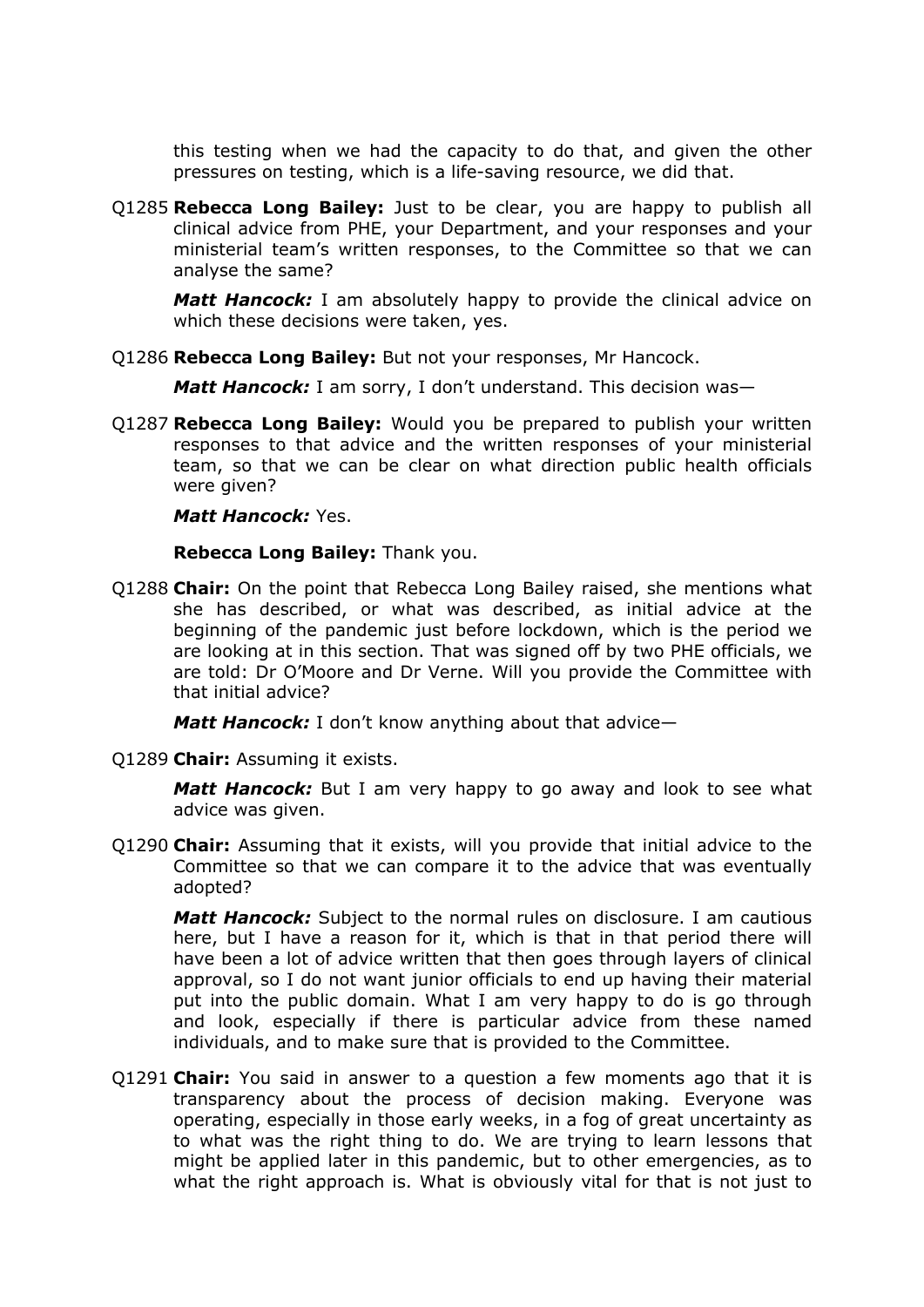this testing when we had the capacity to do that, and given the other pressures on testing, which is a life-saving resource, we did that.

Q1285 **Rebecca Long Bailey:** Just to be clear, you are happy to publish all clinical advice from PHE, your Department, and your responses and your ministerial team's written responses, to the Committee so that we can analyse the same?

***Matt Hancock:*** I am absolutely happy to provide the clinical advice on which these decisions were taken, yes.

Q1286 **Rebecca Long Bailey:** But not your responses, Mr Hancock.

***Matt Hancock:*** I am sorry, I don't understand. This decision was—

Q1287 **Rebecca Long Bailey:** Would you be prepared to publish your written responses to that advice and the written responses of your ministerial team, so that we can be clear on what direction public health officials were given?

***Matt Hancock:*** Yes.

**Rebecca Long Bailey:** Thank you.

Q1288 **Chair:** On the point that Rebecca Long Bailey raised, she mentions what she has described, or what was described, as initial advice at the beginning of the pandemic just before lockdown, which is the period we are looking at in this section. That was signed off by two PHE officials, we are told: Dr O'Moore and Dr Verne. Will you provide the Committee with that initial advice?

***Matt Hancock:*** I don't know anything about that advice—

Q1289 **Chair:** Assuming it exists.

***Matt Hancock:*** But I am very happy to go away and look to see what advice was given.

Q1290 **Chair:** Assuming that it exists, will you provide that initial advice to the Committee so that we can compare it to the advice that was eventually adopted?

***Matt Hancock:*** Subject to the normal rules on disclosure. I am cautious here, but I have a reason for it, which is that in that period there will have been a lot of advice written that then goes through layers of clinical approval, so I do not want junior officials to end up having their material put into the public domain. What I am very happy to do is go through and look, especially if there is particular advice from these named individuals, and to make sure that is provided to the Committee.

Q1291 **Chair:** You said in answer to a question a few moments ago that it is transparency about the process of decision making. Everyone was operating, especially in those early weeks, in a fog of great uncertainty as to what was the right thing to do. We are trying to learn lessons that might be applied later in this pandemic, but to other emergencies, as to what the right approach is. What is obviously vital for that is not just to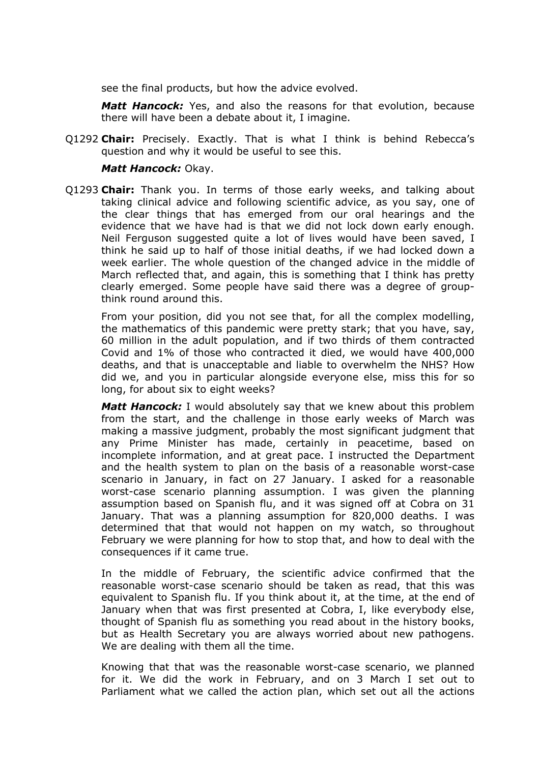see the final products, but how the advice evolved.

***Matt Hancock:*** Yes, and also the reasons for that evolution, because there will have been a debate about it, I imagine.

Q1292 **Chair:** Precisely. Exactly. That is what I think is behind Rebecca's question and why it would be useful to see this.

***Matt Hancock:*** Okay.

Q1293 **Chair:** Thank you. In terms of those early weeks, and talking about taking clinical advice and following scientific advice, as you say, one of the clear things that has emerged from our oral hearings and the evidence that we have had is that we did not lock down early enough. Neil Ferguson suggested quite a lot of lives would have been saved, I think he said up to half of those initial deaths, if we had locked down a week earlier. The whole question of the changed advice in the middle of March reflected that, and again, this is something that I think has pretty clearly emerged. Some people have said there was a degree of group-think round around this.

From your position, did you not see that, for all the complex modelling, the mathematics of this pandemic were pretty stark; that you have, say, 60 million in the adult population, and if two thirds of them contracted Covid and 1% of those who contracted it died, we would have 400,000 deaths, and that is unacceptable and liable to overwhelm the NHS? How did we, and you in particular alongside everyone else, miss this for so long, for about six to eight weeks?

***Matt Hancock:*** I would absolutely say that we knew about this problem from the start, and the challenge in those early weeks of March was making a massive judgment, probably the most significant judgment that any Prime Minister has made, certainly in peacetime, based on incomplete information, and at great pace. I instructed the Department and the health system to plan on the basis of a reasonable worst-case scenario in January, in fact on 27 January. I asked for a reasonable worst-case scenario planning assumption. I was given the planning assumption based on Spanish flu, and it was signed off at Cobra on 31 January. That was a planning assumption for 820,000 deaths. I was determined that that would not happen on my watch, so throughout February we were planning for how to stop that, and how to deal with the consequences if it came true.

In the middle of February, the scientific advice confirmed that the reasonable worst-case scenario should be taken as read, that this was equivalent to Spanish flu. If you think about it, at the time, at the end of January when that was first presented at Cobra, I, like everybody else, thought of Spanish flu as something you read about in the history books, but as Health Secretary you are always worried about new pathogens. We are dealing with them all the time.

Knowing that that was the reasonable worst-case scenario, we planned for it. We did the work in February, and on 3 March I set out to Parliament what we called the action plan, which set out all the actions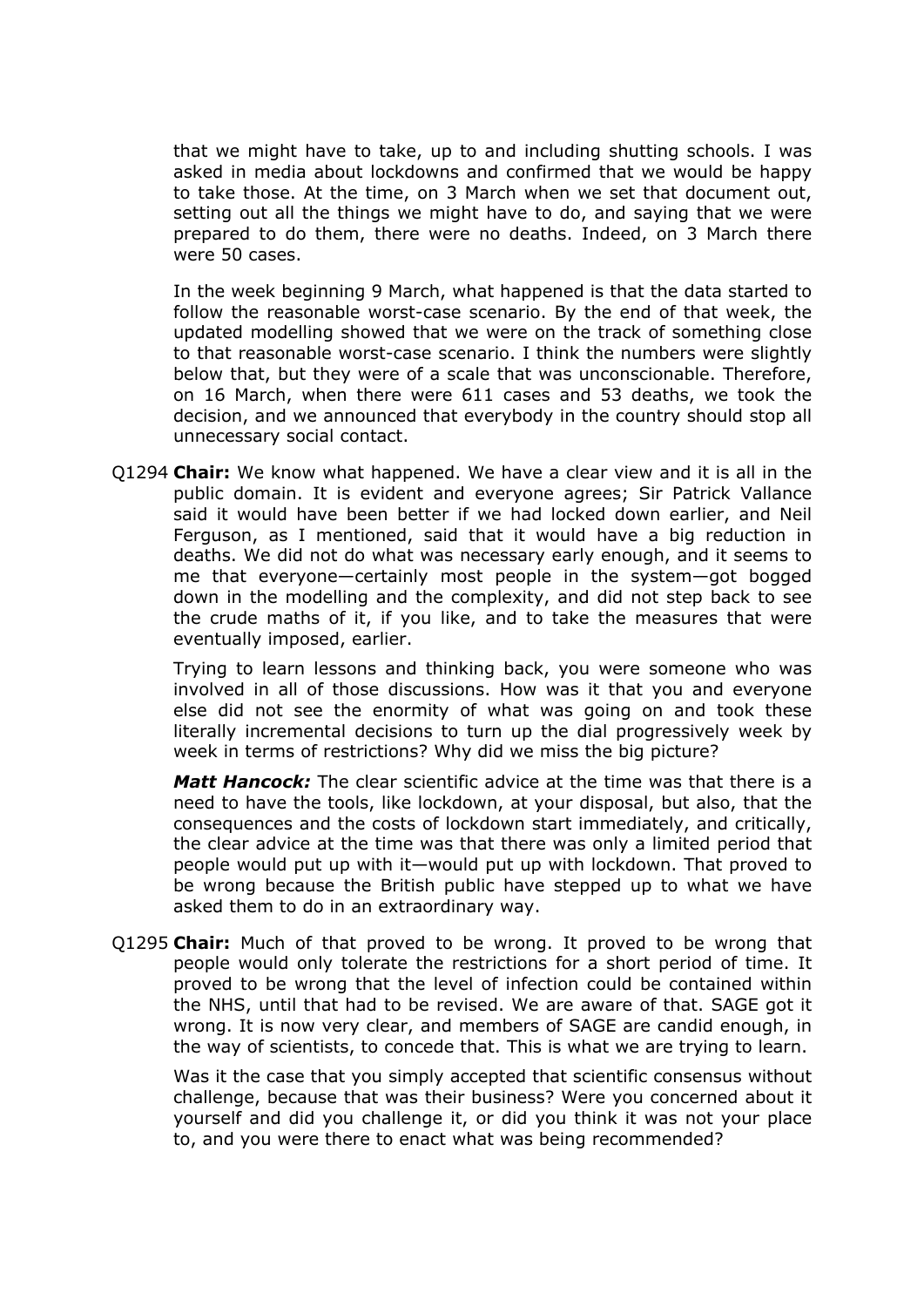that we might have to take, up to and including shutting schools. I was asked in media about lockdowns and confirmed that we would be happy to take those. At the time, on 3 March when we set that document out, setting out all the things we might have to do, and saying that we were prepared to do them, there were no deaths. Indeed, on 3 March there were 50 cases.

In the week beginning 9 March, what happened is that the data started to follow the reasonable worst-case scenario. By the end of that week, the updated modelling showed that we were on the track of something close to that reasonable worst-case scenario. I think the numbers were slightly below that, but they were of a scale that was unconscionable. Therefore, on 16 March, when there were 611 cases and 53 deaths, we took the decision, and we announced that everybody in the country should stop all unnecessary social contact.

Q1294 **Chair:** We know what happened. We have a clear view and it is all in the public domain. It is evident and everyone agrees; Sir Patrick Vallance said it would have been better if we had locked down earlier, and Neil Ferguson, as I mentioned, said that it would have a big reduction in deaths. We did not do what was necessary early enough, and it seems to me that everyone—certainly most people in the system—got bogged down in the modelling and the complexity, and did not step back to see the crude maths of it, if you like, and to take the measures that were eventually imposed, earlier.

Trying to learn lessons and thinking back, you were someone who was involved in all of those discussions. How was it that you and everyone else did not see the enormity of what was going on and took these literally incremental decisions to turn up the dial progressively week by week in terms of restrictions? Why did we miss the big picture?

***Matt Hancock:*** The clear scientific advice at the time was that there is a need to have the tools, like lockdown, at your disposal, but also, that the consequences and the costs of lockdown start immediately, and critically, the clear advice at the time was that there was only a limited period that people would put up with it—would put up with lockdown. That proved to be wrong because the British public have stepped up to what we have asked them to do in an extraordinary way.

Q1295 **Chair:** Much of that proved to be wrong. It proved to be wrong that people would only tolerate the restrictions for a short period of time. It proved to be wrong that the level of infection could be contained within the NHS, until that had to be revised. We are aware of that. SAGE got it wrong. It is now very clear, and members of SAGE are candid enough, in the way of scientists, to concede that. This is what we are trying to learn.

Was it the case that you simply accepted that scientific consensus without challenge, because that was their business? Were you concerned about it yourself and did you challenge it, or did you think it was not your place to, and you were there to enact what was being recommended?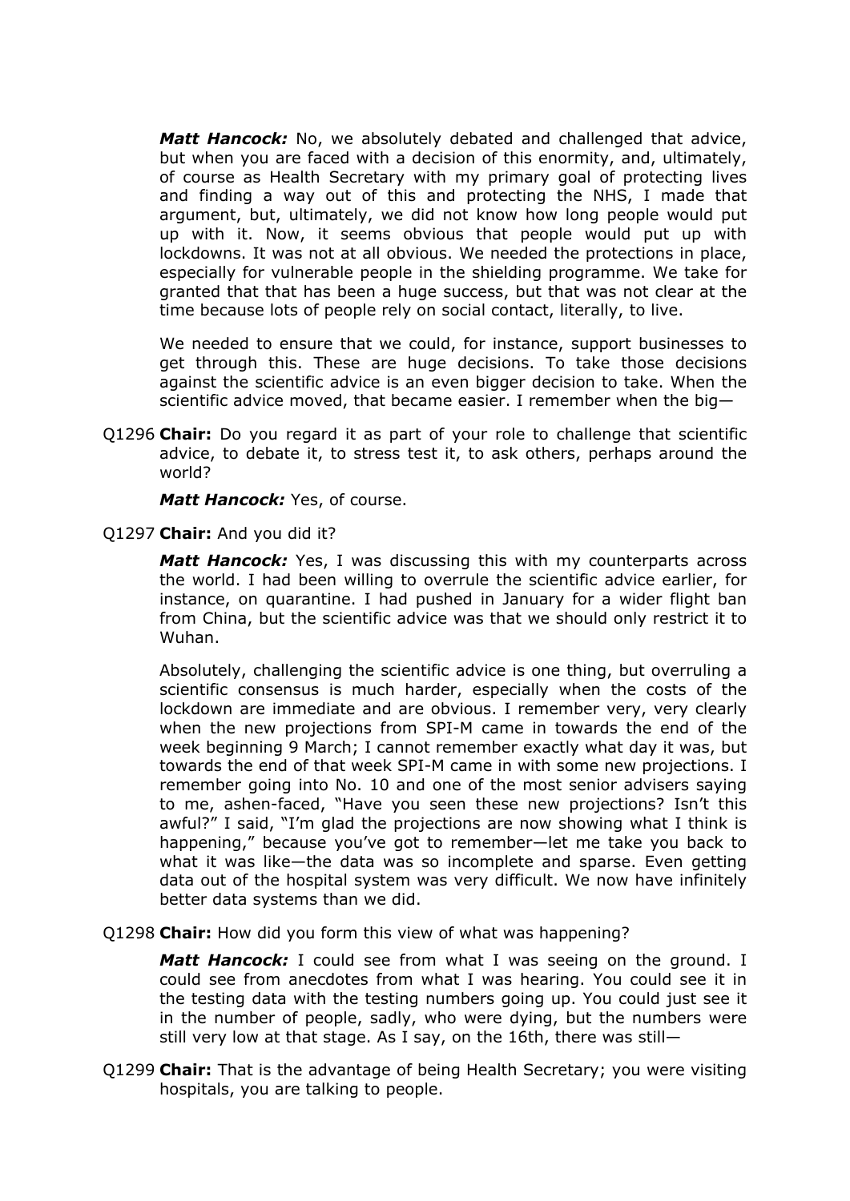***Matt Hancock:*** No, we absolutely debated and challenged that advice, but when you are faced with a decision of this enormity, and, ultimately, of course as Health Secretary with my primary goal of protecting lives and finding a way out of this and protecting the NHS, I made that argument, but, ultimately, we did not know how long people would put up with it. Now, it seems obvious that people would put up with lockdowns. It was not at all obvious. We needed the protections in place, especially for vulnerable people in the shielding programme. We take for granted that that has been a huge success, but that was not clear at the time because lots of people rely on social contact, literally, to live.

We needed to ensure that we could, for instance, support businesses to get through this. These are huge decisions. To take those decisions against the scientific advice is an even bigger decision to take. When the scientific advice moved, that became easier. I remember when the big—

Q1296 **Chair:** Do you regard it as part of your role to challenge that scientific advice, to debate it, to stress test it, to ask others, perhaps around the world?

***Matt Hancock:*** Yes, of course.

Q1297 **Chair:** And you did it?

***Matt Hancock:*** Yes, I was discussing this with my counterparts across the world. I had been willing to overrule the scientific advice earlier, for instance, on quarantine. I had pushed in January for a wider flight ban from China, but the scientific advice was that we should only restrict it to Wuhan.

Absolutely, challenging the scientific advice is one thing, but overruling a scientific consensus is much harder, especially when the costs of the lockdown are immediate and are obvious. I remember very, very clearly when the new projections from SPI-M came in towards the end of the week beginning 9 March; I cannot remember exactly what day it was, but towards the end of that week SPI-M came in with some new projections. I remember going into No. 10 and one of the most senior advisers saying to me, ashen-faced, "Have you seen these new projections? Isn't this awful?" I said, "I'm glad the projections are now showing what I think is happening," because you've got to remember—let me take you back to what it was like—the data was so incomplete and sparse. Even getting data out of the hospital system was very difficult. We now have infinitely better data systems than we did.

Q1298 **Chair:** How did you form this view of what was happening?

***Matt Hancock:*** I could see from what I was seeing on the ground. I could see from anecdotes from what I was hearing. You could see it in the testing data with the testing numbers going up. You could just see it in the number of people, sadly, who were dying, but the numbers were still very low at that stage. As I say, on the 16th, there was still—

Q1299 **Chair:** That is the advantage of being Health Secretary; you were visiting hospitals, you are talking to people.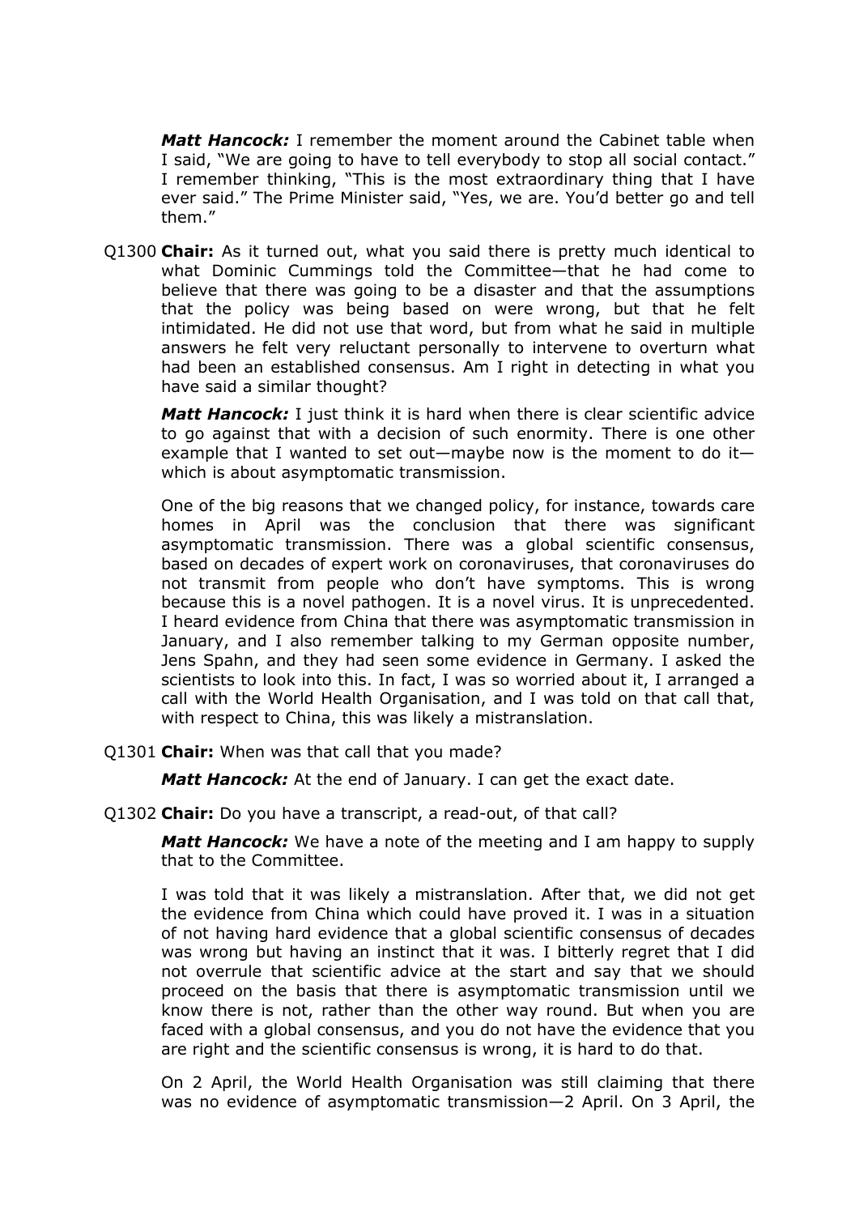***Matt Hancock:*** I remember the moment around the Cabinet table when I said, "We are going to have to tell everybody to stop all social contact." I remember thinking, "This is the most extraordinary thing that I have ever said." The Prime Minister said, "Yes, we are. You'd better go and tell them."

Q1300 **Chair:** As it turned out, what you said there is pretty much identical to what Dominic Cummings told the Committee—that he had come to believe that there was going to be a disaster and that the assumptions that the policy was being based on were wrong, but that he felt intimidated. He did not use that word, but from what he said in multiple answers he felt very reluctant personally to intervene to overturn what had been an established consensus. Am I right in detecting in what you have said a similar thought?

***Matt Hancock:*** I just think it is hard when there is clear scientific advice to go against that with a decision of such enormity. There is one other example that I wanted to set out—maybe now is the moment to do it—which is about asymptomatic transmission.

One of the big reasons that we changed policy, for instance, towards care homes in April was the conclusion that there was significant asymptomatic transmission. There was a global scientific consensus, based on decades of expert work on coronaviruses, that coronaviruses do not transmit from people who don't have symptoms. This is wrong because this is a novel pathogen. It is a novel virus. It is unprecedented. I heard evidence from China that there was asymptomatic transmission in January, and I also remember talking to my German opposite number, Jens Spahn, and they had seen some evidence in Germany. I asked the scientists to look into this. In fact, I was so worried about it, I arranged a call with the World Health Organisation, and I was told on that call that, with respect to China, this was likely a mistranslation.

Q1301 **Chair:** When was that call that you made?

***Matt Hancock:*** At the end of January. I can get the exact date.

Q1302 **Chair:** Do you have a transcript, a read-out, of that call?

***Matt Hancock:*** We have a note of the meeting and I am happy to supply that to the Committee.

I was told that it was likely a mistranslation. After that, we did not get the evidence from China which could have proved it. I was in a situation of not having hard evidence that a global scientific consensus of decades was wrong but having an instinct that it was. I bitterly regret that I did not overrule that scientific advice at the start and say that we should proceed on the basis that there is asymptomatic transmission until we know there is not, rather than the other way round. But when you are faced with a global consensus, and you do not have the evidence that you are right and the scientific consensus is wrong, it is hard to do that.

On 2 April, the World Health Organisation was still claiming that there was no evidence of asymptomatic transmission—2 April. On 3 April, the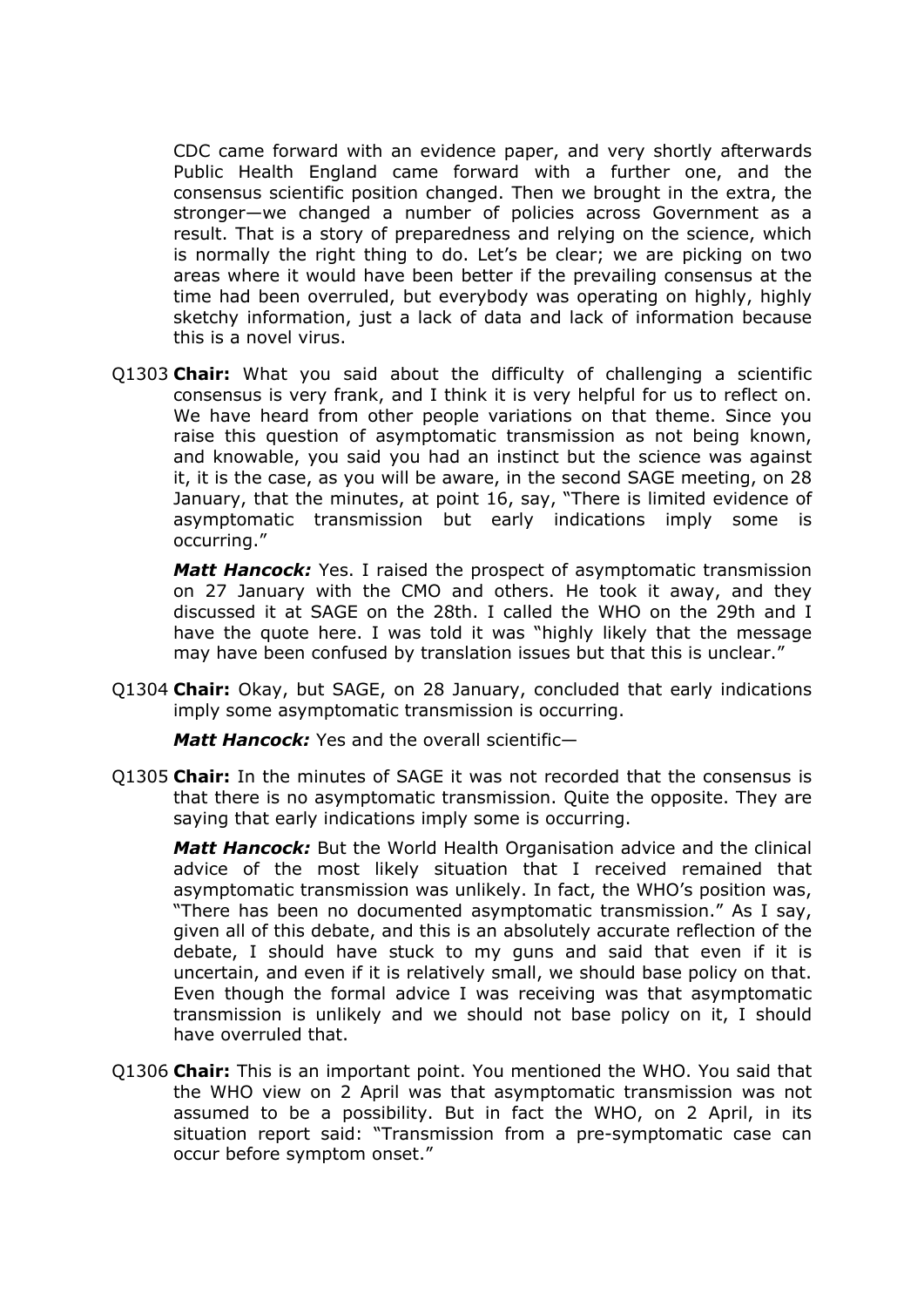CDC came forward with an evidence paper, and very shortly afterwards Public Health England came forward with a further one, and the consensus scientific position changed. Then we brought in the extra, the stronger—we changed a number of policies across Government as a result. That is a story of preparedness and relying on the science, which is normally the right thing to do. Let's be clear; we are picking on two areas where it would have been better if the prevailing consensus at the time had been overruled, but everybody was operating on highly, highly sketchy information, just a lack of data and lack of information because this is a novel virus.

Q1303 **Chair:** What you said about the difficulty of challenging a scientific consensus is very frank, and I think it is very helpful for us to reflect on. We have heard from other people variations on that theme. Since you raise this question of asymptomatic transmission as not being known, and knowable, you said you had an instinct but the science was against it, it is the case, as you will be aware, in the second SAGE meeting, on 28 January, that the minutes, at point 16, say, "There is limited evidence of asymptomatic transmission but early indications imply some is occurring."

***Matt Hancock:*** Yes. I raised the prospect of asymptomatic transmission on 27 January with the CMO and others. He took it away, and they discussed it at SAGE on the 28th. I called the WHO on the 29th and I have the quote here. I was told it was "highly likely that the message may have been confused by translation issues but that this is unclear."

Q1304 **Chair:** Okay, but SAGE, on 28 January, concluded that early indications imply some asymptomatic transmission is occurring.

***Matt Hancock:*** Yes and the overall scientific—

Q1305 **Chair:** In the minutes of SAGE it was not recorded that the consensus is that there is no asymptomatic transmission. Quite the opposite. They are saying that early indications imply some is occurring.

***Matt Hancock:*** But the World Health Organisation advice and the clinical advice of the most likely situation that I received remained that asymptomatic transmission was unlikely. In fact, the WHO's position was, "There has been no documented asymptomatic transmission." As I say, given all of this debate, and this is an absolutely accurate reflection of the debate, I should have stuck to my guns and said that even if it is uncertain, and even if it is relatively small, we should base policy on that. Even though the formal advice I was receiving was that asymptomatic transmission is unlikely and we should not base policy on it, I should have overruled that.

Q1306 **Chair:** This is an important point. You mentioned the WHO. You said that the WHO view on 2 April was that asymptomatic transmission was not assumed to be a possibility. But in fact the WHO, on 2 April, in its situation report said: "Transmission from a pre-symptomatic case can occur before symptom onset."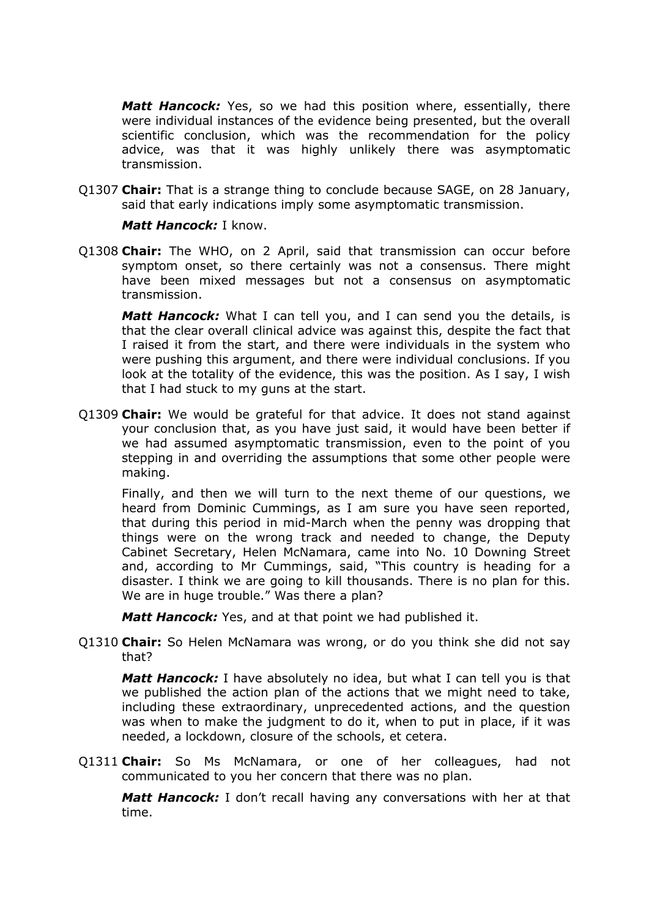***Matt Hancock:*** Yes, so we had this position where, essentially, there were individual instances of the evidence being presented, but the overall scientific conclusion, which was the recommendation for the policy advice, was that it was highly unlikely there was asymptomatic transmission.

Q1307 **Chair:** That is a strange thing to conclude because SAGE, on 28 January, said that early indications imply some asymptomatic transmission.

***Matt Hancock:*** I know.

Q1308 **Chair:** The WHO, on 2 April, said that transmission can occur before symptom onset, so there certainly was not a consensus. There might have been mixed messages but not a consensus on asymptomatic transmission.

***Matt Hancock:*** What I can tell you, and I can send you the details, is that the clear overall clinical advice was against this, despite the fact that I raised it from the start, and there were individuals in the system who were pushing this argument, and there were individual conclusions. If you look at the totality of the evidence, this was the position. As I say, I wish that I had stuck to my guns at the start.

Q1309 **Chair:** We would be grateful for that advice. It does not stand against your conclusion that, as you have just said, it would have been better if we had assumed asymptomatic transmission, even to the point of you stepping in and overriding the assumptions that some other people were making.

Finally, and then we will turn to the next theme of our questions, we heard from Dominic Cummings, as I am sure you have seen reported, that during this period in mid-March when the penny was dropping that things were on the wrong track and needed to change, the Deputy Cabinet Secretary, Helen McNamara, came into No. 10 Downing Street and, according to Mr Cummings, said, "This country is heading for a disaster. I think we are going to kill thousands. There is no plan for this. We are in huge trouble." Was there a plan?

***Matt Hancock:*** Yes, and at that point we had published it.

Q1310 **Chair:** So Helen McNamara was wrong, or do you think she did not say that?

***Matt Hancock:*** I have absolutely no idea, but what I can tell you is that we published the action plan of the actions that we might need to take, including these extraordinary, unprecedented actions, and the question was when to make the judgment to do it, when to put in place, if it was needed, a lockdown, closure of the schools, et cetera.

Q1311 **Chair:** So Ms McNamara, or one of her colleagues, had not communicated to you her concern that there was no plan.

***Matt Hancock:*** I don't recall having any conversations with her at that time.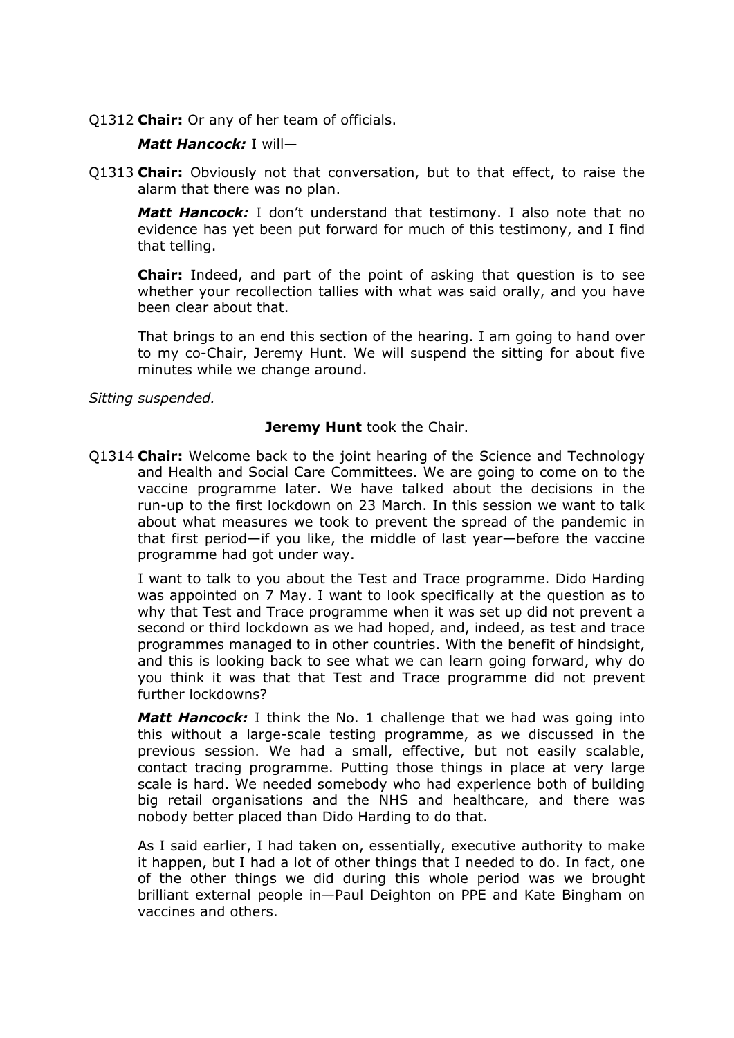Q1312 **Chair:** Or any of her team of officials.

***Matt Hancock:*** I will—

Q1313 **Chair:** Obviously not that conversation, but to that effect, to raise the alarm that there was no plan.

***Matt Hancock:*** I don't understand that testimony. I also note that no evidence has yet been put forward for much of this testimony, and I find that telling.

**Chair:** Indeed, and part of the point of asking that question is to see whether your recollection tallies with what was said orally, and you have been clear about that.

That brings to an end this section of the hearing. I am going to hand over to my co-Chair, Jeremy Hunt. We will suspend the sitting for about five minutes while we change around.

*Sitting suspended.*

**Jeremy Hunt** took the Chair.

Q1314 **Chair:** Welcome back to the joint hearing of the Science and Technology and Health and Social Care Committees. We are going to come on to the vaccine programme later. We have talked about the decisions in the run-up to the first lockdown on 23 March. In this session we want to talk about what measures we took to prevent the spread of the pandemic in that first period—if you like, the middle of last year—before the vaccine programme had got under way.

I want to talk to you about the Test and Trace programme. Dido Harding was appointed on 7 May. I want to look specifically at the question as to why that Test and Trace programme when it was set up did not prevent a second or third lockdown as we had hoped, and, indeed, as test and trace programmes managed to in other countries. With the benefit of hindsight, and this is looking back to see what we can learn going forward, why do you think it was that that Test and Trace programme did not prevent further lockdowns?

***Matt Hancock:*** I think the No. 1 challenge that we had was going into this without a large-scale testing programme, as we discussed in the previous session. We had a small, effective, but not easily scalable, contact tracing programme. Putting those things in place at very large scale is hard. We needed somebody who had experience both of building big retail organisations and the NHS and healthcare, and there was nobody better placed than Dido Harding to do that.

As I said earlier, I had taken on, essentially, executive authority to make it happen, but I had a lot of other things that I needed to do. In fact, one of the other things we did during this whole period was we brought brilliant external people in—Paul Deighton on PPE and Kate Bingham on vaccines and others.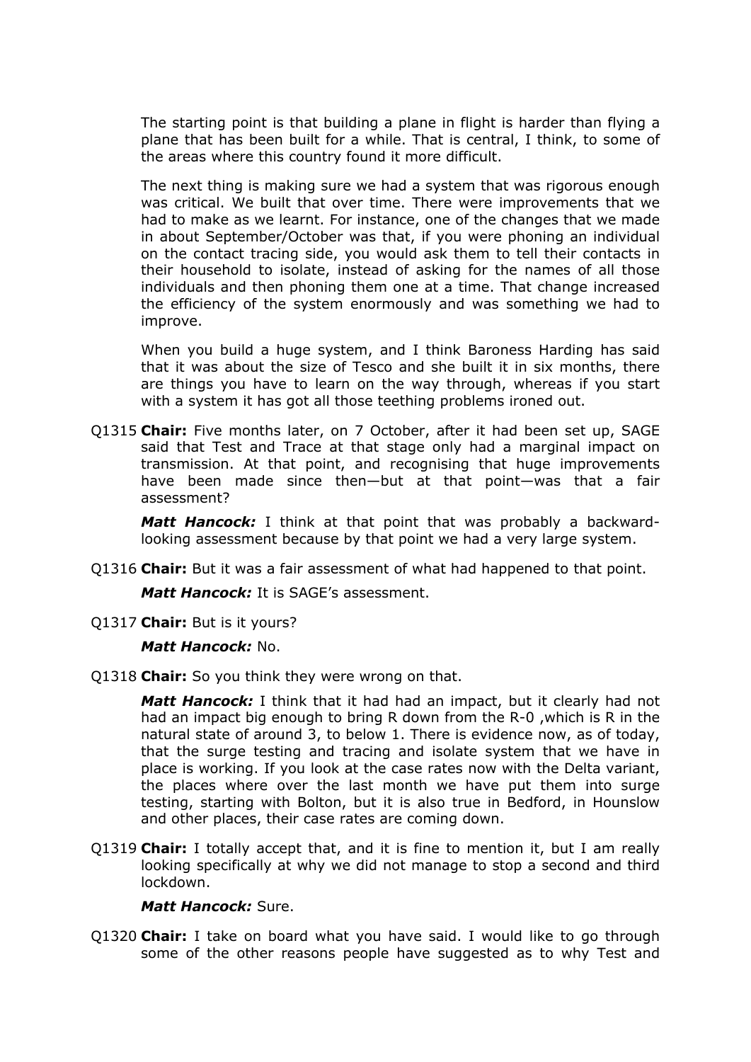The starting point is that building a plane in flight is harder than flying a plane that has been built for a while. That is central, I think, to some of the areas where this country found it more difficult.

The next thing is making sure we had a system that was rigorous enough was critical. We built that over time. There were improvements that we had to make as we learnt. For instance, one of the changes that we made in about September/October was that, if you were phoning an individual on the contact tracing side, you would ask them to tell their contacts in their household to isolate, instead of asking for the names of all those individuals and then phoning them one at a time. That change increased the efficiency of the system enormously and was something we had to improve.

When you build a huge system, and I think Baroness Harding has said that it was about the size of Tesco and she built it in six months, there are things you have to learn on the way through, whereas if you start with a system it has got all those teething problems ironed out.

Q1315 **Chair:** Five months later, on 7 October, after it had been set up, SAGE said that Test and Trace at that stage only had a marginal impact on transmission. At that point, and recognising that huge improvements have been made since then—but at that point—was that a fair assessment?

***Matt Hancock:*** I think at that point that was probably a backward-looking assessment because by that point we had a very large system.

Q1316 **Chair:** But it was a fair assessment of what had happened to that point.

***Matt Hancock:*** It is SAGE's assessment.

Q1317 **Chair:** But is it yours?

***Matt Hancock:*** No.

Q1318 **Chair:** So you think they were wrong on that.

***Matt Hancock:*** I think that it had had an impact, but it clearly had not had an impact big enough to bring R down from the R-0 ,which is R in the natural state of around 3, to below 1. There is evidence now, as of today, that the surge testing and tracing and isolate system that we have in place is working. If you look at the case rates now with the Delta variant, the places where over the last month we have put them into surge testing, starting with Bolton, but it is also true in Bedford, in Hounslow and other places, their case rates are coming down.

Q1319 **Chair:** I totally accept that, and it is fine to mention it, but I am really looking specifically at why we did not manage to stop a second and third lockdown.

***Matt Hancock:*** Sure.

Q1320 **Chair:** I take on board what you have said. I would like to go through some of the other reasons people have suggested as to why Test and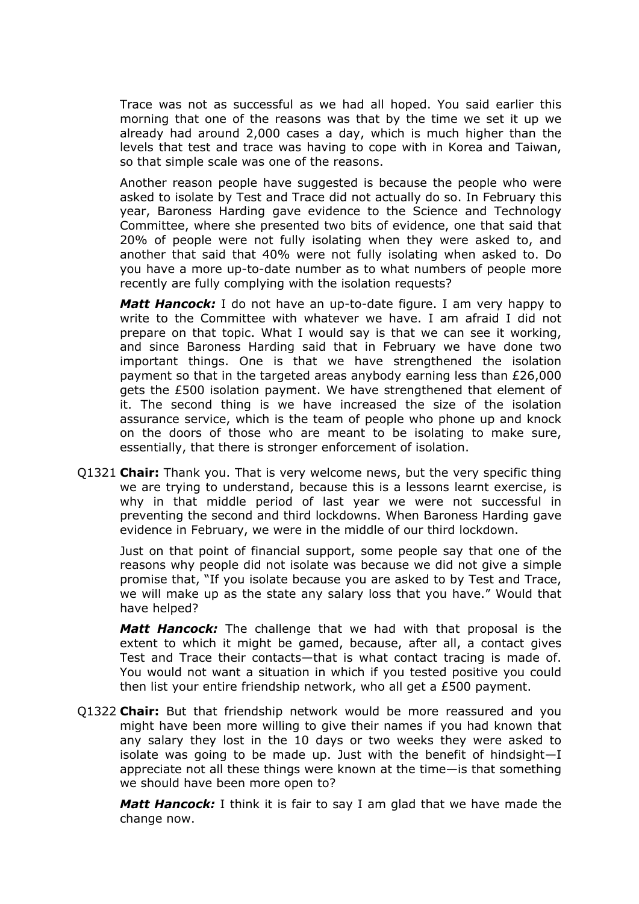Trace was not as successful as we had all hoped. You said earlier this morning that one of the reasons was that by the time we set it up we already had around 2,000 cases a day, which is much higher than the levels that test and trace was having to cope with in Korea and Taiwan, so that simple scale was one of the reasons.

Another reason people have suggested is because the people who were asked to isolate by Test and Trace did not actually do so. In February this year, Baroness Harding gave evidence to the Science and Technology Committee, where she presented two bits of evidence, one that said that 20% of people were not fully isolating when they were asked to, and another that said that 40% were not fully isolating when asked to. Do you have a more up-to-date number as to what numbers of people more recently are fully complying with the isolation requests?

***Matt Hancock:*** I do not have an up-to-date figure. I am very happy to write to the Committee with whatever we have. I am afraid I did not prepare on that topic. What I would say is that we can see it working, and since Baroness Harding said that in February we have done two important things. One is that we have strengthened the isolation payment so that in the targeted areas anybody earning less than £26,000 gets the £500 isolation payment. We have strengthened that element of it. The second thing is we have increased the size of the isolation assurance service, which is the team of people who phone up and knock on the doors of those who are meant to be isolating to make sure, essentially, that there is stronger enforcement of isolation.

Q1321 **Chair:** Thank you. That is very welcome news, but the very specific thing we are trying to understand, because this is a lessons learnt exercise, is why in that middle period of last year we were not successful in preventing the second and third lockdowns. When Baroness Harding gave evidence in February, we were in the middle of our third lockdown.

Just on that point of financial support, some people say that one of the reasons why people did not isolate was because we did not give a simple promise that, "If you isolate because you are asked to by Test and Trace, we will make up as the state any salary loss that you have." Would that have helped?

***Matt Hancock:*** The challenge that we had with that proposal is the extent to which it might be gamed, because, after all, a contact gives Test and Trace their contacts—that is what contact tracing is made of. You would not want a situation in which if you tested positive you could then list your entire friendship network, who all get a £500 payment.

Q1322 **Chair:** But that friendship network would be more reassured and you might have been more willing to give their names if you had known that any salary they lost in the 10 days or two weeks they were asked to isolate was going to be made up. Just with the benefit of hindsight—I appreciate not all these things were known at the time—is that something we should have been more open to?

***Matt Hancock:*** I think it is fair to say I am glad that we have made the change now.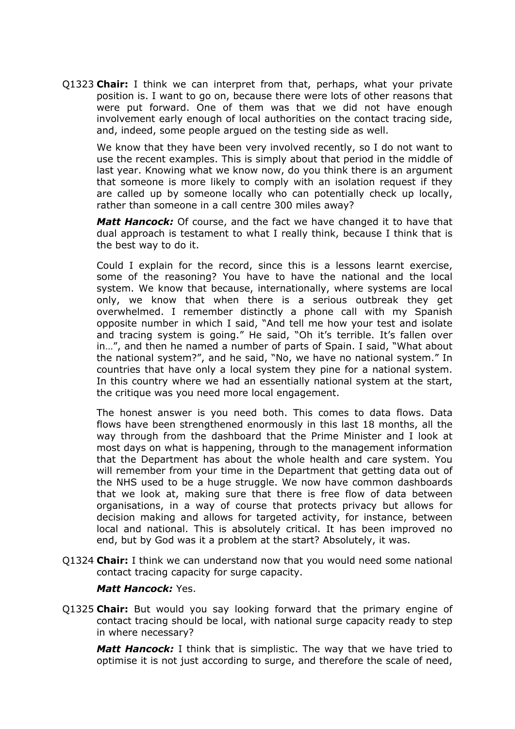Q1323 **Chair:** I think we can interpret from that, perhaps, what your private position is. I want to go on, because there were lots of other reasons that were put forward. One of them was that we did not have enough involvement early enough of local authorities on the contact tracing side, and, indeed, some people argued on the testing side as well.

We know that they have been very involved recently, so I do not want to use the recent examples. This is simply about that period in the middle of last year. Knowing what we know now, do you think there is an argument that someone is more likely to comply with an isolation request if they are called up by someone locally who can potentially check up locally, rather than someone in a call centre 300 miles away?

***Matt Hancock:*** Of course, and the fact we have changed it to have that dual approach is testament to what I really think, because I think that is the best way to do it.

Could I explain for the record, since this is a lessons learnt exercise, some of the reasoning? You have to have the national and the local system. We know that because, internationally, where systems are local only, we know that when there is a serious outbreak they get overwhelmed. I remember distinctly a phone call with my Spanish opposite number in which I said, "And tell me how your test and isolate and tracing system is going." He said, "Oh it's terrible. It's fallen over in…", and then he named a number of parts of Spain. I said, "What about the national system?", and he said, "No, we have no national system." In countries that have only a local system they pine for a national system. In this country where we had an essentially national system at the start, the critique was you need more local engagement.

The honest answer is you need both. This comes to data flows. Data flows have been strengthened enormously in this last 18 months, all the way through from the dashboard that the Prime Minister and I look at most days on what is happening, through to the management information that the Department has about the whole health and care system. You will remember from your time in the Department that getting data out of the NHS used to be a huge struggle. We now have common dashboards that we look at, making sure that there is free flow of data between organisations, in a way of course that protects privacy but allows for decision making and allows for targeted activity, for instance, between local and national. This is absolutely critical. It has been improved no end, but by God was it a problem at the start? Absolutely, it was.

Q1324 **Chair:** I think we can understand now that you would need some national contact tracing capacity for surge capacity.

***Matt Hancock:*** Yes.

Q1325 **Chair:** But would you say looking forward that the primary engine of contact tracing should be local, with national surge capacity ready to step in where necessary?

***Matt Hancock:*** I think that is simplistic. The way that we have tried to optimise it is not just according to surge, and therefore the scale of need,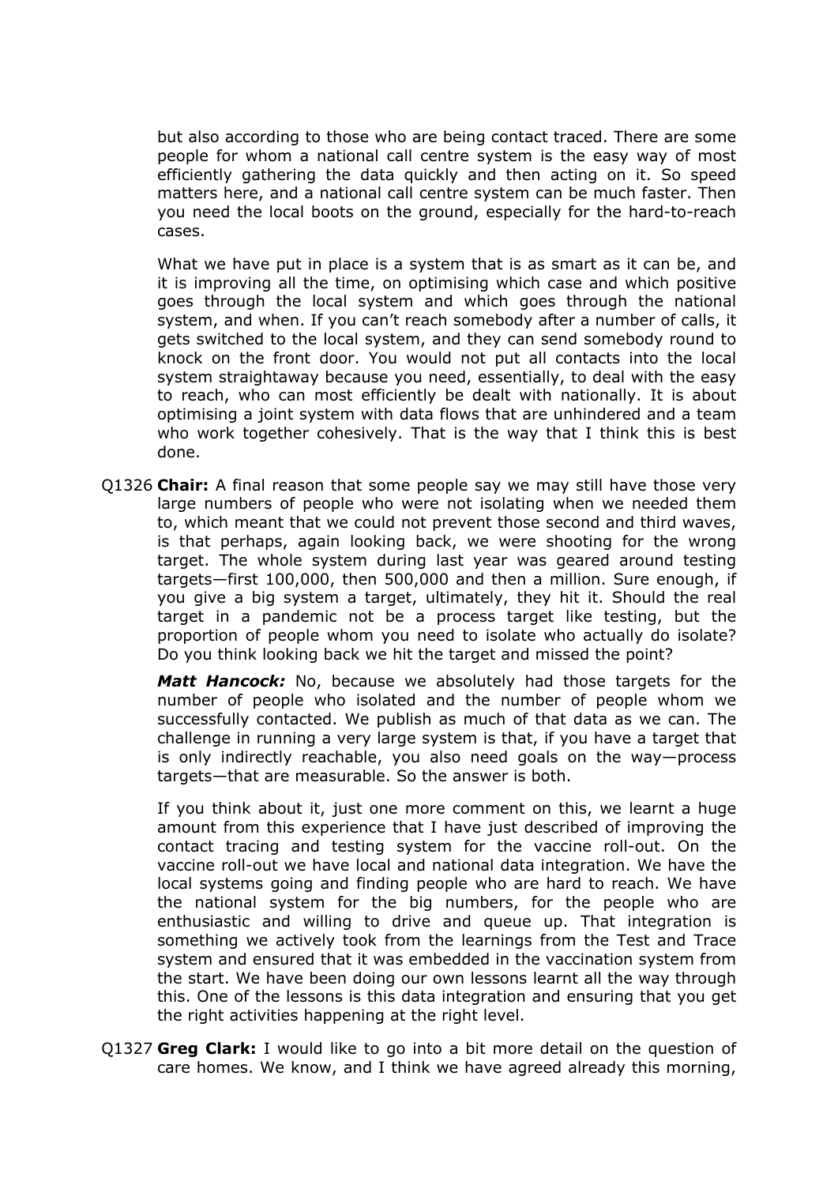but also according to those who are being contact traced. There are some people for whom a national call centre system is the easy way of most efficiently gathering the data quickly and then acting on it. So speed matters here, and a national call centre system can be much faster. Then you need the local boots on the ground, especially for the hard-to-reach cases.

What we have put in place is a system that is as smart as it can be, and it is improving all the time, on optimising which case and which positive goes through the local system and which goes through the national system, and when. If you can't reach somebody after a number of calls, it gets switched to the local system, and they can send somebody round to knock on the front door. You would not put all contacts into the local system straightaway because you need, essentially, to deal with the easy to reach, who can most efficiently be dealt with nationally. It is about optimising a joint system with data flows that are unhindered and a team who work together cohesively. That is the way that I think this is best done.

Q1326 **Chair:** A final reason that some people say we may still have those very large numbers of people who were not isolating when we needed them to, which meant that we could not prevent those second and third waves, is that perhaps, again looking back, we were shooting for the wrong target. The whole system during last year was geared around testing targets—first 100,000, then 500,000 and then a million. Sure enough, if you give a big system a target, ultimately, they hit it. Should the real target in a pandemic not be a process target like testing, but the proportion of people whom you need to isolate who actually do isolate? Do you think looking back we hit the target and missed the point?

***Matt Hancock:*** No, because we absolutely had those targets for the number of people who isolated and the number of people whom we successfully contacted. We publish as much of that data as we can. The challenge in running a very large system is that, if you have a target that is only indirectly reachable, you also need goals on the way—process targets—that are measurable. So the answer is both.

If you think about it, just one more comment on this, we learnt a huge amount from this experience that I have just described of improving the contact tracing and testing system for the vaccine roll-out. On the vaccine roll-out we have local and national data integration. We have the local systems going and finding people who are hard to reach. We have the national system for the big numbers, for the people who are enthusiastic and willing to drive and queue up. That integration is something we actively took from the learnings from the Test and Trace system and ensured that it was embedded in the vaccination system from the start. We have been doing our own lessons learnt all the way through this. One of the lessons is this data integration and ensuring that you get the right activities happening at the right level.

Q1327 **Greg Clark:** I would like to go into a bit more detail on the question of care homes. We know, and I think we have agreed already this morning,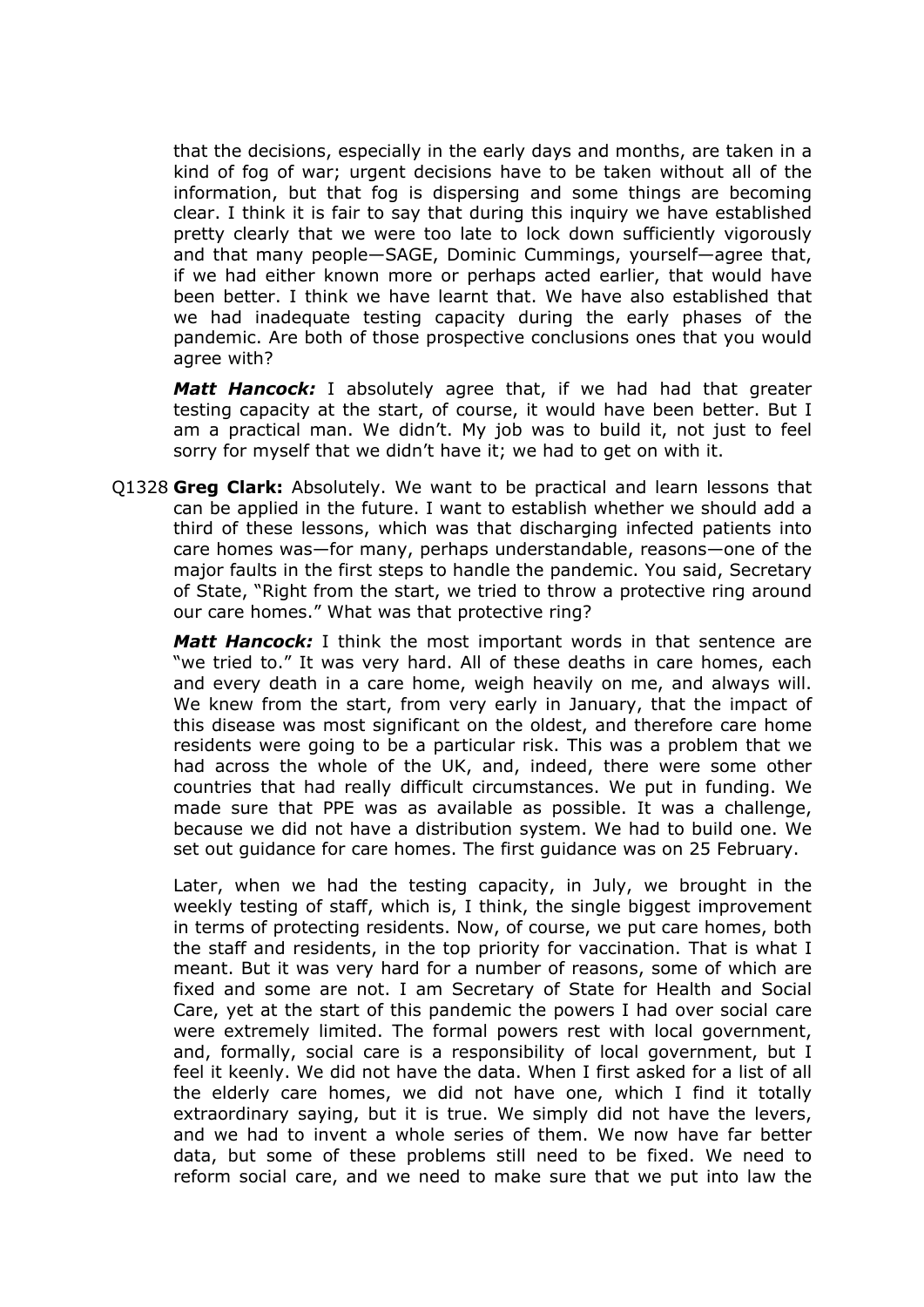that the decisions, especially in the early days and months, are taken in a kind of fog of war; urgent decisions have to be taken without all of the information, but that fog is dispersing and some things are becoming clear. I think it is fair to say that during this inquiry we have established pretty clearly that we were too late to lock down sufficiently vigorously and that many people—SAGE, Dominic Cummings, yourself—agree that, if we had either known more or perhaps acted earlier, that would have been better. I think we have learnt that. We have also established that we had inadequate testing capacity during the early phases of the pandemic. Are both of those prospective conclusions ones that you would agree with?

***Matt Hancock:*** I absolutely agree that, if we had had that greater testing capacity at the start, of course, it would have been better. But I am a practical man. We didn't. My job was to build it, not just to feel sorry for myself that we didn't have it; we had to get on with it.

Q1328 **Greg Clark:** Absolutely. We want to be practical and learn lessons that can be applied in the future. I want to establish whether we should add a third of these lessons, which was that discharging infected patients into care homes was—for many, perhaps understandable, reasons—one of the major faults in the first steps to handle the pandemic. You said, Secretary of State, "Right from the start, we tried to throw a protective ring around our care homes." What was that protective ring?

***Matt Hancock:*** I think the most important words in that sentence are "we tried to." It was very hard. All of these deaths in care homes, each and every death in a care home, weigh heavily on me, and always will. We knew from the start, from very early in January, that the impact of this disease was most significant on the oldest, and therefore care home residents were going to be a particular risk. This was a problem that we had across the whole of the UK, and, indeed, there were some other countries that had really difficult circumstances. We put in funding. We made sure that PPE was as available as possible. It was a challenge, because we did not have a distribution system. We had to build one. We set out guidance for care homes. The first guidance was on 25 February.

Later, when we had the testing capacity, in July, we brought in the weekly testing of staff, which is, I think, the single biggest improvement in terms of protecting residents. Now, of course, we put care homes, both the staff and residents, in the top priority for vaccination. That is what I meant. But it was very hard for a number of reasons, some of which are fixed and some are not. I am Secretary of State for Health and Social Care, yet at the start of this pandemic the powers I had over social care were extremely limited. The formal powers rest with local government, and, formally, social care is a responsibility of local government, but I feel it keenly. We did not have the data. When I first asked for a list of all the elderly care homes, we did not have one, which I find it totally extraordinary saying, but it is true. We simply did not have the levers, and we had to invent a whole series of them. We now have far better data, but some of these problems still need to be fixed. We need to reform social care, and we need to make sure that we put into law the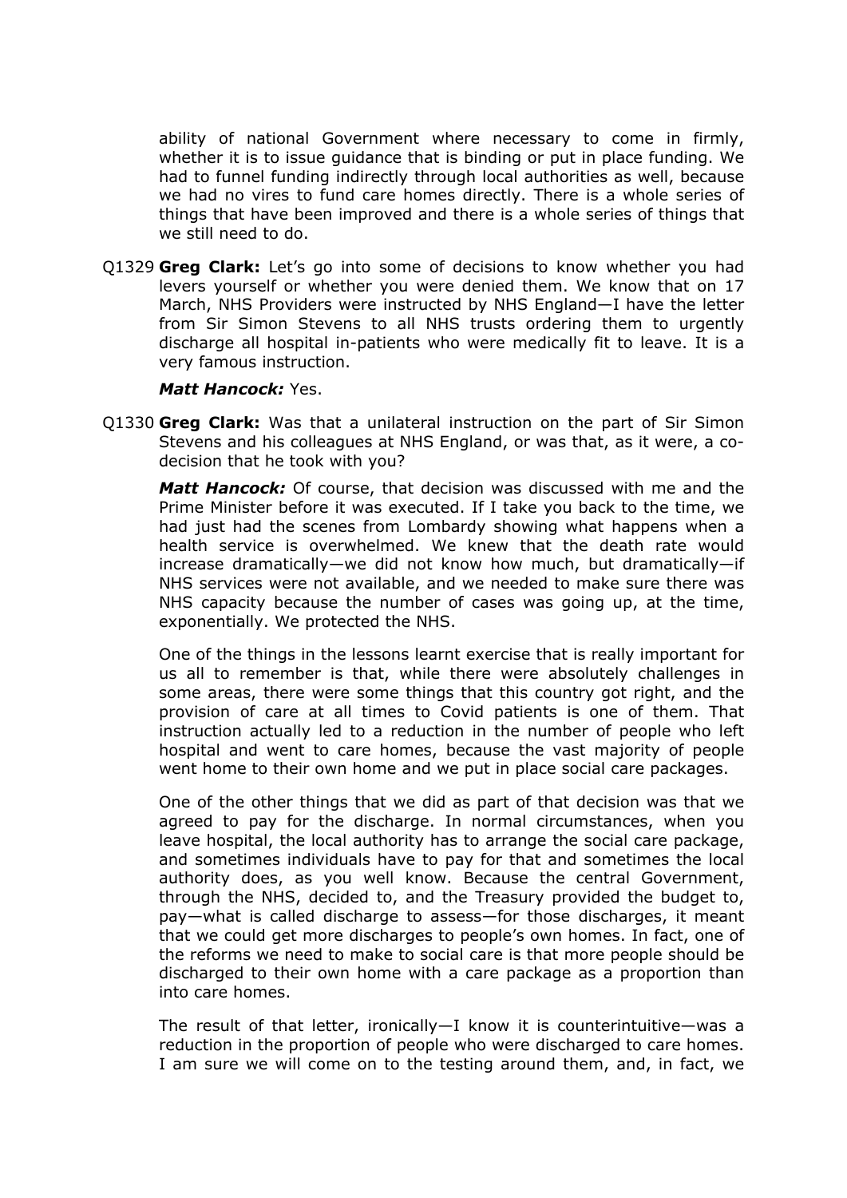ability of national Government where necessary to come in firmly, whether it is to issue guidance that is binding or put in place funding. We had to funnel funding indirectly through local authorities as well, because we had no vires to fund care homes directly. There is a whole series of things that have been improved and there is a whole series of things that we still need to do.

Q1329 **Greg Clark:** Let's go into some of decisions to know whether you had levers yourself or whether you were denied them. We know that on 17 March, NHS Providers were instructed by NHS England—I have the letter from Sir Simon Stevens to all NHS trusts ordering them to urgently discharge all hospital in-patients who were medically fit to leave. It is a very famous instruction.

***Matt Hancock:*** Yes.

Q1330 **Greg Clark:** Was that a unilateral instruction on the part of Sir Simon Stevens and his colleagues at NHS England, or was that, as it were, a co-decision that he took with you?

***Matt Hancock:*** Of course, that decision was discussed with me and the Prime Minister before it was executed. If I take you back to the time, we had just had the scenes from Lombardy showing what happens when a health service is overwhelmed. We knew that the death rate would increase dramatically—we did not know how much, but dramatically—if NHS services were not available, and we needed to make sure there was NHS capacity because the number of cases was going up, at the time, exponentially. We protected the NHS.

One of the things in the lessons learnt exercise that is really important for us all to remember is that, while there were absolutely challenges in some areas, there were some things that this country got right, and the provision of care at all times to Covid patients is one of them. That instruction actually led to a reduction in the number of people who left hospital and went to care homes, because the vast majority of people went home to their own home and we put in place social care packages.

One of the other things that we did as part of that decision was that we agreed to pay for the discharge. In normal circumstances, when you leave hospital, the local authority has to arrange the social care package, and sometimes individuals have to pay for that and sometimes the local authority does, as you well know. Because the central Government, through the NHS, decided to, and the Treasury provided the budget to, pay—what is called discharge to assess—for those discharges, it meant that we could get more discharges to people's own homes. In fact, one of the reforms we need to make to social care is that more people should be discharged to their own home with a care package as a proportion than into care homes.

The result of that letter, ironically—I know it is counterintuitive—was a reduction in the proportion of people who were discharged to care homes. I am sure we will come on to the testing around them, and, in fact, we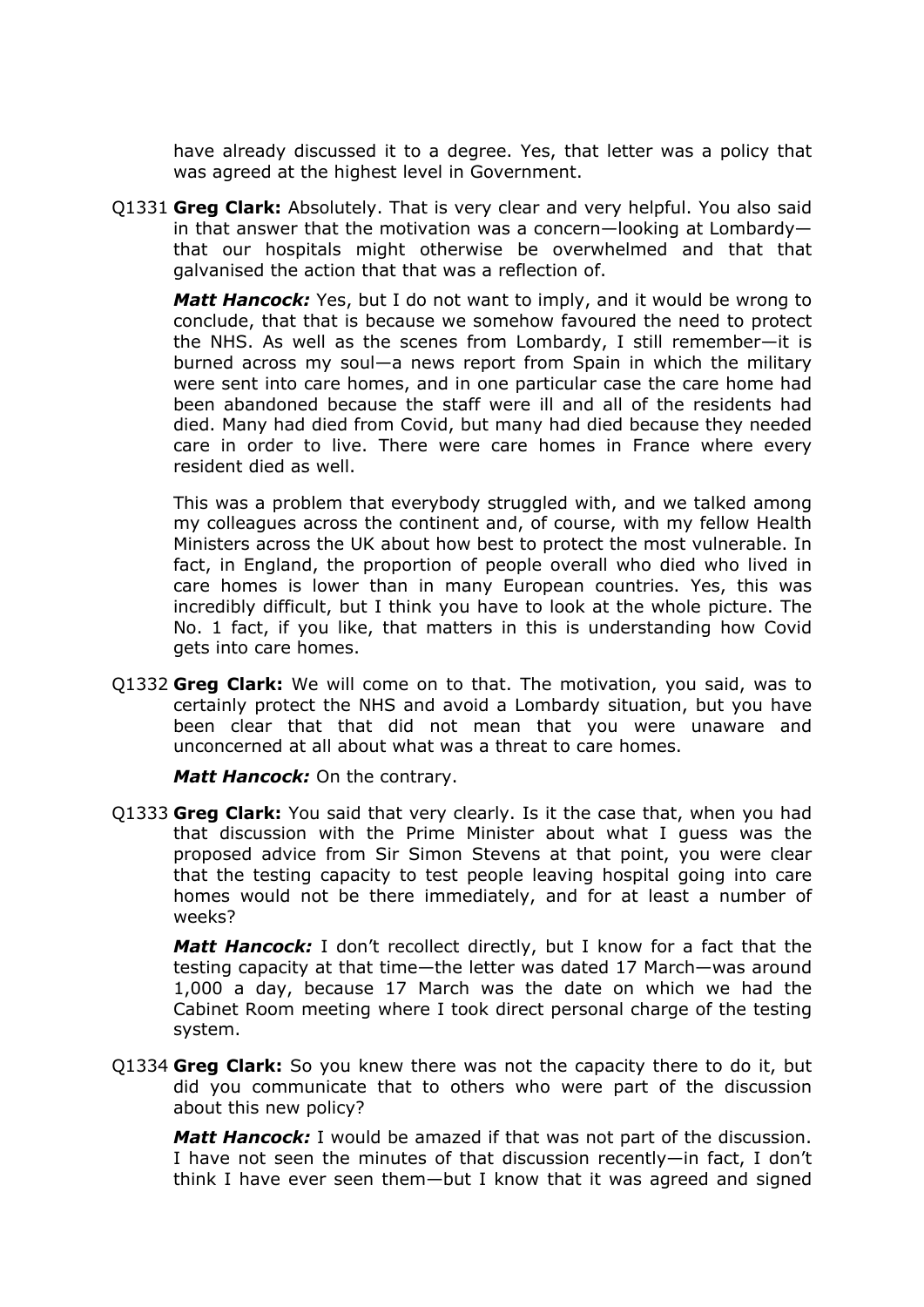have already discussed it to a degree. Yes, that letter was a policy that was agreed at the highest level in Government.

Q1331 **Greg Clark:** Absolutely. That is very clear and very helpful. You also said in that answer that the motivation was a concern—looking at Lombardy—that our hospitals might otherwise be overwhelmed and that that galvanised the action that that was a reflection of.

***Matt Hancock:*** Yes, but I do not want to imply, and it would be wrong to conclude, that that is because we somehow favoured the need to protect the NHS. As well as the scenes from Lombardy, I still remember—it is burned across my soul—a news report from Spain in which the military were sent into care homes, and in one particular case the care home had been abandoned because the staff were ill and all of the residents had died. Many had died from Covid, but many had died because they needed care in order to live. There were care homes in France where every resident died as well.

This was a problem that everybody struggled with, and we talked among my colleagues across the continent and, of course, with my fellow Health Ministers across the UK about how best to protect the most vulnerable. In fact, in England, the proportion of people overall who died who lived in care homes is lower than in many European countries. Yes, this was incredibly difficult, but I think you have to look at the whole picture. The No. 1 fact, if you like, that matters in this is understanding how Covid gets into care homes.

Q1332 **Greg Clark:** We will come on to that. The motivation, you said, was to certainly protect the NHS and avoid a Lombardy situation, but you have been clear that that did not mean that you were unaware and unconcerned at all about what was a threat to care homes.

***Matt Hancock:*** On the contrary.

Q1333 **Greg Clark:** You said that very clearly. Is it the case that, when you had that discussion with the Prime Minister about what I guess was the proposed advice from Sir Simon Stevens at that point, you were clear that the testing capacity to test people leaving hospital going into care homes would not be there immediately, and for at least a number of weeks?

***Matt Hancock:*** I don't recollect directly, but I know for a fact that the testing capacity at that time—the letter was dated 17 March—was around 1,000 a day, because 17 March was the date on which we had the Cabinet Room meeting where I took direct personal charge of the testing system.

Q1334 **Greg Clark:** So you knew there was not the capacity there to do it, but did you communicate that to others who were part of the discussion about this new policy?

***Matt Hancock:*** I would be amazed if that was not part of the discussion. I have not seen the minutes of that discussion recently—in fact, I don't think I have ever seen them—but I know that it was agreed and signed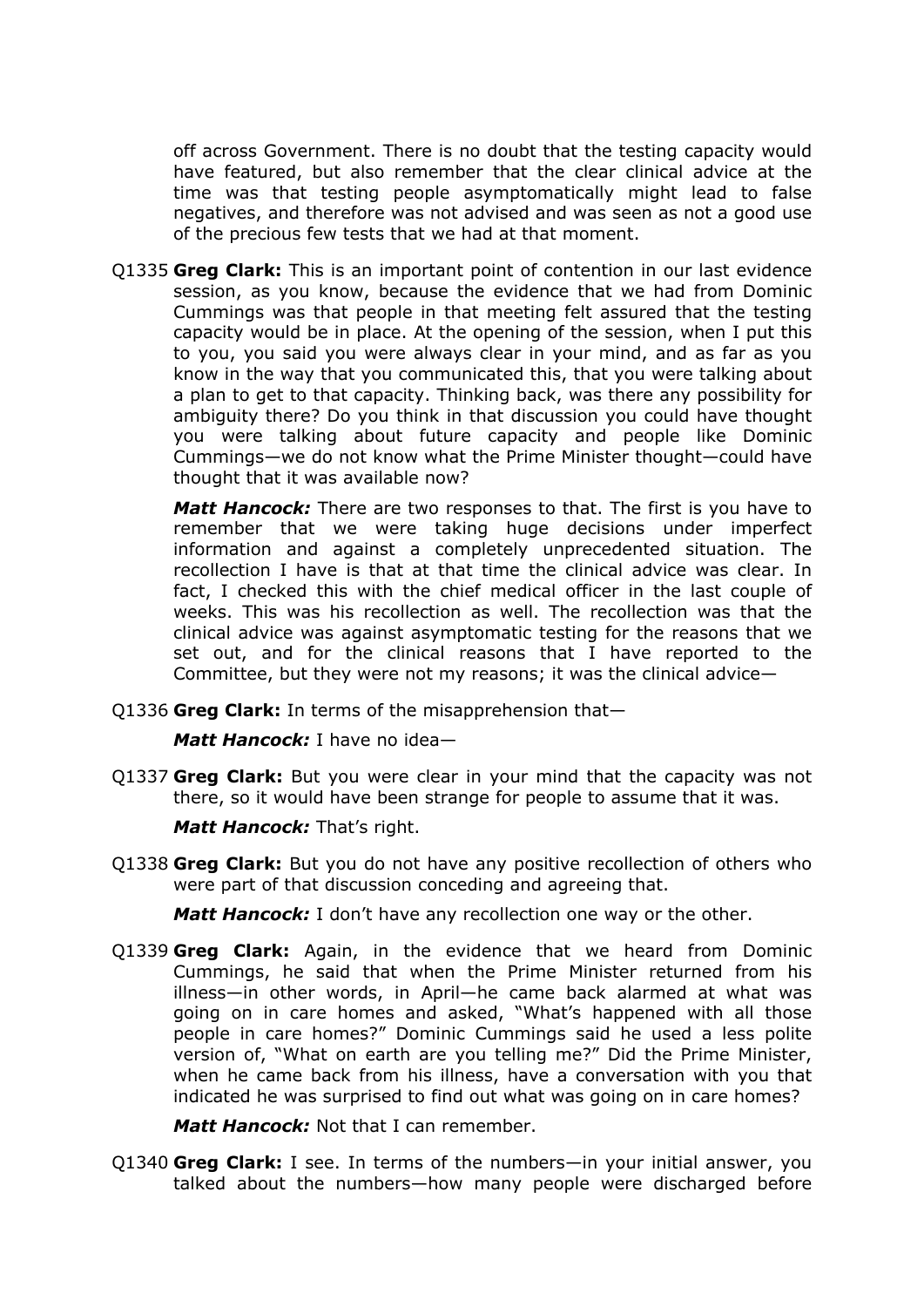off across Government. There is no doubt that the testing capacity would have featured, but also remember that the clear clinical advice at the time was that testing people asymptomatically might lead to false negatives, and therefore was not advised and was seen as not a good use of the precious few tests that we had at that moment.

Q1335 **Greg Clark:** This is an important point of contention in our last evidence session, as you know, because the evidence that we had from Dominic Cummings was that people in that meeting felt assured that the testing capacity would be in place. At the opening of the session, when I put this to you, you said you were always clear in your mind, and as far as you know in the way that you communicated this, that you were talking about a plan to get to that capacity. Thinking back, was there any possibility for ambiguity there? Do you think in that discussion you could have thought you were talking about future capacity and people like Dominic Cummings—we do not know what the Prime Minister thought—could have thought that it was available now?

***Matt Hancock:*** There are two responses to that. The first is you have to remember that we were taking huge decisions under imperfect information and against a completely unprecedented situation. The recollection I have is that at that time the clinical advice was clear. In fact, I checked this with the chief medical officer in the last couple of weeks. This was his recollection as well. The recollection was that the clinical advice was against asymptomatic testing for the reasons that we set out, and for the clinical reasons that I have reported to the Committee, but they were not my reasons; it was the clinical advice—

Q1336 **Greg Clark:** In terms of the misapprehension that—

***Matt Hancock:*** I have no idea—

Q1337 **Greg Clark:** But you were clear in your mind that the capacity was not there, so it would have been strange for people to assume that it was.

***Matt Hancock:*** That's right.

Q1338 **Greg Clark:** But you do not have any positive recollection of others who were part of that discussion conceding and agreeing that.

***Matt Hancock:*** I don't have any recollection one way or the other.

Q1339 **Greg Clark:** Again, in the evidence that we heard from Dominic Cummings, he said that when the Prime Minister returned from his illness—in other words, in April—he came back alarmed at what was going on in care homes and asked, "What's happened with all those people in care homes?" Dominic Cummings said he used a less polite version of, "What on earth are you telling me?" Did the Prime Minister, when he came back from his illness, have a conversation with you that indicated he was surprised to find out what was going on in care homes?

***Matt Hancock:*** Not that I can remember.

Q1340 **Greg Clark:** I see. In terms of the numbers—in your initial answer, you talked about the numbers—how many people were discharged before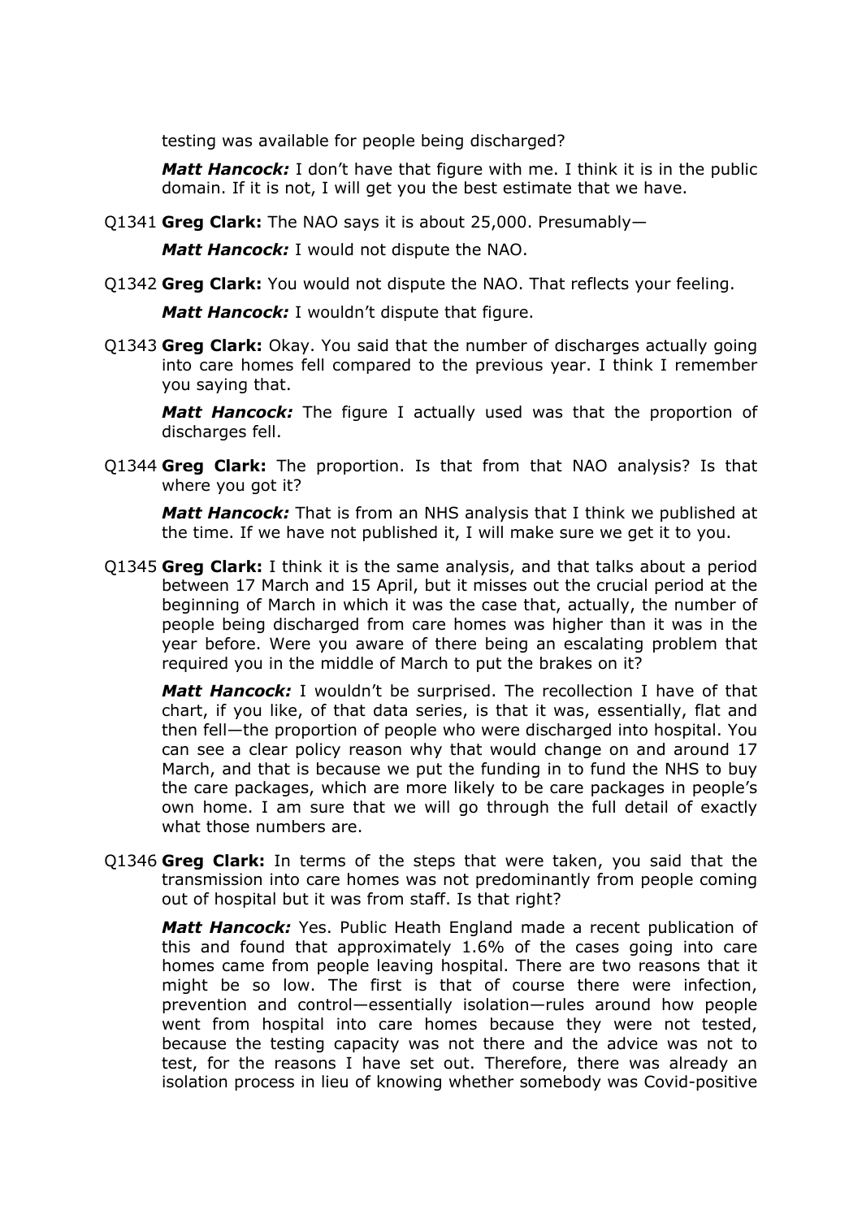testing was available for people being discharged?

***Matt Hancock:*** I don't have that figure with me. I think it is in the public domain. If it is not, I will get you the best estimate that we have.

Q1341 **Greg Clark:** The NAO says it is about 25,000. Presumably—

***Matt Hancock:*** I would not dispute the NAO.

Q1342 **Greg Clark:** You would not dispute the NAO. That reflects your feeling.

***Matt Hancock:*** I wouldn't dispute that figure.

Q1343 **Greg Clark:** Okay. You said that the number of discharges actually going into care homes fell compared to the previous year. I think I remember you saying that.

***Matt Hancock:*** The figure I actually used was that the proportion of discharges fell.

Q1344 **Greg Clark:** The proportion. Is that from that NAO analysis? Is that where you got it?

***Matt Hancock:*** That is from an NHS analysis that I think we published at the time. If we have not published it, I will make sure we get it to you.

Q1345 **Greg Clark:** I think it is the same analysis, and that talks about a period between 17 March and 15 April, but it misses out the crucial period at the beginning of March in which it was the case that, actually, the number of people being discharged from care homes was higher than it was in the year before. Were you aware of there being an escalating problem that required you in the middle of March to put the brakes on it?

***Matt Hancock:*** I wouldn't be surprised. The recollection I have of that chart, if you like, of that data series, is that it was, essentially, flat and then fell—the proportion of people who were discharged into hospital. You can see a clear policy reason why that would change on and around 17 March, and that is because we put the funding in to fund the NHS to buy the care packages, which are more likely to be care packages in people's own home. I am sure that we will go through the full detail of exactly what those numbers are.

Q1346 **Greg Clark:** In terms of the steps that were taken, you said that the transmission into care homes was not predominantly from people coming out of hospital but it was from staff. Is that right?

***Matt Hancock:*** Yes. Public Heath England made a recent publication of this and found that approximately 1.6% of the cases going into care homes came from people leaving hospital. There are two reasons that it might be so low. The first is that of course there were infection, prevention and control—essentially isolation—rules around how people went from hospital into care homes because they were not tested, because the testing capacity was not there and the advice was not to test, for the reasons I have set out. Therefore, there was already an isolation process in lieu of knowing whether somebody was Covid-positive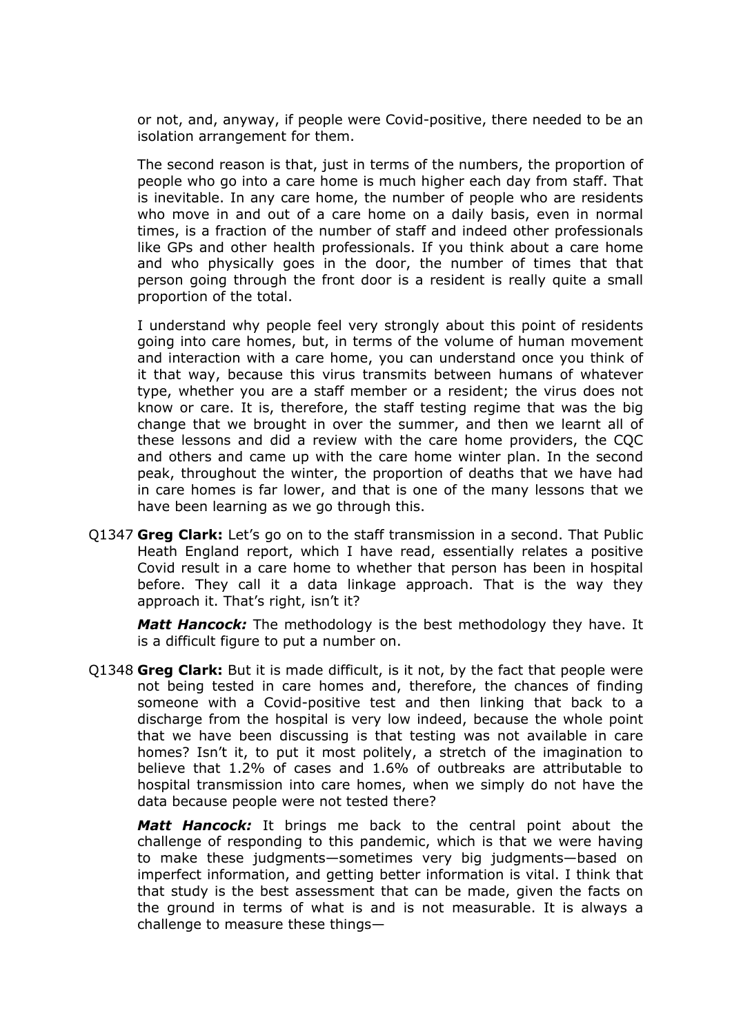or not, and, anyway, if people were Covid-positive, there needed to be an isolation arrangement for them.

The second reason is that, just in terms of the numbers, the proportion of people who go into a care home is much higher each day from staff. That is inevitable. In any care home, the number of people who are residents who move in and out of a care home on a daily basis, even in normal times, is a fraction of the number of staff and indeed other professionals like GPs and other health professionals. If you think about a care home and who physically goes in the door, the number of times that that person going through the front door is a resident is really quite a small proportion of the total.

I understand why people feel very strongly about this point of residents going into care homes, but, in terms of the volume of human movement and interaction with a care home, you can understand once you think of it that way, because this virus transmits between humans of whatever type, whether you are a staff member or a resident; the virus does not know or care. It is, therefore, the staff testing regime that was the big change that we brought in over the summer, and then we learnt all of these lessons and did a review with the care home providers, the CQC and others and came up with the care home winter plan. In the second peak, throughout the winter, the proportion of deaths that we have had in care homes is far lower, and that is one of the many lessons that we have been learning as we go through this.

Q1347 **Greg Clark:** Let's go on to the staff transmission in a second. That Public Heath England report, which I have read, essentially relates a positive Covid result in a care home to whether that person has been in hospital before. They call it a data linkage approach. That is the way they approach it. That's right, isn't it?

***Matt Hancock:*** The methodology is the best methodology they have. It is a difficult figure to put a number on.

Q1348 **Greg Clark:** But it is made difficult, is it not, by the fact that people were not being tested in care homes and, therefore, the chances of finding someone with a Covid-positive test and then linking that back to a discharge from the hospital is very low indeed, because the whole point that we have been discussing is that testing was not available in care homes? Isn't it, to put it most politely, a stretch of the imagination to believe that 1.2% of cases and 1.6% of outbreaks are attributable to hospital transmission into care homes, when we simply do not have the data because people were not tested there?

***Matt Hancock:*** It brings me back to the central point about the challenge of responding to this pandemic, which is that we were having to make these judgments—sometimes very big judgments—based on imperfect information, and getting better information is vital. I think that that study is the best assessment that can be made, given the facts on the ground in terms of what is and is not measurable. It is always a challenge to measure these things—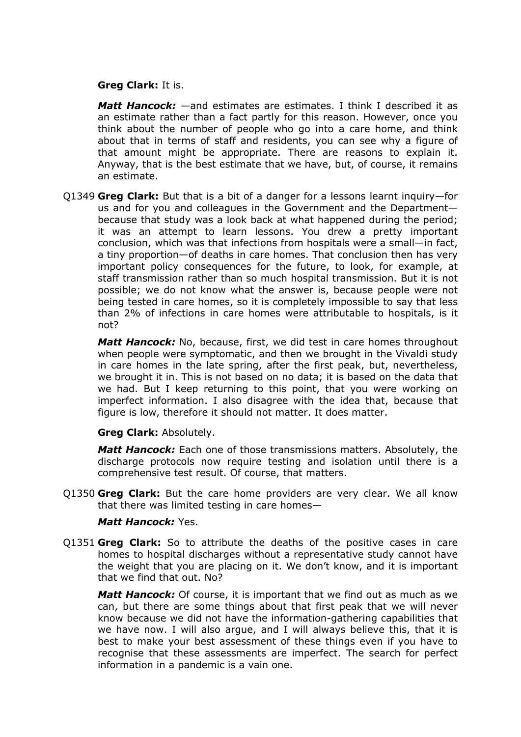**Greg Clark:** It is.

***Matt Hancock:*** —and estimates are estimates. I think I described it as an estimate rather than a fact partly for this reason. However, once you think about the number of people who go into a care home, and think about that in terms of staff and residents, you can see why a figure of that amount might be appropriate. There are reasons to explain it. Anyway, that is the best estimate that we have, but, of course, it remains an estimate.

Q1349 **Greg Clark:** But that is a bit of a danger for a lessons learnt inquiry—for us and for you and colleagues in the Government and the Department—because that study was a look back at what happened during the period; it was an attempt to learn lessons. You drew a pretty important conclusion, which was that infections from hospitals were a small—in fact, a tiny proportion—of deaths in care homes. That conclusion then has very important policy consequences for the future, to look, for example, at staff transmission rather than so much hospital transmission. But it is not possible; we do not know what the answer is, because people were not being tested in care homes, so it is completely impossible to say that less than 2% of infections in care homes were attributable to hospitals, is it not?

***Matt Hancock:*** No, because, first, we did test in care homes throughout when people were symptomatic, and then we brought in the Vivaldi study in care homes in the late spring, after the first peak, but, nevertheless, we brought it in. This is not based on no data; it is based on the data that we had. But I keep returning to this point, that you were working on imperfect information. I also disagree with the idea that, because that figure is low, therefore it should not matter. It does matter.

**Greg Clark:** Absolutely.

***Matt Hancock:*** Each one of those transmissions matters. Absolutely, the discharge protocols now require testing and isolation until there is a comprehensive test result. Of course, that matters.

Q1350 **Greg Clark:** But the care home providers are very clear. We all know that there was limited testing in care homes—

***Matt Hancock:*** Yes.

Q1351 **Greg Clark:** So to attribute the deaths of the positive cases in care homes to hospital discharges without a representative study cannot have the weight that you are placing on it. We don't know, and it is important that we find that out. No?

***Matt Hancock:*** Of course, it is important that we find out as much as we can, but there are some things about that first peak that we will never know because we did not have the information-gathering capabilities that we have now. I will also argue, and I will always believe this, that it is best to make your best assessment of these things even if you have to recognise that these assessments are imperfect. The search for perfect information in a pandemic is a vain one.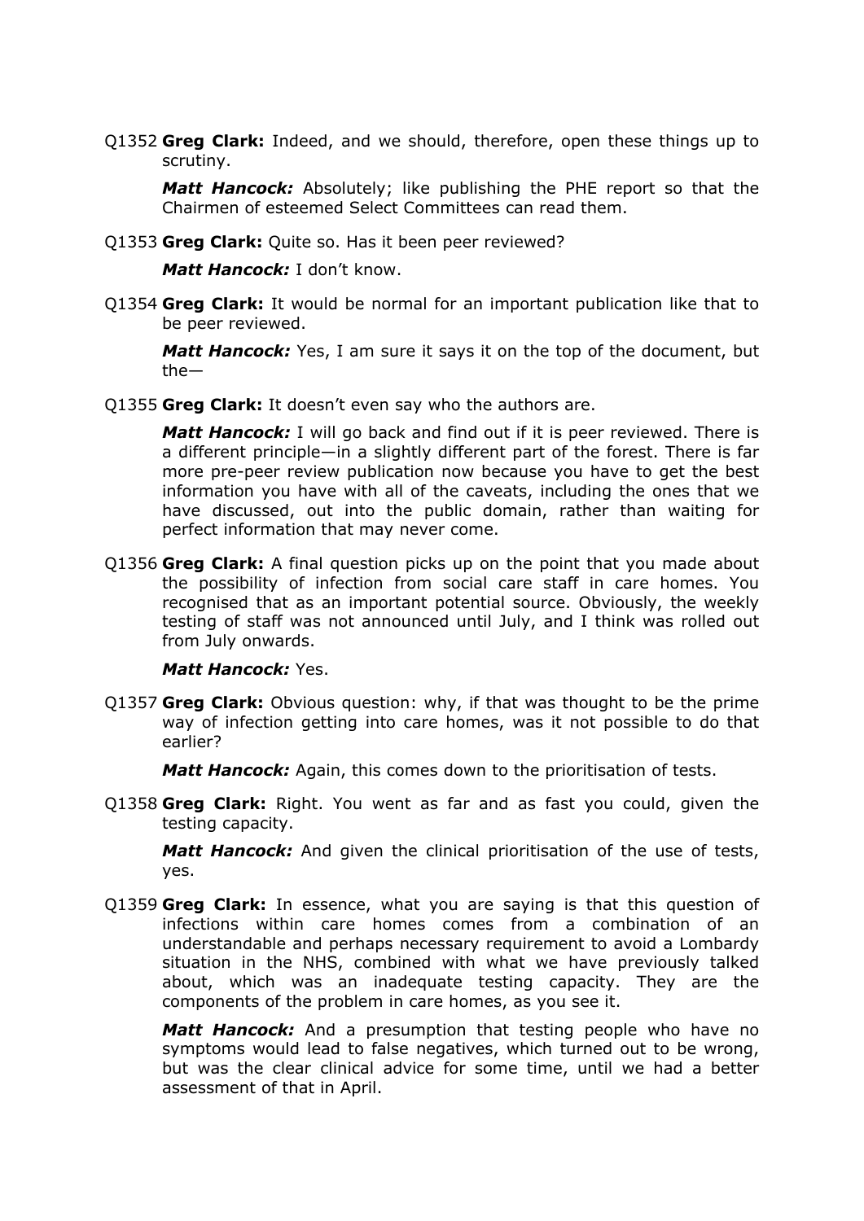Q1352 **Greg Clark:** Indeed, and we should, therefore, open these things up to scrutiny.

***Matt Hancock:*** Absolutely; like publishing the PHE report so that the Chairmen of esteemed Select Committees can read them.

Q1353 **Greg Clark:** Quite so. Has it been peer reviewed?

***Matt Hancock:*** I don't know.

Q1354 **Greg Clark:** It would be normal for an important publication like that to be peer reviewed.

***Matt Hancock:*** Yes, I am sure it says it on the top of the document, but the—

Q1355 **Greg Clark:** It doesn't even say who the authors are.

***Matt Hancock:*** I will go back and find out if it is peer reviewed. There is a different principle—in a slightly different part of the forest. There is far more pre-peer review publication now because you have to get the best information you have with all of the caveats, including the ones that we have discussed, out into the public domain, rather than waiting for perfect information that may never come.

Q1356 **Greg Clark:** A final question picks up on the point that you made about the possibility of infection from social care staff in care homes. You recognised that as an important potential source. Obviously, the weekly testing of staff was not announced until July, and I think was rolled out from July onwards.

***Matt Hancock:*** Yes.

Q1357 **Greg Clark:** Obvious question: why, if that was thought to be the prime way of infection getting into care homes, was it not possible to do that earlier?

***Matt Hancock:*** Again, this comes down to the prioritisation of tests.

Q1358 **Greg Clark:** Right. You went as far and as fast you could, given the testing capacity.

***Matt Hancock:*** And given the clinical prioritisation of the use of tests, yes.

Q1359 **Greg Clark:** In essence, what you are saying is that this question of infections within care homes comes from a combination of an understandable and perhaps necessary requirement to avoid a Lombardy situation in the NHS, combined with what we have previously talked about, which was an inadequate testing capacity. They are the components of the problem in care homes, as you see it.

***Matt Hancock:*** And a presumption that testing people who have no symptoms would lead to false negatives, which turned out to be wrong, but was the clear clinical advice for some time, until we had a better assessment of that in April.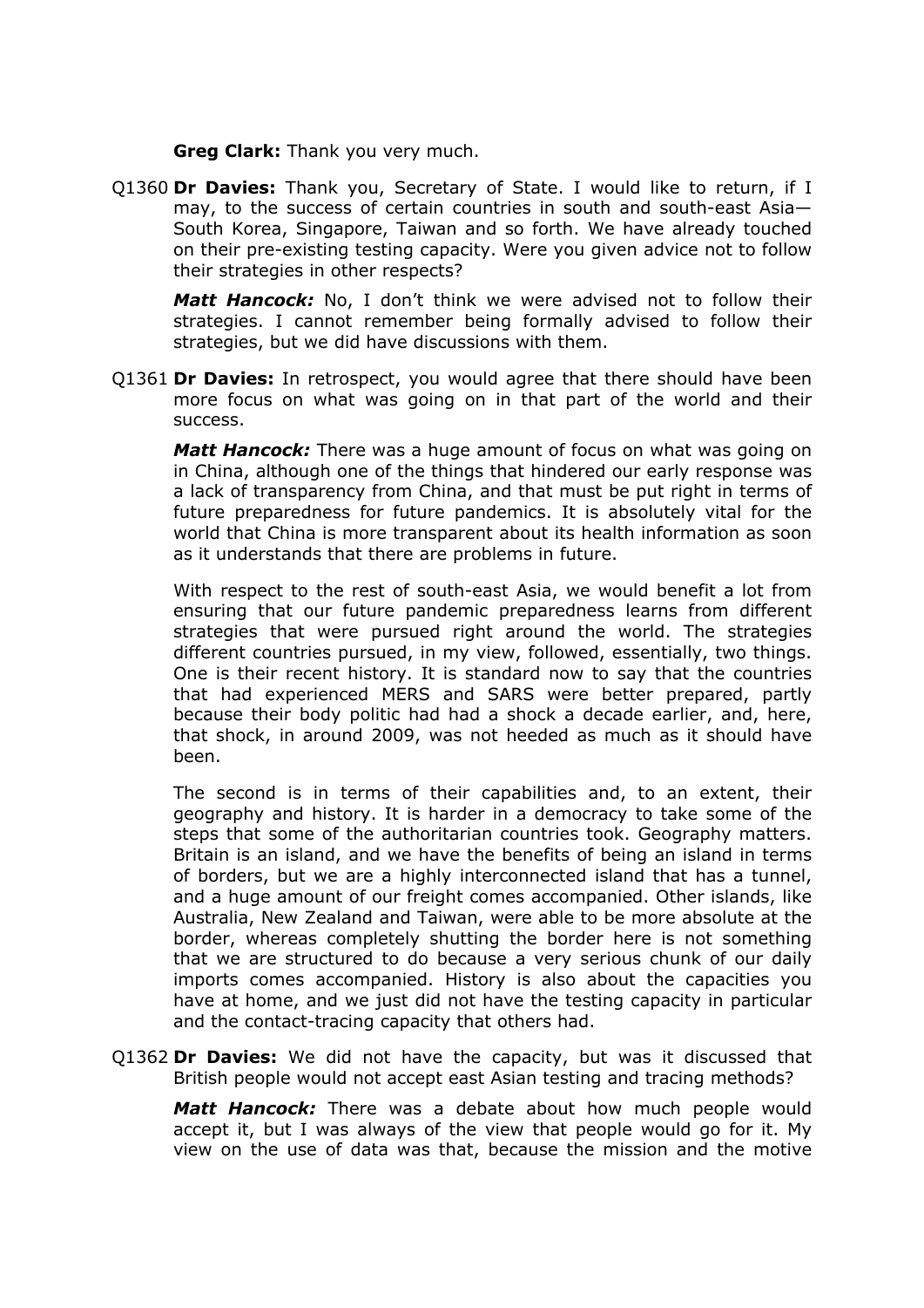**Greg Clark:** Thank you very much.

Q1360 **Dr Davies:** Thank you, Secretary of State. I would like to return, if I may, to the success of certain countries in south and south-east Asia—South Korea, Singapore, Taiwan and so forth. We have already touched on their pre-existing testing capacity. Were you given advice not to follow their strategies in other respects?

***Matt Hancock:*** No, I don't think we were advised not to follow their strategies. I cannot remember being formally advised to follow their strategies, but we did have discussions with them.

Q1361 **Dr Davies:** In retrospect, you would agree that there should have been more focus on what was going on in that part of the world and their success.

***Matt Hancock:*** There was a huge amount of focus on what was going on in China, although one of the things that hindered our early response was a lack of transparency from China, and that must be put right in terms of future preparedness for future pandemics. It is absolutely vital for the world that China is more transparent about its health information as soon as it understands that there are problems in future.

With respect to the rest of south-east Asia, we would benefit a lot from ensuring that our future pandemic preparedness learns from different strategies that were pursued right around the world. The strategies different countries pursued, in my view, followed, essentially, two things. One is their recent history. It is standard now to say that the countries that had experienced MERS and SARS were better prepared, partly because their body politic had had a shock a decade earlier, and, here, that shock, in around 2009, was not heeded as much as it should have been.

The second is in terms of their capabilities and, to an extent, their geography and history. It is harder in a democracy to take some of the steps that some of the authoritarian countries took. Geography matters. Britain is an island, and we have the benefits of being an island in terms of borders, but we are a highly interconnected island that has a tunnel, and a huge amount of our freight comes accompanied. Other islands, like Australia, New Zealand and Taiwan, were able to be more absolute at the border, whereas completely shutting the border here is not something that we are structured to do because a very serious chunk of our daily imports comes accompanied. History is also about the capacities you have at home, and we just did not have the testing capacity in particular and the contact-tracing capacity that others had.

Q1362 **Dr Davies:** We did not have the capacity, but was it discussed that British people would not accept east Asian testing and tracing methods?

***Matt Hancock:*** There was a debate about how much people would accept it, but I was always of the view that people would go for it. My view on the use of data was that, because the mission and the motive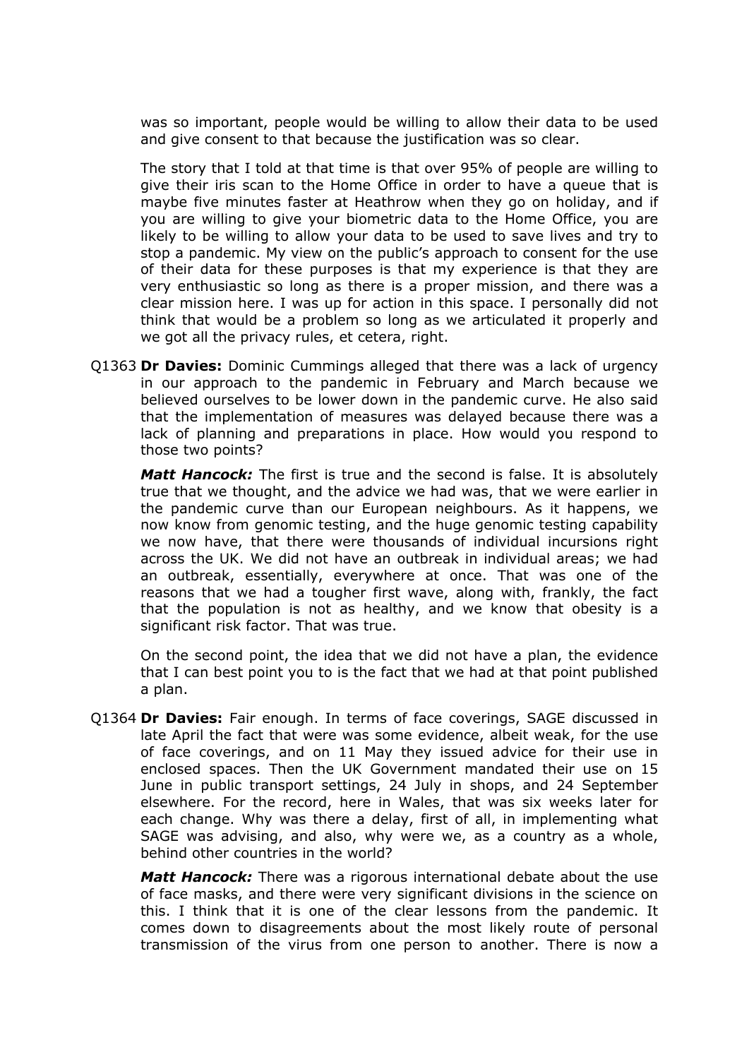was so important, people would be willing to allow their data to be used and give consent to that because the justification was so clear.

The story that I told at that time is that over 95% of people are willing to give their iris scan to the Home Office in order to have a queue that is maybe five minutes faster at Heathrow when they go on holiday, and if you are willing to give your biometric data to the Home Office, you are likely to be willing to allow your data to be used to save lives and try to stop a pandemic. My view on the public's approach to consent for the use of their data for these purposes is that my experience is that they are very enthusiastic so long as there is a proper mission, and there was a clear mission here. I was up for action in this space. I personally did not think that would be a problem so long as we articulated it properly and we got all the privacy rules, et cetera, right.

Q1363 **Dr Davies:** Dominic Cummings alleged that there was a lack of urgency in our approach to the pandemic in February and March because we believed ourselves to be lower down in the pandemic curve. He also said that the implementation of measures was delayed because there was a lack of planning and preparations in place. How would you respond to those two points?

***Matt Hancock:*** The first is true and the second is false. It is absolutely true that we thought, and the advice we had was, that we were earlier in the pandemic curve than our European neighbours. As it happens, we now know from genomic testing, and the huge genomic testing capability we now have, that there were thousands of individual incursions right across the UK. We did not have an outbreak in individual areas; we had an outbreak, essentially, everywhere at once. That was one of the reasons that we had a tougher first wave, along with, frankly, the fact that the population is not as healthy, and we know that obesity is a significant risk factor. That was true.

On the second point, the idea that we did not have a plan, the evidence that I can best point you to is the fact that we had at that point published a plan.

Q1364 **Dr Davies:** Fair enough. In terms of face coverings, SAGE discussed in late April the fact that were was some evidence, albeit weak, for the use of face coverings, and on 11 May they issued advice for their use in enclosed spaces. Then the UK Government mandated their use on 15 June in public transport settings, 24 July in shops, and 24 September elsewhere. For the record, here in Wales, that was six weeks later for each change. Why was there a delay, first of all, in implementing what SAGE was advising, and also, why were we, as a country as a whole, behind other countries in the world?

***Matt Hancock:*** There was a rigorous international debate about the use of face masks, and there were very significant divisions in the science on this. I think that it is one of the clear lessons from the pandemic. It comes down to disagreements about the most likely route of personal transmission of the virus from one person to another. There is now a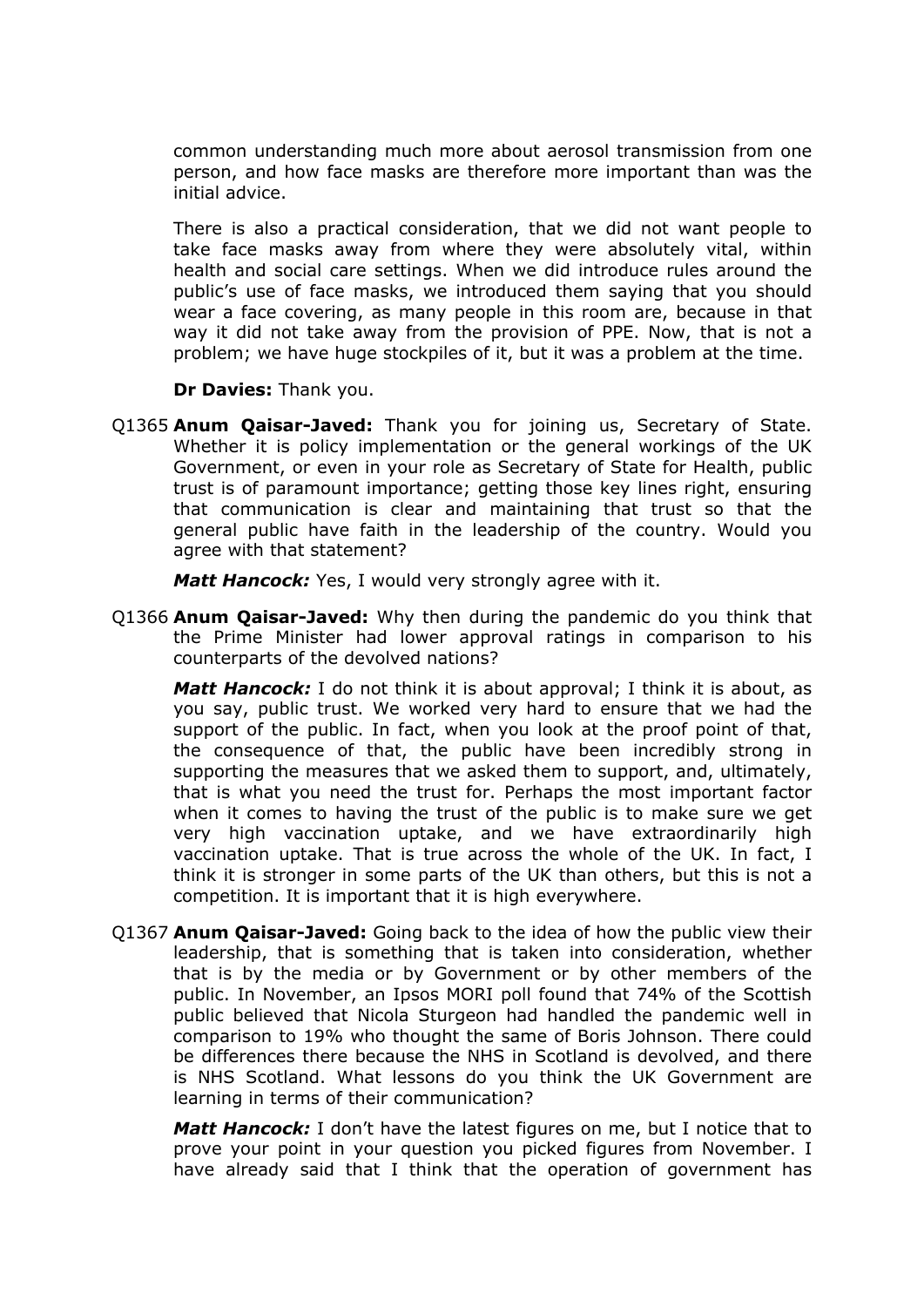common understanding much more about aerosol transmission from one person, and how face masks are therefore more important than was the initial advice.

There is also a practical consideration, that we did not want people to take face masks away from where they were absolutely vital, within health and social care settings. When we did introduce rules around the public's use of face masks, we introduced them saying that you should wear a face covering, as many people in this room are, because in that way it did not take away from the provision of PPE. Now, that is not a problem; we have huge stockpiles of it, but it was a problem at the time.

**Dr Davies:** Thank you.

Q1365 **Anum Qaisar-Javed:** Thank you for joining us, Secretary of State. Whether it is policy implementation or the general workings of the UK Government, or even in your role as Secretary of State for Health, public trust is of paramount importance; getting those key lines right, ensuring that communication is clear and maintaining that trust so that the general public have faith in the leadership of the country. Would you agree with that statement?

***Matt Hancock:*** Yes, I would very strongly agree with it.

Q1366 **Anum Qaisar-Javed:** Why then during the pandemic do you think that the Prime Minister had lower approval ratings in comparison to his counterparts of the devolved nations?

***Matt Hancock:*** I do not think it is about approval; I think it is about, as you say, public trust. We worked very hard to ensure that we had the support of the public. In fact, when you look at the proof point of that, the consequence of that, the public have been incredibly strong in supporting the measures that we asked them to support, and, ultimately, that is what you need the trust for. Perhaps the most important factor when it comes to having the trust of the public is to make sure we get very high vaccination uptake, and we have extraordinarily high vaccination uptake. That is true across the whole of the UK. In fact, I think it is stronger in some parts of the UK than others, but this is not a competition. It is important that it is high everywhere.

Q1367 **Anum Qaisar-Javed:** Going back to the idea of how the public view their leadership, that is something that is taken into consideration, whether that is by the media or by Government or by other members of the public. In November, an Ipsos MORI poll found that 74% of the Scottish public believed that Nicola Sturgeon had handled the pandemic well in comparison to 19% who thought the same of Boris Johnson. There could be differences there because the NHS in Scotland is devolved, and there is NHS Scotland. What lessons do you think the UK Government are learning in terms of their communication?

***Matt Hancock:*** I don't have the latest figures on me, but I notice that to prove your point in your question you picked figures from November. I have already said that I think that the operation of government has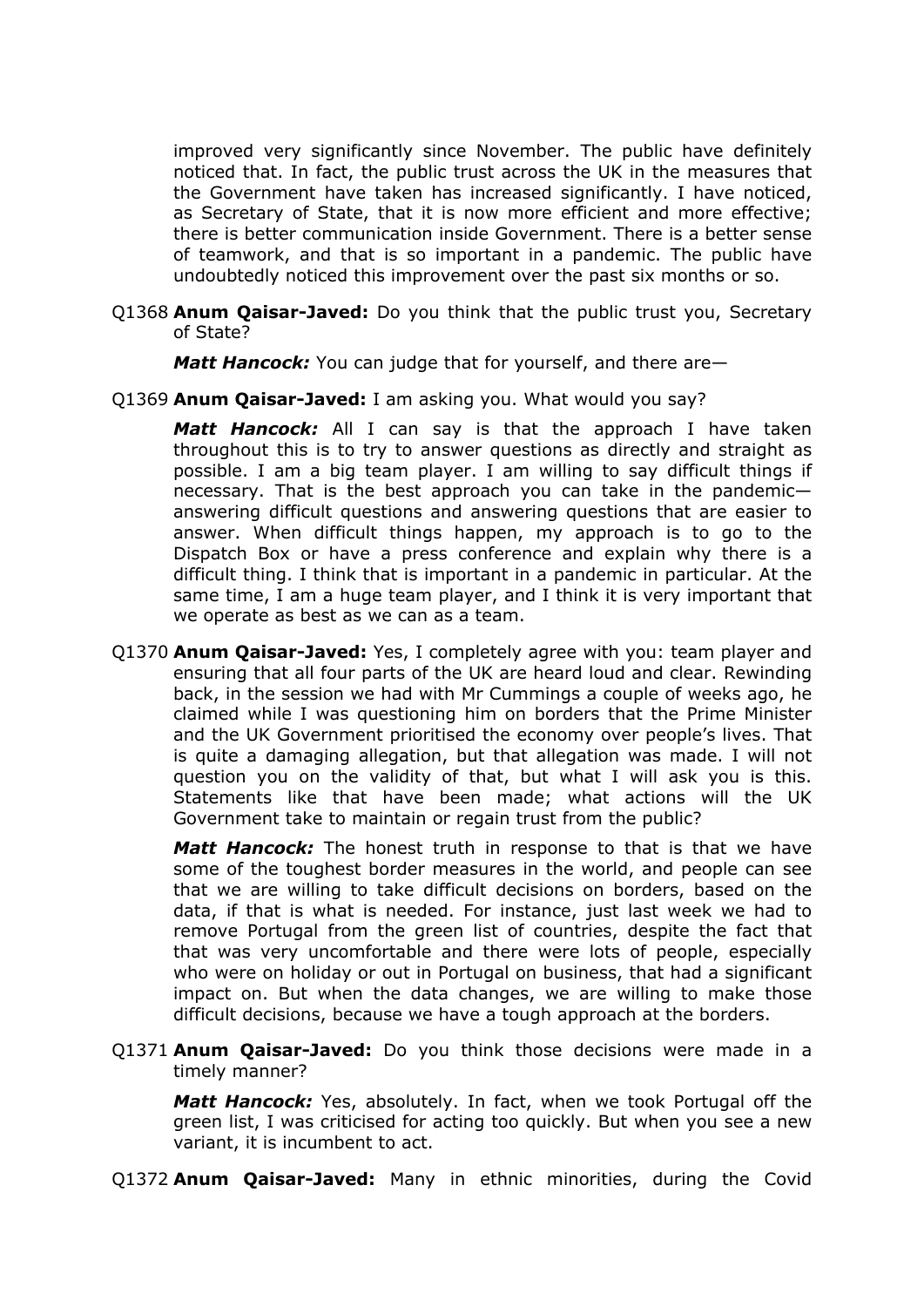improved very significantly since November. The public have definitely noticed that. In fact, the public trust across the UK in the measures that the Government have taken has increased significantly. I have noticed, as Secretary of State, that it is now more efficient and more effective; there is better communication inside Government. There is a better sense of teamwork, and that is so important in a pandemic. The public have undoubtedly noticed this improvement over the past six months or so.

Q1368 **Anum Qaisar-Javed:** Do you think that the public trust you, Secretary of State?

***Matt Hancock:*** You can judge that for yourself, and there are—

Q1369 **Anum Qaisar-Javed:** I am asking you. What would you say?

***Matt Hancock:*** All I can say is that the approach I have taken throughout this is to try to answer questions as directly and straight as possible. I am a big team player. I am willing to say difficult things if necessary. That is the best approach you can take in the pandemic—answering difficult questions and answering questions that are easier to answer. When difficult things happen, my approach is to go to the Dispatch Box or have a press conference and explain why there is a difficult thing. I think that is important in a pandemic in particular. At the same time, I am a huge team player, and I think it is very important that we operate as best as we can as a team.

Q1370 **Anum Qaisar-Javed:** Yes, I completely agree with you: team player and ensuring that all four parts of the UK are heard loud and clear. Rewinding back, in the session we had with Mr Cummings a couple of weeks ago, he claimed while I was questioning him on borders that the Prime Minister and the UK Government prioritised the economy over people's lives. That is quite a damaging allegation, but that allegation was made. I will not question you on the validity of that, but what I will ask you is this. Statements like that have been made; what actions will the UK Government take to maintain or regain trust from the public?

***Matt Hancock:*** The honest truth in response to that is that we have some of the toughest border measures in the world, and people can see that we are willing to take difficult decisions on borders, based on the data, if that is what is needed. For instance, just last week we had to remove Portugal from the green list of countries, despite the fact that that was very uncomfortable and there were lots of people, especially who were on holiday or out in Portugal on business, that had a significant impact on. But when the data changes, we are willing to make those difficult decisions, because we have a tough approach at the borders.

Q1371 **Anum Qaisar-Javed:** Do you think those decisions were made in a timely manner?

***Matt Hancock:*** Yes, absolutely. In fact, when we took Portugal off the green list, I was criticised for acting too quickly. But when you see a new variant, it is incumbent to act.

Q1372 **Anum Qaisar-Javed:** Many in ethnic minorities, during the Covid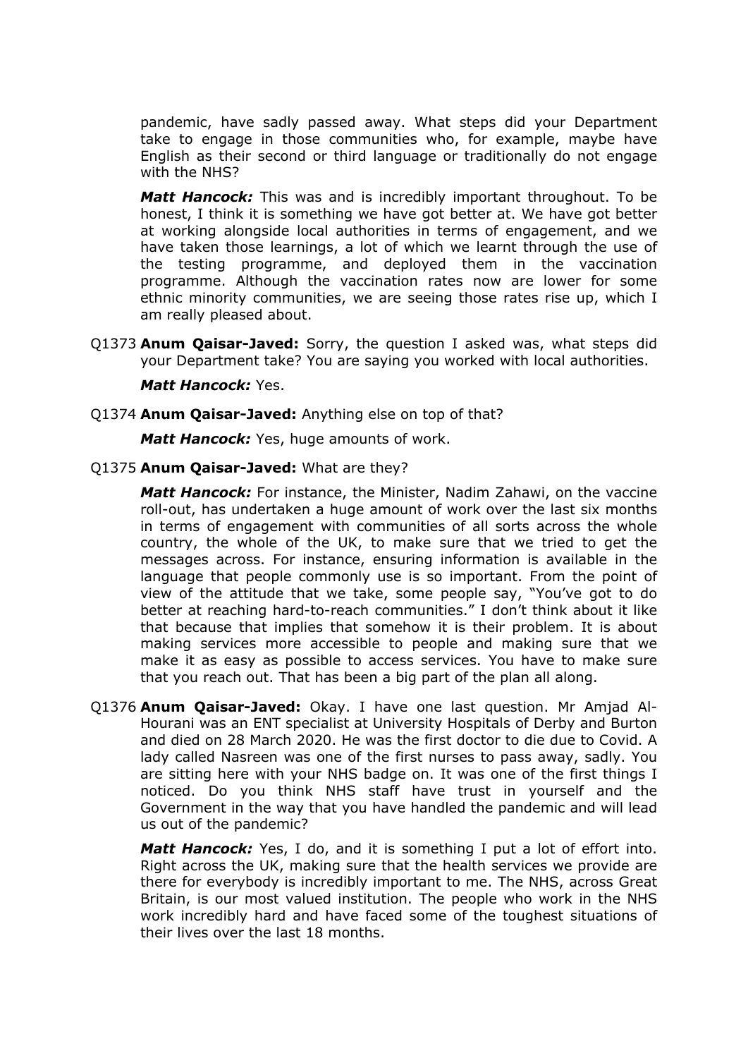pandemic, have sadly passed away. What steps did your Department take to engage in those communities who, for example, maybe have English as their second or third language or traditionally do not engage with the NHS?

***Matt Hancock:*** This was and is incredibly important throughout. To be honest, I think it is something we have got better at. We have got better at working alongside local authorities in terms of engagement, and we have taken those learnings, a lot of which we learnt through the use of the testing programme, and deployed them in the vaccination programme. Although the vaccination rates now are lower for some ethnic minority communities, we are seeing those rates rise up, which I am really pleased about.

Q1373 **Anum Qaisar-Javed:** Sorry, the question I asked was, what steps did your Department take? You are saying you worked with local authorities.

***Matt Hancock:*** Yes.

Q1374 **Anum Qaisar-Javed:** Anything else on top of that?

***Matt Hancock:*** Yes, huge amounts of work.

Q1375 **Anum Qaisar-Javed:** What are they?

***Matt Hancock:*** For instance, the Minister, Nadim Zahawi, on the vaccine roll-out, has undertaken a huge amount of work over the last six months in terms of engagement with communities of all sorts across the whole country, the whole of the UK, to make sure that we tried to get the messages across. For instance, ensuring information is available in the language that people commonly use is so important. From the point of view of the attitude that we take, some people say, "You've got to do better at reaching hard-to-reach communities." I don't think about it like that because that implies that somehow it is their problem. It is about making services more accessible to people and making sure that we make it as easy as possible to access services. You have to make sure that you reach out. That has been a big part of the plan all along.

Q1376 **Anum Qaisar-Javed:** Okay. I have one last question. Mr Amjad Al-Hourani was an ENT specialist at University Hospitals of Derby and Burton and died on 28 March 2020. He was the first doctor to die due to Covid. A lady called Nasreen was one of the first nurses to pass away, sadly. You are sitting here with your NHS badge on. It was one of the first things I noticed. Do you think NHS staff have trust in yourself and the Government in the way that you have handled the pandemic and will lead us out of the pandemic?

***Matt Hancock:*** Yes, I do, and it is something I put a lot of effort into. Right across the UK, making sure that the health services we provide are there for everybody is incredibly important to me. The NHS, across Great Britain, is our most valued institution. The people who work in the NHS work incredibly hard and have faced some of the toughest situations of their lives over the last 18 months.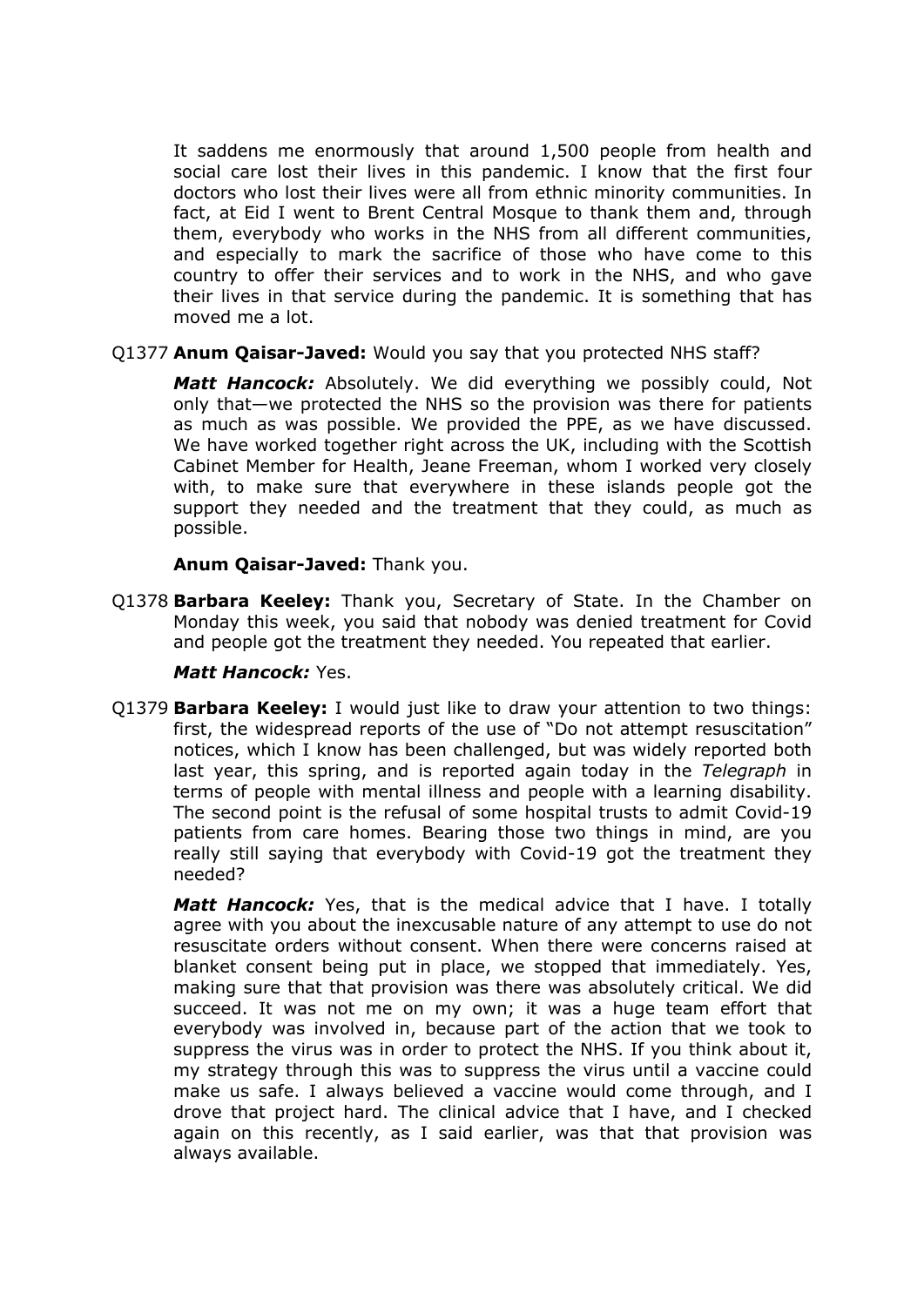It saddens me enormously that around 1,500 people from health and social care lost their lives in this pandemic. I know that the first four doctors who lost their lives were all from ethnic minority communities. In fact, at Eid I went to Brent Central Mosque to thank them and, through them, everybody who works in the NHS from all different communities, and especially to mark the sacrifice of those who have come to this country to offer their services and to work in the NHS, and who gave their lives in that service during the pandemic. It is something that has moved me a lot.

Q1377 **Anum Qaisar-Javed:** Would you say that you protected NHS staff?

***Matt Hancock:*** Absolutely. We did everything we possibly could, Not only that—we protected the NHS so the provision was there for patients as much as was possible. We provided the PPE, as we have discussed. We have worked together right across the UK, including with the Scottish Cabinet Member for Health, Jeane Freeman, whom I worked very closely with, to make sure that everywhere in these islands people got the support they needed and the treatment that they could, as much as possible.

**Anum Qaisar-Javed:** Thank you.

Q1378 **Barbara Keeley:** Thank you, Secretary of State. In the Chamber on Monday this week, you said that nobody was denied treatment for Covid and people got the treatment they needed. You repeated that earlier.

***Matt Hancock:*** Yes.

Q1379 **Barbara Keeley:** I would just like to draw your attention to two things: first, the widespread reports of the use of "Do not attempt resuscitation" notices, which I know has been challenged, but was widely reported both last year, this spring, and is reported again today in the *Telegraph* in terms of people with mental illness and people with a learning disability. The second point is the refusal of some hospital trusts to admit Covid-19 patients from care homes. Bearing those two things in mind, are you really still saying that everybody with Covid-19 got the treatment they needed?

***Matt Hancock:*** Yes, that is the medical advice that I have. I totally agree with you about the inexcusable nature of any attempt to use do not resuscitate orders without consent. When there were concerns raised at blanket consent being put in place, we stopped that immediately. Yes, making sure that that provision was there was absolutely critical. We did succeed. It was not me on my own; it was a huge team effort that everybody was involved in, because part of the action that we took to suppress the virus was in order to protect the NHS. If you think about it, my strategy through this was to suppress the virus until a vaccine could make us safe. I always believed a vaccine would come through, and I drove that project hard. The clinical advice that I have, and I checked again on this recently, as I said earlier, was that that provision was always available.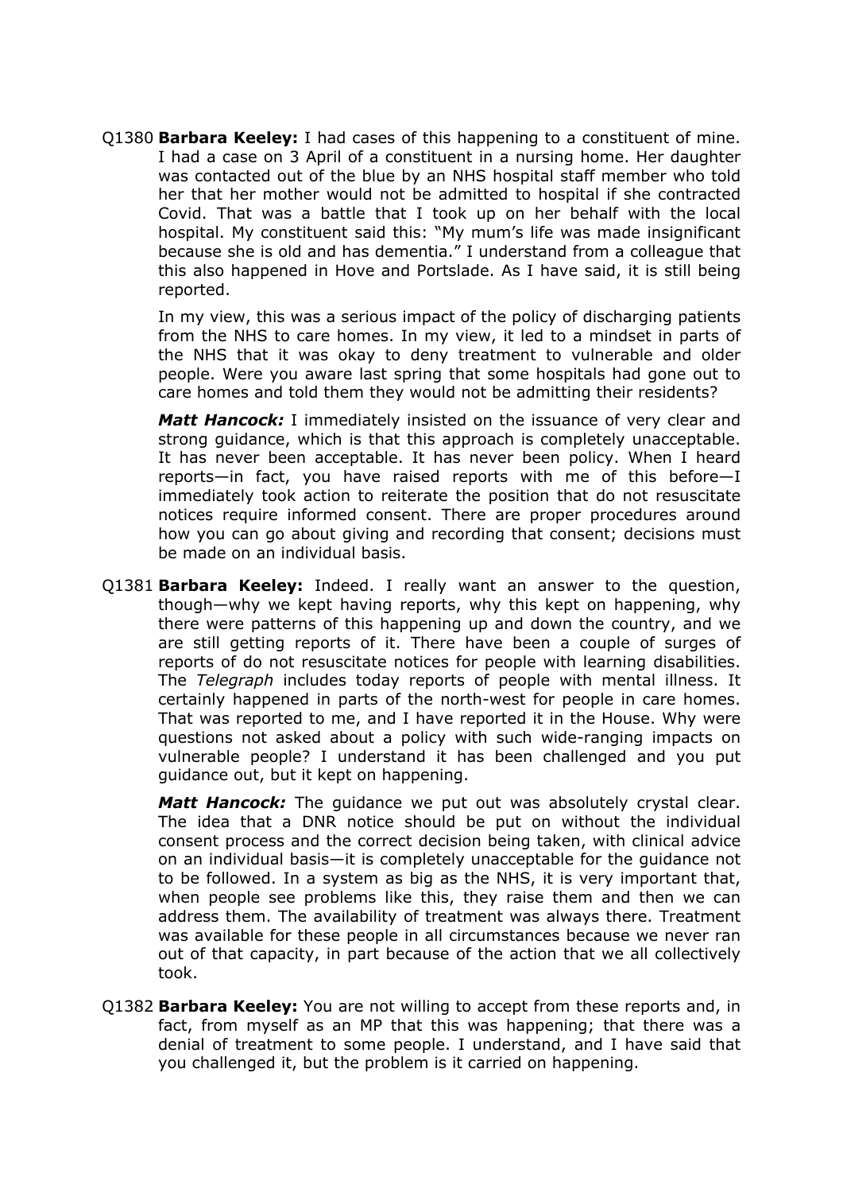Q1380 **Barbara Keeley:** I had cases of this happening to a constituent of mine. I had a case on 3 April of a constituent in a nursing home. Her daughter was contacted out of the blue by an NHS hospital staff member who told her that her mother would not be admitted to hospital if she contracted Covid. That was a battle that I took up on her behalf with the local hospital. My constituent said this: "My mum's life was made insignificant because she is old and has dementia." I understand from a colleague that this also happened in Hove and Portslade. As I have said, it is still being reported.

In my view, this was a serious impact of the policy of discharging patients from the NHS to care homes. In my view, it led to a mindset in parts of the NHS that it was okay to deny treatment to vulnerable and older people. Were you aware last spring that some hospitals had gone out to care homes and told them they would not be admitting their residents?

***Matt Hancock:*** I immediately insisted on the issuance of very clear and strong guidance, which is that this approach is completely unacceptable. It has never been acceptable. It has never been policy. When I heard reports—in fact, you have raised reports with me of this before—I immediately took action to reiterate the position that do not resuscitate notices require informed consent. There are proper procedures around how you can go about giving and recording that consent; decisions must be made on an individual basis.

Q1381 **Barbara Keeley:** Indeed. I really want an answer to the question, though—why we kept having reports, why this kept on happening, why there were patterns of this happening up and down the country, and we are still getting reports of it. There have been a couple of surges of reports of do not resuscitate notices for people with learning disabilities. The *Telegraph* includes today reports of people with mental illness. It certainly happened in parts of the north-west for people in care homes. That was reported to me, and I have reported it in the House. Why were questions not asked about a policy with such wide-ranging impacts on vulnerable people? I understand it has been challenged and you put guidance out, but it kept on happening.

***Matt Hancock:*** The guidance we put out was absolutely crystal clear. The idea that a DNR notice should be put on without the individual consent process and the correct decision being taken, with clinical advice on an individual basis—it is completely unacceptable for the guidance not to be followed. In a system as big as the NHS, it is very important that, when people see problems like this, they raise them and then we can address them. The availability of treatment was always there. Treatment was available for these people in all circumstances because we never ran out of that capacity, in part because of the action that we all collectively took.

Q1382 **Barbara Keeley:** You are not willing to accept from these reports and, in fact, from myself as an MP that this was happening; that there was a denial of treatment to some people. I understand, and I have said that you challenged it, but the problem is it carried on happening.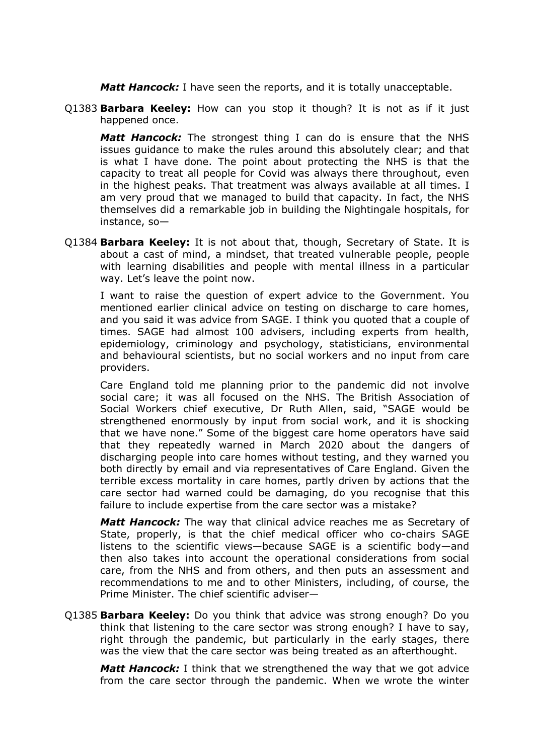***Matt Hancock:*** I have seen the reports, and it is totally unacceptable.

Q1383 **Barbara Keeley:** How can you stop it though? It is not as if it just happened once.

***Matt Hancock:*** The strongest thing I can do is ensure that the NHS issues guidance to make the rules around this absolutely clear; and that is what I have done. The point about protecting the NHS is that the capacity to treat all people for Covid was always there throughout, even in the highest peaks. That treatment was always available at all times. I am very proud that we managed to build that capacity. In fact, the NHS themselves did a remarkable job in building the Nightingale hospitals, for instance, so—

Q1384 **Barbara Keeley:** It is not about that, though, Secretary of State. It is about a cast of mind, a mindset, that treated vulnerable people, people with learning disabilities and people with mental illness in a particular way. Let's leave the point now.

I want to raise the question of expert advice to the Government. You mentioned earlier clinical advice on testing on discharge to care homes, and you said it was advice from SAGE. I think you quoted that a couple of times. SAGE had almost 100 advisers, including experts from health, epidemiology, criminology and psychology, statisticians, environmental and behavioural scientists, but no social workers and no input from care providers.

Care England told me planning prior to the pandemic did not involve social care; it was all focused on the NHS. The British Association of Social Workers chief executive, Dr Ruth Allen, said, "SAGE would be strengthened enormously by input from social work, and it is shocking that we have none." Some of the biggest care home operators have said that they repeatedly warned in March 2020 about the dangers of discharging people into care homes without testing, and they warned you both directly by email and via representatives of Care England. Given the terrible excess mortality in care homes, partly driven by actions that the care sector had warned could be damaging, do you recognise that this failure to include expertise from the care sector was a mistake?

***Matt Hancock:*** The way that clinical advice reaches me as Secretary of State, properly, is that the chief medical officer who co-chairs SAGE listens to the scientific views—because SAGE is a scientific body—and then also takes into account the operational considerations from social care, from the NHS and from others, and then puts an assessment and recommendations to me and to other Ministers, including, of course, the Prime Minister. The chief scientific adviser—

Q1385 **Barbara Keeley:** Do you think that advice was strong enough? Do you think that listening to the care sector was strong enough? I have to say, right through the pandemic, but particularly in the early stages, there was the view that the care sector was being treated as an afterthought.

***Matt Hancock:*** I think that we strengthened the way that we got advice from the care sector through the pandemic. When we wrote the winter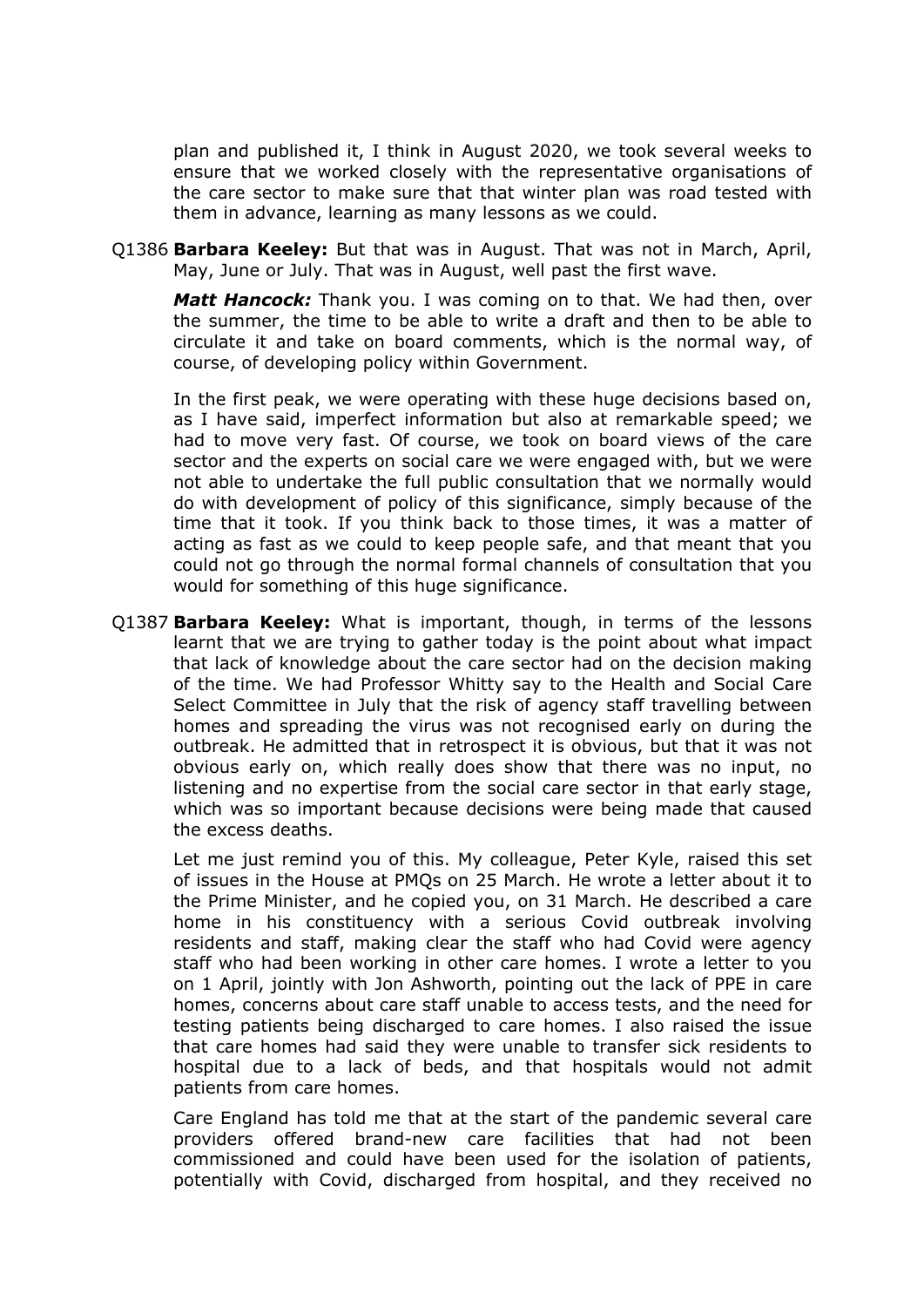plan and published it, I think in August 2020, we took several weeks to ensure that we worked closely with the representative organisations of the care sector to make sure that that winter plan was road tested with them in advance, learning as many lessons as we could.

Q1386 **Barbara Keeley:** But that was in August. That was not in March, April, May, June or July. That was in August, well past the first wave.

***Matt Hancock:*** Thank you. I was coming on to that. We had then, over the summer, the time to be able to write a draft and then to be able to circulate it and take on board comments, which is the normal way, of course, of developing policy within Government.

In the first peak, we were operating with these huge decisions based on, as I have said, imperfect information but also at remarkable speed; we had to move very fast. Of course, we took on board views of the care sector and the experts on social care we were engaged with, but we were not able to undertake the full public consultation that we normally would do with development of policy of this significance, simply because of the time that it took. If you think back to those times, it was a matter of acting as fast as we could to keep people safe, and that meant that you could not go through the normal formal channels of consultation that you would for something of this huge significance.

Q1387 **Barbara Keeley:** What is important, though, in terms of the lessons learnt that we are trying to gather today is the point about what impact that lack of knowledge about the care sector had on the decision making of the time. We had Professor Whitty say to the Health and Social Care Select Committee in July that the risk of agency staff travelling between homes and spreading the virus was not recognised early on during the outbreak. He admitted that in retrospect it is obvious, but that it was not obvious early on, which really does show that there was no input, no listening and no expertise from the social care sector in that early stage, which was so important because decisions were being made that caused the excess deaths.

Let me just remind you of this. My colleague, Peter Kyle, raised this set of issues in the House at PMQs on 25 March. He wrote a letter about it to the Prime Minister, and he copied you, on 31 March. He described a care home in his constituency with a serious Covid outbreak involving residents and staff, making clear the staff who had Covid were agency staff who had been working in other care homes. I wrote a letter to you on 1 April, jointly with Jon Ashworth, pointing out the lack of PPE in care homes, concerns about care staff unable to access tests, and the need for testing patients being discharged to care homes. I also raised the issue that care homes had said they were unable to transfer sick residents to hospital due to a lack of beds, and that hospitals would not admit patients from care homes.

Care England has told me that at the start of the pandemic several care providers offered brand-new care facilities that had not been commissioned and could have been used for the isolation of patients, potentially with Covid, discharged from hospital, and they received no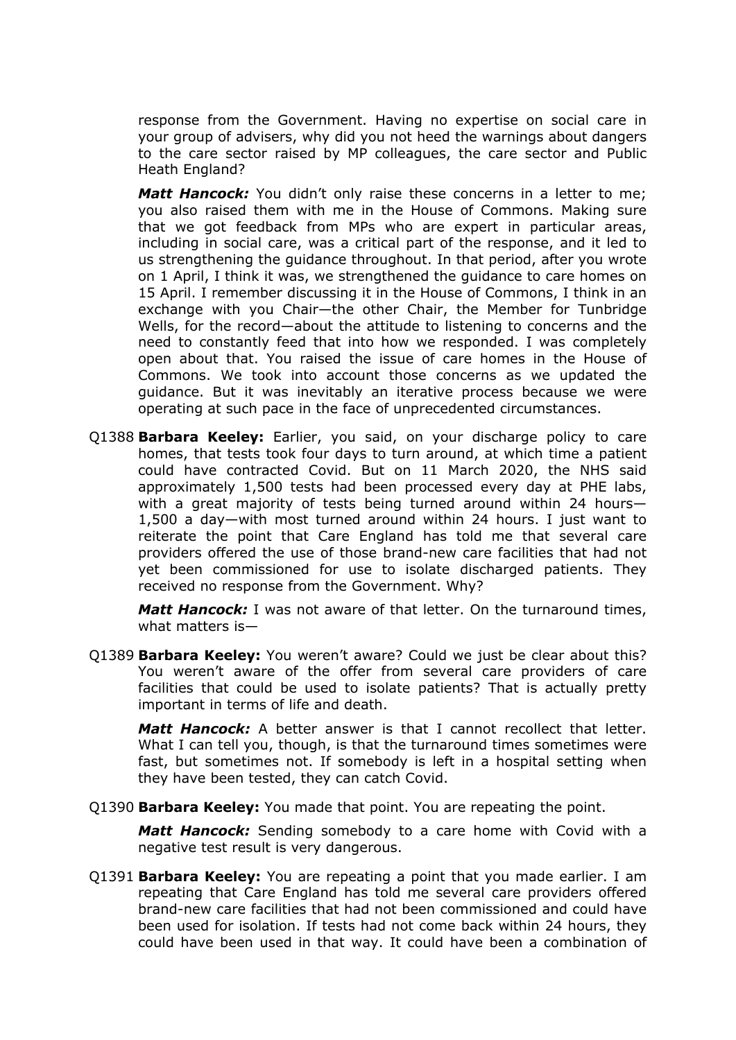response from the Government. Having no expertise on social care in your group of advisers, why did you not heed the warnings about dangers to the care sector raised by MP colleagues, the care sector and Public Heath England?

***Matt Hancock:*** You didn't only raise these concerns in a letter to me; you also raised them with me in the House of Commons. Making sure that we got feedback from MPs who are expert in particular areas, including in social care, was a critical part of the response, and it led to us strengthening the guidance throughout. In that period, after you wrote on 1 April, I think it was, we strengthened the guidance to care homes on 15 April. I remember discussing it in the House of Commons, I think in an exchange with you Chair—the other Chair, the Member for Tunbridge Wells, for the record—about the attitude to listening to concerns and the need to constantly feed that into how we responded. I was completely open about that. You raised the issue of care homes in the House of Commons. We took into account those concerns as we updated the guidance. But it was inevitably an iterative process because we were operating at such pace in the face of unprecedented circumstances.

Q1388 **Barbara Keeley:** Earlier, you said, on your discharge policy to care homes, that tests took four days to turn around, at which time a patient could have contracted Covid. But on 11 March 2020, the NHS said approximately 1,500 tests had been processed every day at PHE labs, with a great majority of tests being turned around within 24 hours—1,500 a day—with most turned around within 24 hours. I just want to reiterate the point that Care England has told me that several care providers offered the use of those brand-new care facilities that had not yet been commissioned for use to isolate discharged patients. They received no response from the Government. Why?

***Matt Hancock:*** I was not aware of that letter. On the turnaround times, what matters is—

Q1389 **Barbara Keeley:** You weren't aware? Could we just be clear about this? You weren't aware of the offer from several care providers of care facilities that could be used to isolate patients? That is actually pretty important in terms of life and death.

***Matt Hancock:*** A better answer is that I cannot recollect that letter. What I can tell you, though, is that the turnaround times sometimes were fast, but sometimes not. If somebody is left in a hospital setting when they have been tested, they can catch Covid.

Q1390 **Barbara Keeley:** You made that point. You are repeating the point.

***Matt Hancock:*** Sending somebody to a care home with Covid with a negative test result is very dangerous.

Q1391 **Barbara Keeley:** You are repeating a point that you made earlier. I am repeating that Care England has told me several care providers offered brand-new care facilities that had not been commissioned and could have been used for isolation. If tests had not come back within 24 hours, they could have been used in that way. It could have been a combination of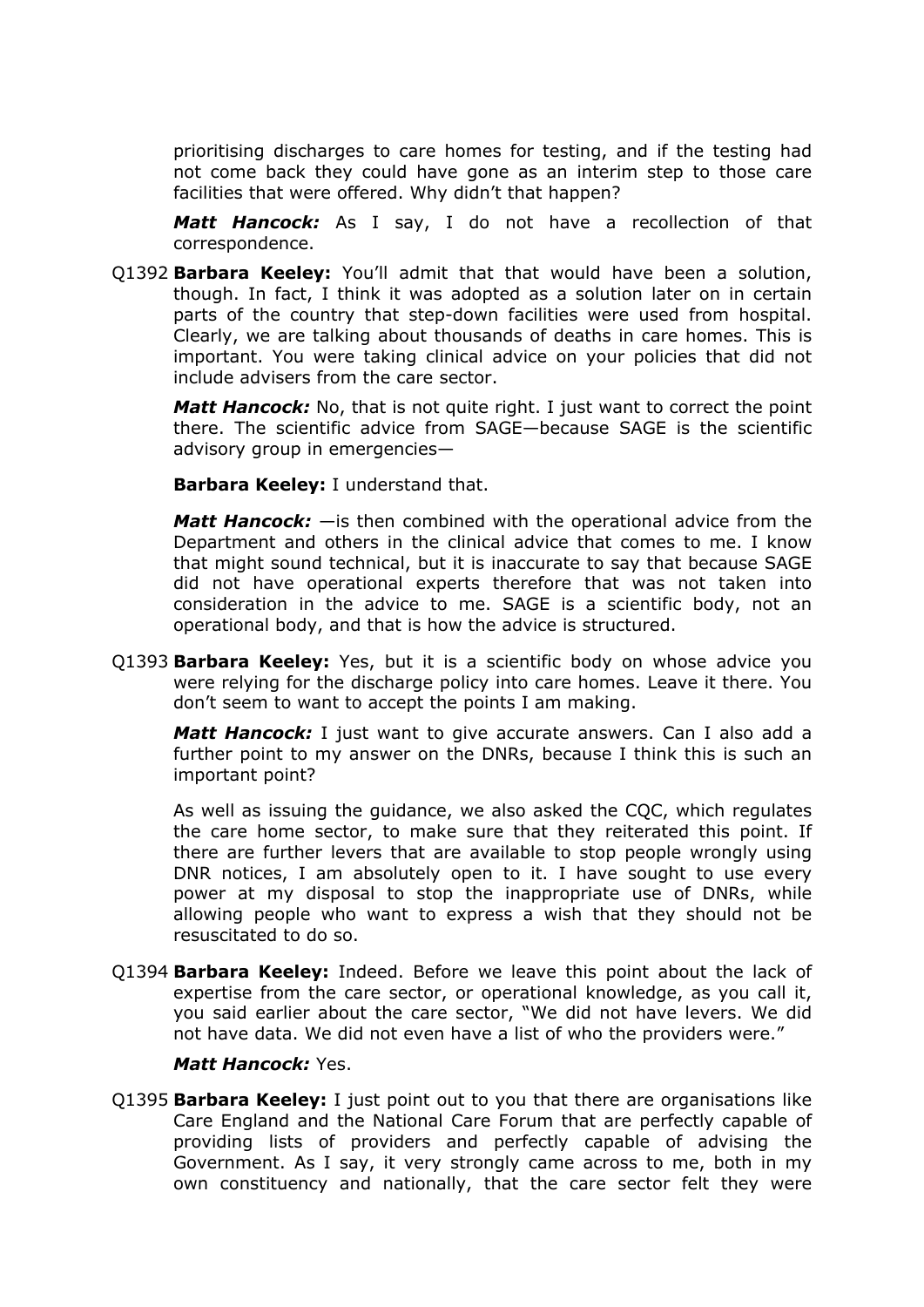prioritising discharges to care homes for testing, and if the testing had not come back they could have gone as an interim step to those care facilities that were offered. Why didn't that happen?

***Matt Hancock:*** As I say, I do not have a recollection of that correspondence.

Q1392 **Barbara Keeley:** You'll admit that that would have been a solution, though. In fact, I think it was adopted as a solution later on in certain parts of the country that step-down facilities were used from hospital. Clearly, we are talking about thousands of deaths in care homes. This is important. You were taking clinical advice on your policies that did not include advisers from the care sector.

***Matt Hancock:*** No, that is not quite right. I just want to correct the point there. The scientific advice from SAGE—because SAGE is the scientific advisory group in emergencies—

**Barbara Keeley:** I understand that.

***Matt Hancock:*** —is then combined with the operational advice from the Department and others in the clinical advice that comes to me. I know that might sound technical, but it is inaccurate to say that because SAGE did not have operational experts therefore that was not taken into consideration in the advice to me. SAGE is a scientific body, not an operational body, and that is how the advice is structured.

Q1393 **Barbara Keeley:** Yes, but it is a scientific body on whose advice you were relying for the discharge policy into care homes. Leave it there. You don't seem to want to accept the points I am making.

***Matt Hancock:*** I just want to give accurate answers. Can I also add a further point to my answer on the DNRs, because I think this is such an important point?

As well as issuing the guidance, we also asked the CQC, which regulates the care home sector, to make sure that they reiterated this point. If there are further levers that are available to stop people wrongly using DNR notices, I am absolutely open to it. I have sought to use every power at my disposal to stop the inappropriate use of DNRs, while allowing people who want to express a wish that they should not be resuscitated to do so.

Q1394 **Barbara Keeley:** Indeed. Before we leave this point about the lack of expertise from the care sector, or operational knowledge, as you call it, you said earlier about the care sector, "We did not have levers. We did not have data. We did not even have a list of who the providers were."

***Matt Hancock:*** Yes.

Q1395 **Barbara Keeley:** I just point out to you that there are organisations like Care England and the National Care Forum that are perfectly capable of providing lists of providers and perfectly capable of advising the Government. As I say, it very strongly came across to me, both in my own constituency and nationally, that the care sector felt they were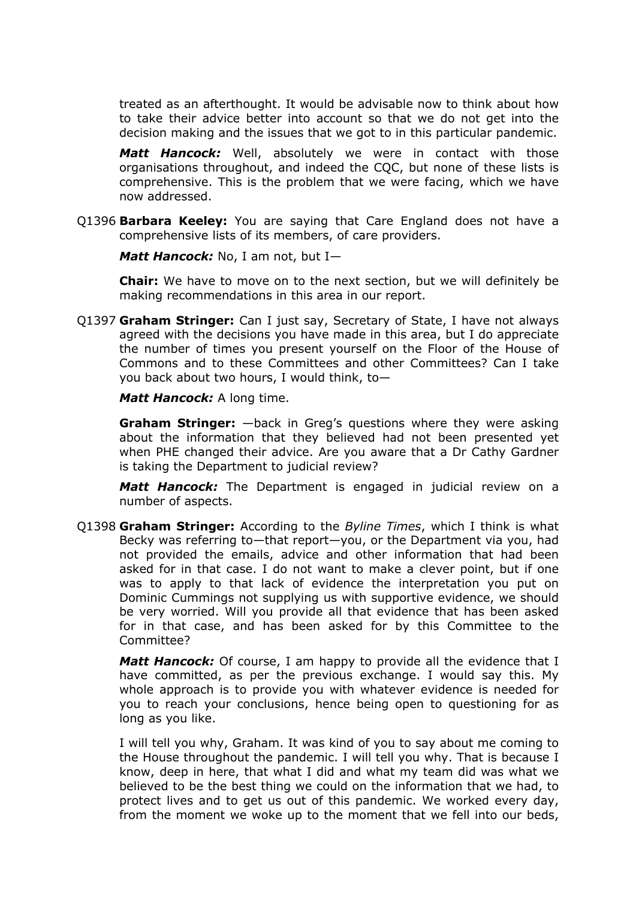treated as an afterthought. It would be advisable now to think about how to take their advice better into account so that we do not get into the decision making and the issues that we got to in this particular pandemic.

***Matt Hancock:*** Well, absolutely we were in contact with those organisations throughout, and indeed the CQC, but none of these lists is comprehensive. This is the problem that we were facing, which we have now addressed.

Q1396 **Barbara Keeley:** You are saying that Care England does not have a comprehensive lists of its members, of care providers.

***Matt Hancock:*** No, I am not, but I—

**Chair:** We have to move on to the next section, but we will definitely be making recommendations in this area in our report.

Q1397 **Graham Stringer:** Can I just say, Secretary of State, I have not always agreed with the decisions you have made in this area, but I do appreciate the number of times you present yourself on the Floor of the House of Commons and to these Committees and other Committees? Can I take you back about two hours, I would think, to—

***Matt Hancock:*** A long time.

**Graham Stringer:** —back in Greg's questions where they were asking about the information that they believed had not been presented yet when PHE changed their advice. Are you aware that a Dr Cathy Gardner is taking the Department to judicial review?

***Matt Hancock:*** The Department is engaged in judicial review on a number of aspects.

Q1398 **Graham Stringer:** According to the *Byline Times*, which I think is what Becky was referring to—that report—you, or the Department via you, had not provided the emails, advice and other information that had been asked for in that case. I do not want to make a clever point, but if one was to apply to that lack of evidence the interpretation you put on Dominic Cummings not supplying us with supportive evidence, we should be very worried. Will you provide all that evidence that has been asked for in that case, and has been asked for by this Committee to the Committee?

***Matt Hancock:*** Of course, I am happy to provide all the evidence that I have committed, as per the previous exchange. I would say this. My whole approach is to provide you with whatever evidence is needed for you to reach your conclusions, hence being open to questioning for as long as you like.

I will tell you why, Graham. It was kind of you to say about me coming to the House throughout the pandemic. I will tell you why. That is because I know, deep in here, that what I did and what my team did was what we believed to be the best thing we could on the information that we had, to protect lives and to get us out of this pandemic. We worked every day, from the moment we woke up to the moment that we fell into our beds,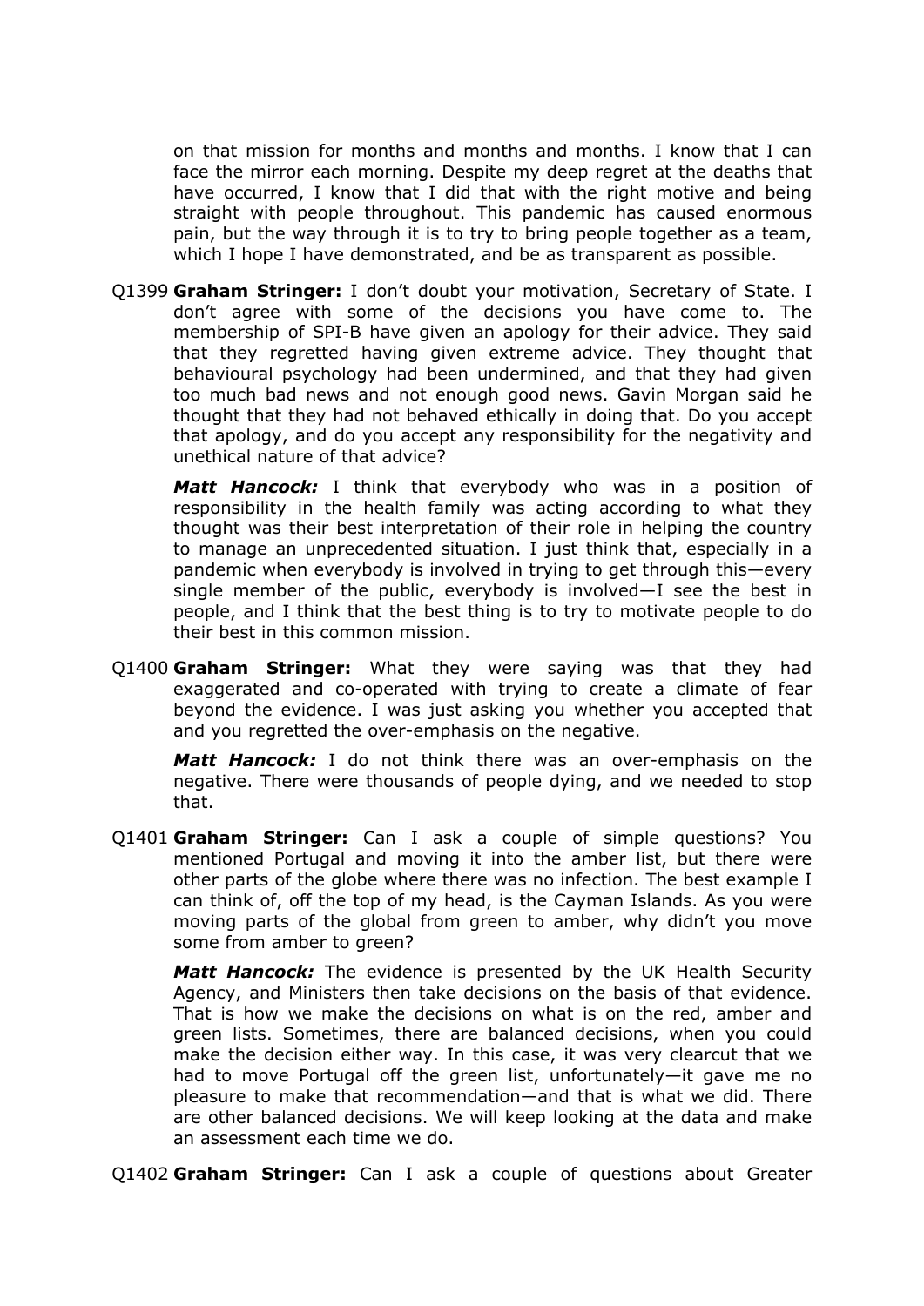on that mission for months and months and months. I know that I can face the mirror each morning. Despite my deep regret at the deaths that have occurred, I know that I did that with the right motive and being straight with people throughout. This pandemic has caused enormous pain, but the way through it is to try to bring people together as a team, which I hope I have demonstrated, and be as transparent as possible.

Q1399 **Graham Stringer:** I don't doubt your motivation, Secretary of State. I don't agree with some of the decisions you have come to. The membership of SPI-B have given an apology for their advice. They said that they regretted having given extreme advice. They thought that behavioural psychology had been undermined, and that they had given too much bad news and not enough good news. Gavin Morgan said he thought that they had not behaved ethically in doing that. Do you accept that apology, and do you accept any responsibility for the negativity and unethical nature of that advice?

***Matt Hancock:*** I think that everybody who was in a position of responsibility in the health family was acting according to what they thought was their best interpretation of their role in helping the country to manage an unprecedented situation. I just think that, especially in a pandemic when everybody is involved in trying to get through this—every single member of the public, everybody is involved—I see the best in people, and I think that the best thing is to try to motivate people to do their best in this common mission.

Q1400 **Graham Stringer:** What they were saying was that they had exaggerated and co-operated with trying to create a climate of fear beyond the evidence. I was just asking you whether you accepted that and you regretted the over-emphasis on the negative.

***Matt Hancock:*** I do not think there was an over-emphasis on the negative. There were thousands of people dying, and we needed to stop that.

Q1401 **Graham Stringer:** Can I ask a couple of simple questions? You mentioned Portugal and moving it into the amber list, but there were other parts of the globe where there was no infection. The best example I can think of, off the top of my head, is the Cayman Islands. As you were moving parts of the global from green to amber, why didn't you move some from amber to green?

***Matt Hancock:*** The evidence is presented by the UK Health Security Agency, and Ministers then take decisions on the basis of that evidence. That is how we make the decisions on what is on the red, amber and green lists. Sometimes, there are balanced decisions, when you could make the decision either way. In this case, it was very clearcut that we had to move Portugal off the green list, unfortunately—it gave me no pleasure to make that recommendation—and that is what we did. There are other balanced decisions. We will keep looking at the data and make an assessment each time we do.

Q1402 **Graham Stringer:** Can I ask a couple of questions about Greater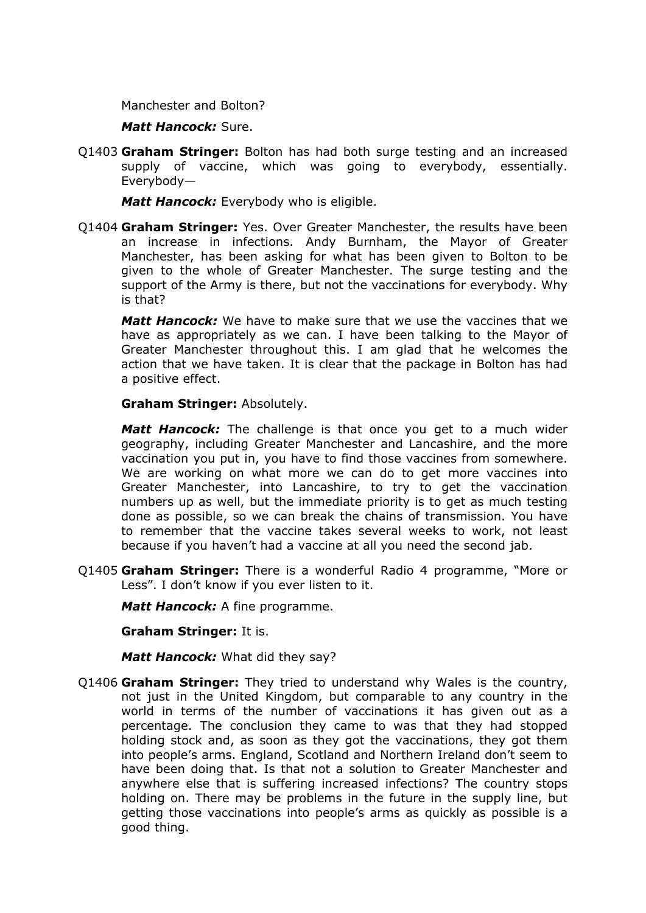Manchester and Bolton?

***Matt Hancock:*** Sure.

Q1403 **Graham Stringer:** Bolton has had both surge testing and an increased supply of vaccine, which was going to everybody, essentially. Everybody—

***Matt Hancock:*** Everybody who is eligible.

Q1404 **Graham Stringer:** Yes. Over Greater Manchester, the results have been an increase in infections. Andy Burnham, the Mayor of Greater Manchester, has been asking for what has been given to Bolton to be given to the whole of Greater Manchester. The surge testing and the support of the Army is there, but not the vaccinations for everybody. Why is that?

***Matt Hancock:*** We have to make sure that we use the vaccines that we have as appropriately as we can. I have been talking to the Mayor of Greater Manchester throughout this. I am glad that he welcomes the action that we have taken. It is clear that the package in Bolton has had a positive effect.

**Graham Stringer:** Absolutely.

***Matt Hancock:*** The challenge is that once you get to a much wider geography, including Greater Manchester and Lancashire, and the more vaccination you put in, you have to find those vaccines from somewhere. We are working on what more we can do to get more vaccines into Greater Manchester, into Lancashire, to try to get the vaccination numbers up as well, but the immediate priority is to get as much testing done as possible, so we can break the chains of transmission. You have to remember that the vaccine takes several weeks to work, not least because if you haven't had a vaccine at all you need the second jab.

Q1405 **Graham Stringer:** There is a wonderful Radio 4 programme, "More or Less". I don't know if you ever listen to it.

***Matt Hancock:*** A fine programme.

**Graham Stringer:** It is.

***Matt Hancock:*** What did they say?

Q1406 **Graham Stringer:** They tried to understand why Wales is the country, not just in the United Kingdom, but comparable to any country in the world in terms of the number of vaccinations it has given out as a percentage. The conclusion they came to was that they had stopped holding stock and, as soon as they got the vaccinations, they got them into people's arms. England, Scotland and Northern Ireland don't seem to have been doing that. Is that not a solution to Greater Manchester and anywhere else that is suffering increased infections? The country stops holding on. There may be problems in the future in the supply line, but getting those vaccinations into people's arms as quickly as possible is a good thing.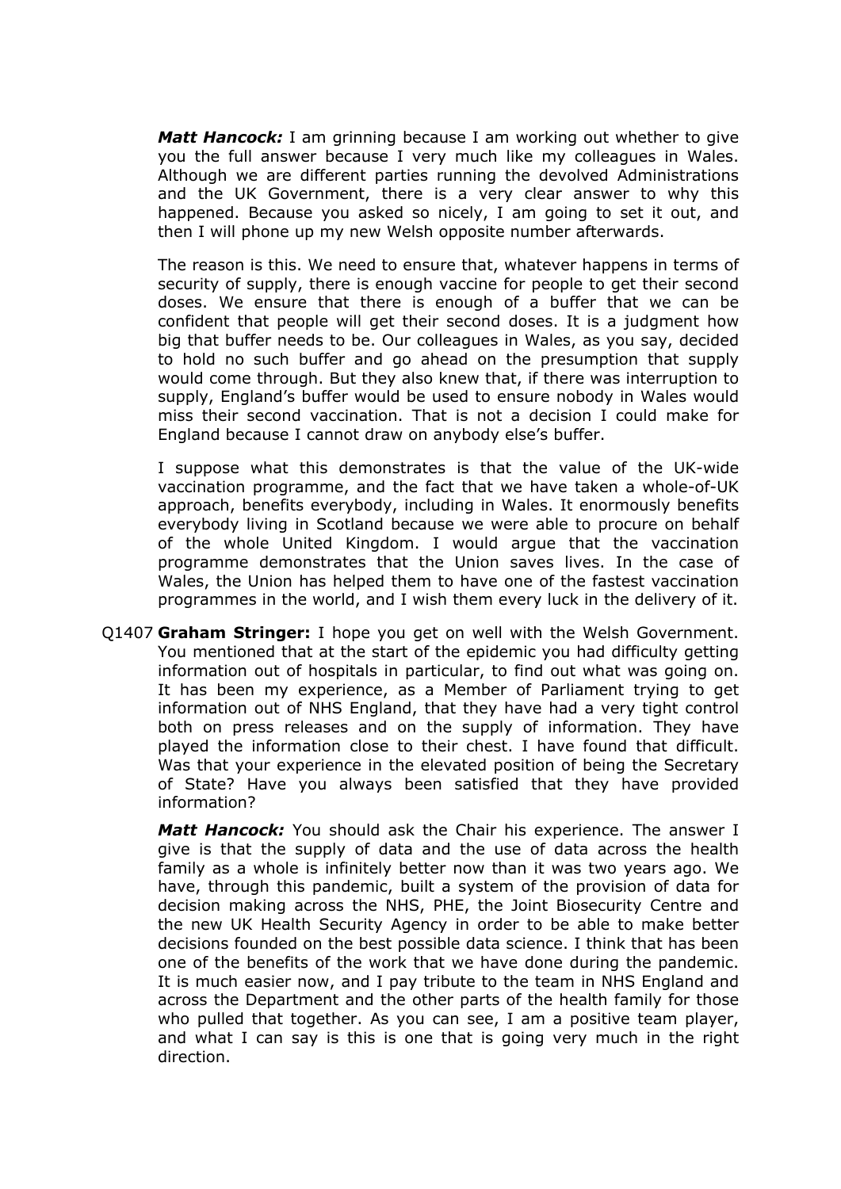***Matt Hancock:*** I am grinning because I am working out whether to give you the full answer because I very much like my colleagues in Wales. Although we are different parties running the devolved Administrations and the UK Government, there is a very clear answer to why this happened. Because you asked so nicely, I am going to set it out, and then I will phone up my new Welsh opposite number afterwards.

The reason is this. We need to ensure that, whatever happens in terms of security of supply, there is enough vaccine for people to get their second doses. We ensure that there is enough of a buffer that we can be confident that people will get their second doses. It is a judgment how big that buffer needs to be. Our colleagues in Wales, as you say, decided to hold no such buffer and go ahead on the presumption that supply would come through. But they also knew that, if there was interruption to supply, England's buffer would be used to ensure nobody in Wales would miss their second vaccination. That is not a decision I could make for England because I cannot draw on anybody else's buffer.

I suppose what this demonstrates is that the value of the UK-wide vaccination programme, and the fact that we have taken a whole-of-UK approach, benefits everybody, including in Wales. It enormously benefits everybody living in Scotland because we were able to procure on behalf of the whole United Kingdom. I would argue that the vaccination programme demonstrates that the Union saves lives. In the case of Wales, the Union has helped them to have one of the fastest vaccination programmes in the world, and I wish them every luck in the delivery of it.

Q1407 **Graham Stringer:** I hope you get on well with the Welsh Government. You mentioned that at the start of the epidemic you had difficulty getting information out of hospitals in particular, to find out what was going on. It has been my experience, as a Member of Parliament trying to get information out of NHS England, that they have had a very tight control both on press releases and on the supply of information. They have played the information close to their chest. I have found that difficult. Was that your experience in the elevated position of being the Secretary of State? Have you always been satisfied that they have provided information?

***Matt Hancock:*** You should ask the Chair his experience. The answer I give is that the supply of data and the use of data across the health family as a whole is infinitely better now than it was two years ago. We have, through this pandemic, built a system of the provision of data for decision making across the NHS, PHE, the Joint Biosecurity Centre and the new UK Health Security Agency in order to be able to make better decisions founded on the best possible data science. I think that has been one of the benefits of the work that we have done during the pandemic. It is much easier now, and I pay tribute to the team in NHS England and across the Department and the other parts of the health family for those who pulled that together. As you can see, I am a positive team player, and what I can say is this is one that is going very much in the right direction.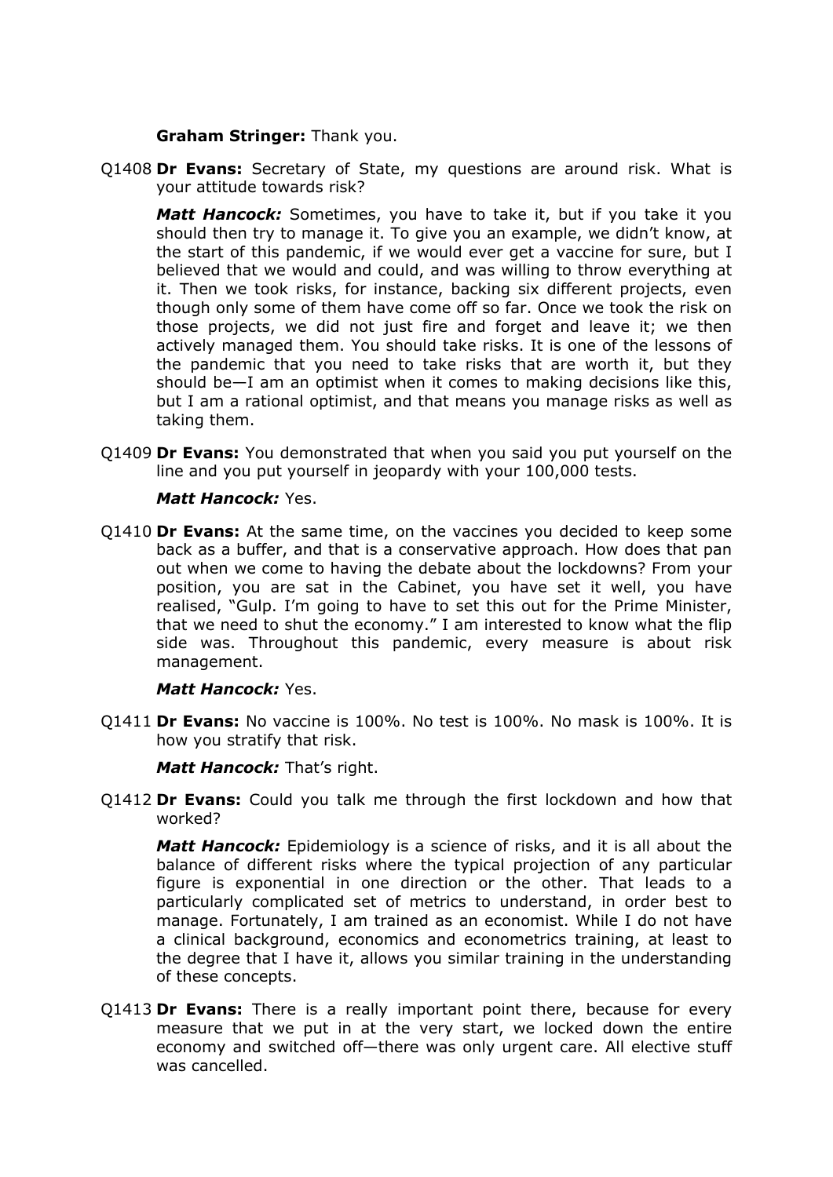**Graham Stringer:** Thank you.

Q1408 **Dr Evans:** Secretary of State, my questions are around risk. What is your attitude towards risk?

***Matt Hancock:*** Sometimes, you have to take it, but if you take it you should then try to manage it. To give you an example, we didn't know, at the start of this pandemic, if we would ever get a vaccine for sure, but I believed that we would and could, and was willing to throw everything at it. Then we took risks, for instance, backing six different projects, even though only some of them have come off so far. Once we took the risk on those projects, we did not just fire and forget and leave it; we then actively managed them. You should take risks. It is one of the lessons of the pandemic that you need to take risks that are worth it, but they should be—I am an optimist when it comes to making decisions like this, but I am a rational optimist, and that means you manage risks as well as taking them.

Q1409 **Dr Evans:** You demonstrated that when you said you put yourself on the line and you put yourself in jeopardy with your 100,000 tests.

***Matt Hancock:*** Yes.

Q1410 **Dr Evans:** At the same time, on the vaccines you decided to keep some back as a buffer, and that is a conservative approach. How does that pan out when we come to having the debate about the lockdowns? From your position, you are sat in the Cabinet, you have set it well, you have realised, "Gulp. I'm going to have to set this out for the Prime Minister, that we need to shut the economy." I am interested to know what the flip side was. Throughout this pandemic, every measure is about risk management.

***Matt Hancock:*** Yes.

Q1411 **Dr Evans:** No vaccine is 100%. No test is 100%. No mask is 100%. It is how you stratify that risk.

***Matt Hancock:*** That's right.

Q1412 **Dr Evans:** Could you talk me through the first lockdown and how that worked?

***Matt Hancock:*** Epidemiology is a science of risks, and it is all about the balance of different risks where the typical projection of any particular figure is exponential in one direction or the other. That leads to a particularly complicated set of metrics to understand, in order best to manage. Fortunately, I am trained as an economist. While I do not have a clinical background, economics and econometrics training, at least to the degree that I have it, allows you similar training in the understanding of these concepts.

Q1413 **Dr Evans:** There is a really important point there, because for every measure that we put in at the very start, we locked down the entire economy and switched off—there was only urgent care. All elective stuff was cancelled.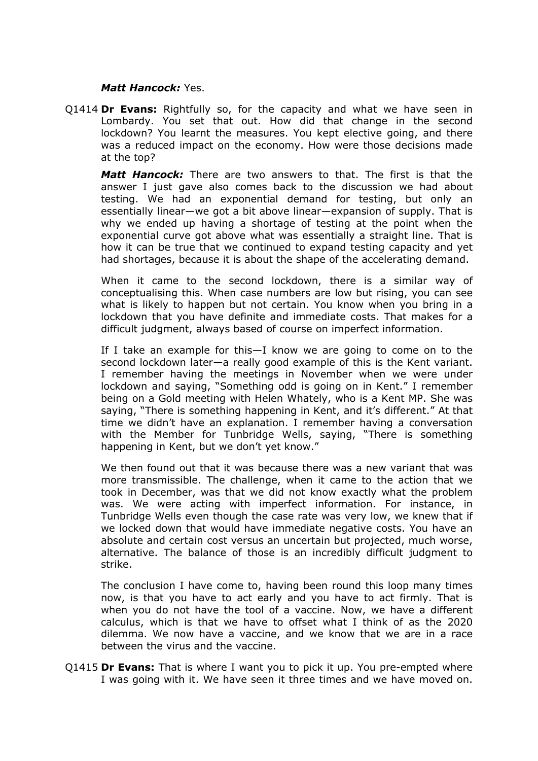***Matt Hancock:*** Yes.

Q1414 **Dr Evans:** Rightfully so, for the capacity and what we have seen in Lombardy. You set that out. How did that change in the second lockdown? You learnt the measures. You kept elective going, and there was a reduced impact on the economy. How were those decisions made at the top?

***Matt Hancock:*** There are two answers to that. The first is that the answer I just gave also comes back to the discussion we had about testing. We had an exponential demand for testing, but only an essentially linear—we got a bit above linear—expansion of supply. That is why we ended up having a shortage of testing at the point when the exponential curve got above what was essentially a straight line. That is how it can be true that we continued to expand testing capacity and yet had shortages, because it is about the shape of the accelerating demand.

When it came to the second lockdown, there is a similar way of conceptualising this. When case numbers are low but rising, you can see what is likely to happen but not certain. You know when you bring in a lockdown that you have definite and immediate costs. That makes for a difficult judgment, always based of course on imperfect information.

If I take an example for this—I know we are going to come on to the second lockdown later—a really good example of this is the Kent variant. I remember having the meetings in November when we were under lockdown and saying, "Something odd is going on in Kent." I remember being on a Gold meeting with Helen Whately, who is a Kent MP. She was saying, "There is something happening in Kent, and it's different." At that time we didn't have an explanation. I remember having a conversation with the Member for Tunbridge Wells, saying, "There is something happening in Kent, but we don't yet know."

We then found out that it was because there was a new variant that was more transmissible. The challenge, when it came to the action that we took in December, was that we did not know exactly what the problem was. We were acting with imperfect information. For instance, in Tunbridge Wells even though the case rate was very low, we knew that if we locked down that would have immediate negative costs. You have an absolute and certain cost versus an uncertain but projected, much worse, alternative. The balance of those is an incredibly difficult judgment to strike.

The conclusion I have come to, having been round this loop many times now, is that you have to act early and you have to act firmly. That is when you do not have the tool of a vaccine. Now, we have a different calculus, which is that we have to offset what I think of as the 2020 dilemma. We now have a vaccine, and we know that we are in a race between the virus and the vaccine.

Q1415 **Dr Evans:** That is where I want you to pick it up. You pre-empted where I was going with it. We have seen it three times and we have moved on.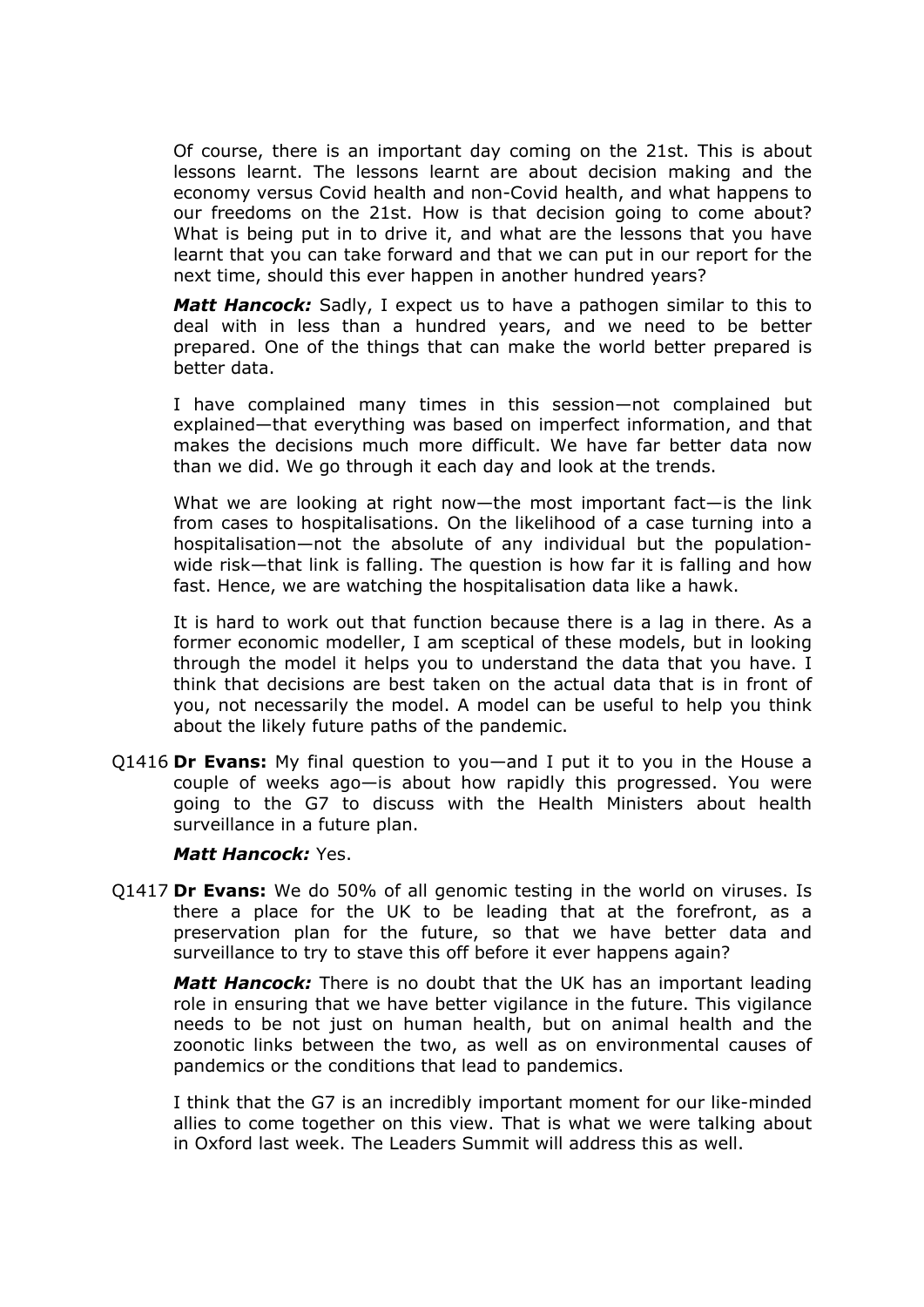Of course, there is an important day coming on the 21st. This is about lessons learnt. The lessons learnt are about decision making and the economy versus Covid health and non-Covid health, and what happens to our freedoms on the 21st. How is that decision going to come about? What is being put in to drive it, and what are the lessons that you have learnt that you can take forward and that we can put in our report for the next time, should this ever happen in another hundred years?

***Matt Hancock:*** Sadly, I expect us to have a pathogen similar to this to deal with in less than a hundred years, and we need to be better prepared. One of the things that can make the world better prepared is better data.

I have complained many times in this session—not complained but explained—that everything was based on imperfect information, and that makes the decisions much more difficult. We have far better data now than we did. We go through it each day and look at the trends.

What we are looking at right now—the most important fact—is the link from cases to hospitalisations. On the likelihood of a case turning into a hospitalisation—not the absolute of any individual but the population-wide risk—that link is falling. The question is how far it is falling and how fast. Hence, we are watching the hospitalisation data like a hawk.

It is hard to work out that function because there is a lag in there. As a former economic modeller, I am sceptical of these models, but in looking through the model it helps you to understand the data that you have. I think that decisions are best taken on the actual data that is in front of you, not necessarily the model. A model can be useful to help you think about the likely future paths of the pandemic.

Q1416 **Dr Evans:** My final question to you—and I put it to you in the House a couple of weeks ago—is about how rapidly this progressed. You were going to the G7 to discuss with the Health Ministers about health surveillance in a future plan.

***Matt Hancock:*** Yes.

Q1417 **Dr Evans:** We do 50% of all genomic testing in the world on viruses. Is there a place for the UK to be leading that at the forefront, as a preservation plan for the future, so that we have better data and surveillance to try to stave this off before it ever happens again?

***Matt Hancock:*** There is no doubt that the UK has an important leading role in ensuring that we have better vigilance in the future. This vigilance needs to be not just on human health, but on animal health and the zoonotic links between the two, as well as on environmental causes of pandemics or the conditions that lead to pandemics.

I think that the G7 is an incredibly important moment for our like-minded allies to come together on this view. That is what we were talking about in Oxford last week. The Leaders Summit will address this as well.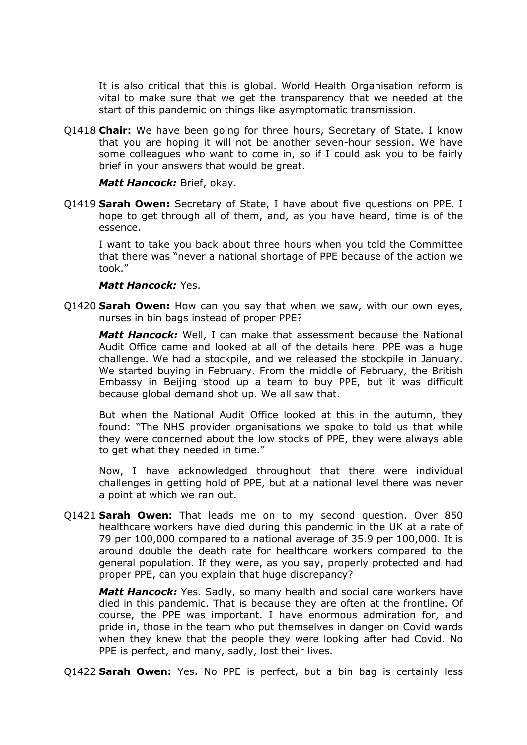It is also critical that this is global. World Health Organisation reform is vital to make sure that we get the transparency that we needed at the start of this pandemic on things like asymptomatic transmission.

Q1418 **Chair:** We have been going for three hours, Secretary of State. I know that you are hoping it will not be another seven-hour session. We have some colleagues who want to come in, so if I could ask you to be fairly brief in your answers that would be great.

***Matt Hancock:*** Brief, okay.

Q1419 **Sarah Owen:** Secretary of State, I have about five questions on PPE. I hope to get through all of them, and, as you have heard, time is of the essence.

I want to take you back about three hours when you told the Committee that there was "never a national shortage of PPE because of the action we took."

***Matt Hancock:*** Yes.

Q1420 **Sarah Owen:** How can you say that when we saw, with our own eyes, nurses in bin bags instead of proper PPE?

***Matt Hancock:*** Well, I can make that assessment because the National Audit Office came and looked at all of the details here. PPE was a huge challenge. We had a stockpile, and we released the stockpile in January. We started buying in February. From the middle of February, the British Embassy in Beijing stood up a team to buy PPE, but it was difficult because global demand shot up. We all saw that.

But when the National Audit Office looked at this in the autumn, they found: "The NHS provider organisations we spoke to told us that while they were concerned about the low stocks of PPE, they were always able to get what they needed in time."

Now, I have acknowledged throughout that there were individual challenges in getting hold of PPE, but at a national level there was never a point at which we ran out.

Q1421 **Sarah Owen:** That leads me on to my second question. Over 850 healthcare workers have died during this pandemic in the UK at a rate of 79 per 100,000 compared to a national average of 35.9 per 100,000. It is around double the death rate for healthcare workers compared to the general population. If they were, as you say, properly protected and had proper PPE, can you explain that huge discrepancy?

***Matt Hancock:*** Yes. Sadly, so many health and social care workers have died in this pandemic. That is because they are often at the frontline. Of course, the PPE was important. I have enormous admiration for, and pride in, those in the team who put themselves in danger on Covid wards when they knew that the people they were looking after had Covid. No PPE is perfect, and many, sadly, lost their lives.

Q1422 **Sarah Owen:** Yes. No PPE is perfect, but a bin bag is certainly less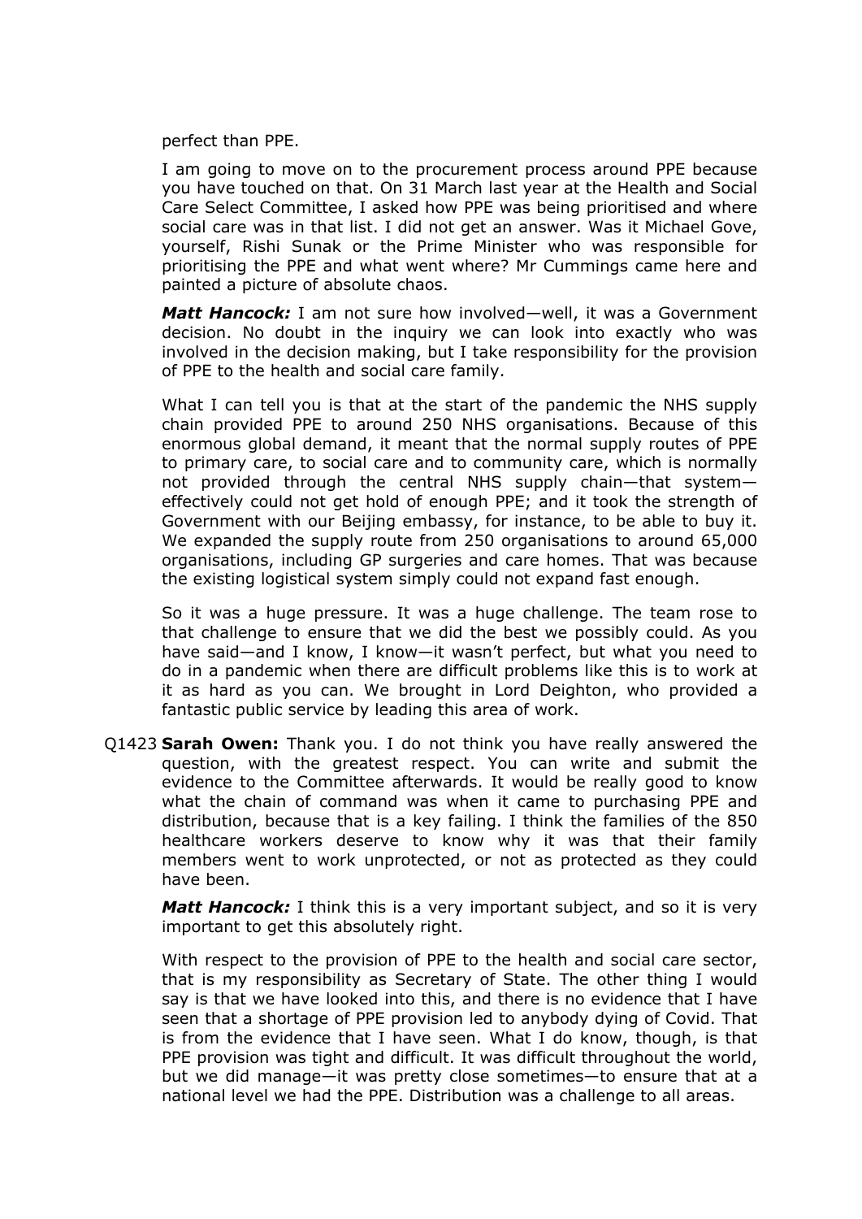perfect than PPE.

I am going to move on to the procurement process around PPE because you have touched on that. On 31 March last year at the Health and Social Care Select Committee, I asked how PPE was being prioritised and where social care was in that list. I did not get an answer. Was it Michael Gove, yourself, Rishi Sunak or the Prime Minister who was responsible for prioritising the PPE and what went where? Mr Cummings came here and painted a picture of absolute chaos.

***Matt Hancock:*** I am not sure how involved—well, it was a Government decision. No doubt in the inquiry we can look into exactly who was involved in the decision making, but I take responsibility for the provision of PPE to the health and social care family.

What I can tell you is that at the start of the pandemic the NHS supply chain provided PPE to around 250 NHS organisations. Because of this enormous global demand, it meant that the normal supply routes of PPE to primary care, to social care and to community care, which is normally not provided through the central NHS supply chain—that system—effectively could not get hold of enough PPE; and it took the strength of Government with our Beijing embassy, for instance, to be able to buy it. We expanded the supply route from 250 organisations to around 65,000 organisations, including GP surgeries and care homes. That was because the existing logistical system simply could not expand fast enough.

So it was a huge pressure. It was a huge challenge. The team rose to that challenge to ensure that we did the best we possibly could. As you have said—and I know, I know—it wasn't perfect, but what you need to do in a pandemic when there are difficult problems like this is to work at it as hard as you can. We brought in Lord Deighton, who provided a fantastic public service by leading this area of work.

Q1423 **Sarah Owen:** Thank you. I do not think you have really answered the question, with the greatest respect. You can write and submit the evidence to the Committee afterwards. It would be really good to know what the chain of command was when it came to purchasing PPE and distribution, because that is a key failing. I think the families of the 850 healthcare workers deserve to know why it was that their family members went to work unprotected, or not as protected as they could have been.

***Matt Hancock:*** I think this is a very important subject, and so it is very important to get this absolutely right.

With respect to the provision of PPE to the health and social care sector, that is my responsibility as Secretary of State. The other thing I would say is that we have looked into this, and there is no evidence that I have seen that a shortage of PPE provision led to anybody dying of Covid. That is from the evidence that I have seen. What I do know, though, is that PPE provision was tight and difficult. It was difficult throughout the world, but we did manage—it was pretty close sometimes—to ensure that at a national level we had the PPE. Distribution was a challenge to all areas.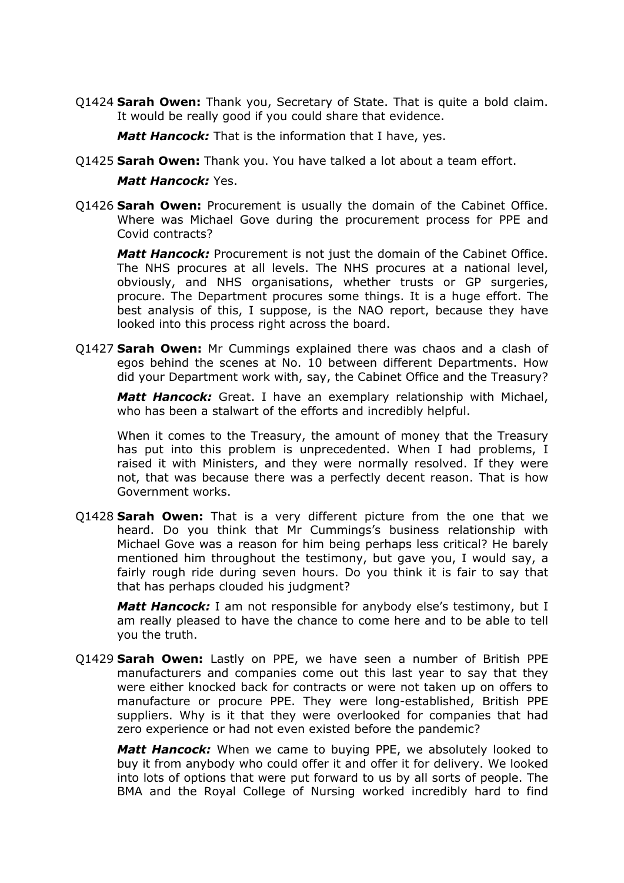Q1424 **Sarah Owen:** Thank you, Secretary of State. That is quite a bold claim. It would be really good if you could share that evidence.

***Matt Hancock:*** That is the information that I have, yes.

Q1425 **Sarah Owen:** Thank you. You have talked a lot about a team effort.

***Matt Hancock:*** Yes.

Q1426 **Sarah Owen:** Procurement is usually the domain of the Cabinet Office. Where was Michael Gove during the procurement process for PPE and Covid contracts?

***Matt Hancock:*** Procurement is not just the domain of the Cabinet Office. The NHS procures at all levels. The NHS procures at a national level, obviously, and NHS organisations, whether trusts or GP surgeries, procure. The Department procures some things. It is a huge effort. The best analysis of this, I suppose, is the NAO report, because they have looked into this process right across the board.

Q1427 **Sarah Owen:** Mr Cummings explained there was chaos and a clash of egos behind the scenes at No. 10 between different Departments. How did your Department work with, say, the Cabinet Office and the Treasury?

***Matt Hancock:*** Great. I have an exemplary relationship with Michael, who has been a stalwart of the efforts and incredibly helpful.

When it comes to the Treasury, the amount of money that the Treasury has put into this problem is unprecedented. When I had problems, I raised it with Ministers, and they were normally resolved. If they were not, that was because there was a perfectly decent reason. That is how Government works.

Q1428 **Sarah Owen:** That is a very different picture from the one that we heard. Do you think that Mr Cummings's business relationship with Michael Gove was a reason for him being perhaps less critical? He barely mentioned him throughout the testimony, but gave you, I would say, a fairly rough ride during seven hours. Do you think it is fair to say that that has perhaps clouded his judgment?

***Matt Hancock:*** I am not responsible for anybody else's testimony, but I am really pleased to have the chance to come here and to be able to tell you the truth.

Q1429 **Sarah Owen:** Lastly on PPE, we have seen a number of British PPE manufacturers and companies come out this last year to say that they were either knocked back for contracts or were not taken up on offers to manufacture or procure PPE. They were long-established, British PPE suppliers. Why is it that they were overlooked for companies that had zero experience or had not even existed before the pandemic?

***Matt Hancock:*** When we came to buying PPE, we absolutely looked to buy it from anybody who could offer it and offer it for delivery. We looked into lots of options that were put forward to us by all sorts of people. The BMA and the Royal College of Nursing worked incredibly hard to find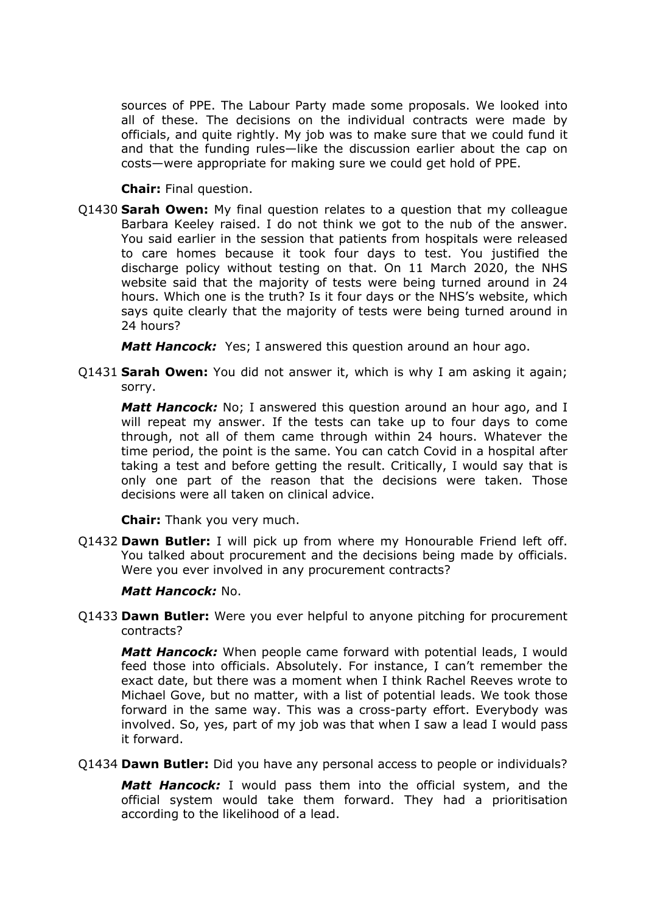sources of PPE. The Labour Party made some proposals. We looked into all of these. The decisions on the individual contracts were made by officials, and quite rightly. My job was to make sure that we could fund it and that the funding rules—like the discussion earlier about the cap on costs—were appropriate for making sure we could get hold of PPE.

**Chair:** Final question.

Q1430 **Sarah Owen:** My final question relates to a question that my colleague Barbara Keeley raised. I do not think we got to the nub of the answer. You said earlier in the session that patients from hospitals were released to care homes because it took four days to test. You justified the discharge policy without testing on that. On 11 March 2020, the NHS website said that the majority of tests were being turned around in 24 hours. Which one is the truth? Is it four days or the NHS's website, which says quite clearly that the majority of tests were being turned around in 24 hours?

***Matt Hancock:*** Yes; I answered this question around an hour ago.

Q1431 **Sarah Owen:** You did not answer it, which is why I am asking it again; sorry.

***Matt Hancock:*** No; I answered this question around an hour ago, and I will repeat my answer. If the tests can take up to four days to come through, not all of them came through within 24 hours. Whatever the time period, the point is the same. You can catch Covid in a hospital after taking a test and before getting the result. Critically, I would say that is only one part of the reason that the decisions were taken. Those decisions were all taken on clinical advice.

**Chair:** Thank you very much.

Q1432 **Dawn Butler:** I will pick up from where my Honourable Friend left off. You talked about procurement and the decisions being made by officials. Were you ever involved in any procurement contracts?

***Matt Hancock:*** No.

Q1433 **Dawn Butler:** Were you ever helpful to anyone pitching for procurement contracts?

***Matt Hancock:*** When people came forward with potential leads, I would feed those into officials. Absolutely. For instance, I can't remember the exact date, but there was a moment when I think Rachel Reeves wrote to Michael Gove, but no matter, with a list of potential leads. We took those forward in the same way. This was a cross-party effort. Everybody was involved. So, yes, part of my job was that when I saw a lead I would pass it forward.

Q1434 **Dawn Butler:** Did you have any personal access to people or individuals?

***Matt Hancock:*** I would pass them into the official system, and the official system would take them forward. They had a prioritisation according to the likelihood of a lead.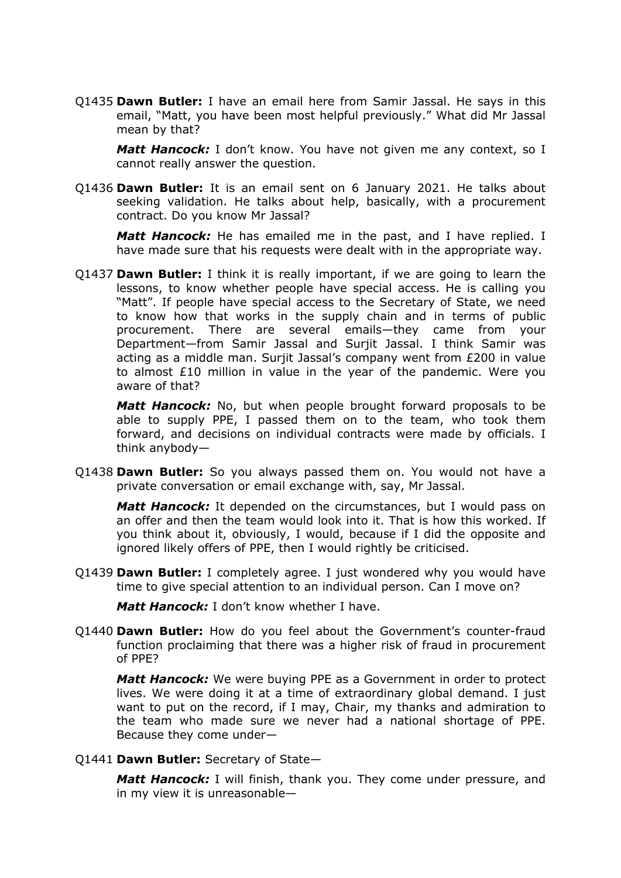Q1435 **Dawn Butler:** I have an email here from Samir Jassal. He says in this email, "Matt, you have been most helpful previously." What did Mr Jassal mean by that?

***Matt Hancock:*** I don't know. You have not given me any context, so I cannot really answer the question.

Q1436 **Dawn Butler:** It is an email sent on 6 January 2021. He talks about seeking validation. He talks about help, basically, with a procurement contract. Do you know Mr Jassal?

***Matt Hancock:*** He has emailed me in the past, and I have replied. I have made sure that his requests were dealt with in the appropriate way.

Q1437 **Dawn Butler:** I think it is really important, if we are going to learn the lessons, to know whether people have special access. He is calling you "Matt". If people have special access to the Secretary of State, we need to know how that works in the supply chain and in terms of public procurement. There are several emails—they came from your Department—from Samir Jassal and Surjit Jassal. I think Samir was acting as a middle man. Surjit Jassal's company went from £200 in value to almost £10 million in value in the year of the pandemic. Were you aware of that?

***Matt Hancock:*** No, but when people brought forward proposals to be able to supply PPE, I passed them on to the team, who took them forward, and decisions on individual contracts were made by officials. I think anybody—

Q1438 **Dawn Butler:** So you always passed them on. You would not have a private conversation or email exchange with, say, Mr Jassal.

***Matt Hancock:*** It depended on the circumstances, but I would pass on an offer and then the team would look into it. That is how this worked. If you think about it, obviously, I would, because if I did the opposite and ignored likely offers of PPE, then I would rightly be criticised.

Q1439 **Dawn Butler:** I completely agree. I just wondered why you would have time to give special attention to an individual person. Can I move on?

***Matt Hancock:*** I don't know whether I have.

Q1440 **Dawn Butler:** How do you feel about the Government's counter-fraud function proclaiming that there was a higher risk of fraud in procurement of PPE?

***Matt Hancock:*** We were buying PPE as a Government in order to protect lives. We were doing it at a time of extraordinary global demand. I just want to put on the record, if I may, Chair, my thanks and admiration to the team who made sure we never had a national shortage of PPE. Because they come under—

Q1441 **Dawn Butler:** Secretary of State—

***Matt Hancock:*** I will finish, thank you. They come under pressure, and in my view it is unreasonable—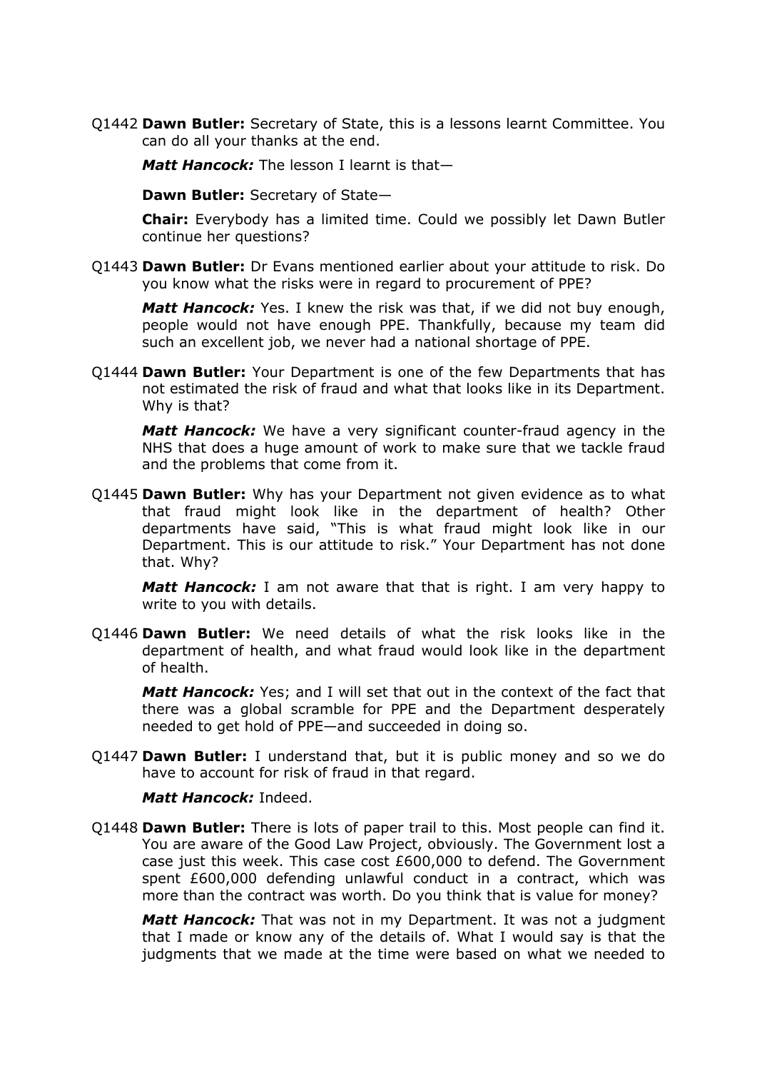Q1442 **Dawn Butler:** Secretary of State, this is a lessons learnt Committee. You can do all your thanks at the end.

***Matt Hancock:*** The lesson I learnt is that—

**Dawn Butler:** Secretary of State—

**Chair:** Everybody has a limited time. Could we possibly let Dawn Butler continue her questions?

Q1443 **Dawn Butler:** Dr Evans mentioned earlier about your attitude to risk. Do you know what the risks were in regard to procurement of PPE?

***Matt Hancock:*** Yes. I knew the risk was that, if we did not buy enough, people would not have enough PPE. Thankfully, because my team did such an excellent job, we never had a national shortage of PPE.

Q1444 **Dawn Butler:** Your Department is one of the few Departments that has not estimated the risk of fraud and what that looks like in its Department. Why is that?

***Matt Hancock:*** We have a very significant counter-fraud agency in the NHS that does a huge amount of work to make sure that we tackle fraud and the problems that come from it.

Q1445 **Dawn Butler:** Why has your Department not given evidence as to what that fraud might look like in the department of health? Other departments have said, "This is what fraud might look like in our Department. This is our attitude to risk." Your Department has not done that. Why?

***Matt Hancock:*** I am not aware that that is right. I am very happy to write to you with details.

Q1446 **Dawn Butler:** We need details of what the risk looks like in the department of health, and what fraud would look like in the department of health.

***Matt Hancock:*** Yes; and I will set that out in the context of the fact that there was a global scramble for PPE and the Department desperately needed to get hold of PPE—and succeeded in doing so.

Q1447 **Dawn Butler:** I understand that, but it is public money and so we do have to account for risk of fraud in that regard.

***Matt Hancock:*** Indeed.

Q1448 **Dawn Butler:** There is lots of paper trail to this. Most people can find it. You are aware of the Good Law Project, obviously. The Government lost a case just this week. This case cost £600,000 to defend. The Government spent £600,000 defending unlawful conduct in a contract, which was more than the contract was worth. Do you think that is value for money?

***Matt Hancock:*** That was not in my Department. It was not a judgment that I made or know any of the details of. What I would say is that the judgments that we made at the time were based on what we needed to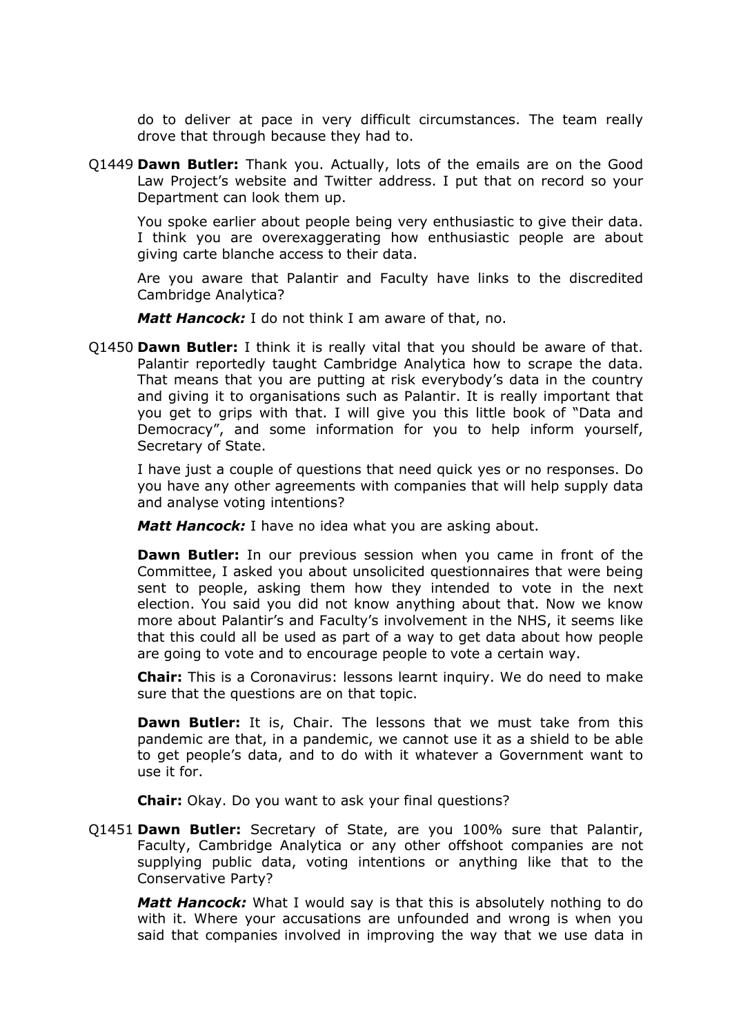do to deliver at pace in very difficult circumstances. The team really drove that through because they had to.

Q1449 **Dawn Butler:** Thank you. Actually, lots of the emails are on the Good Law Project's website and Twitter address. I put that on record so your Department can look them up.

You spoke earlier about people being very enthusiastic to give their data. I think you are overexaggerating how enthusiastic people are about giving carte blanche access to their data.

Are you aware that Palantir and Faculty have links to the discredited Cambridge Analytica?

***Matt Hancock:*** I do not think I am aware of that, no.

Q1450 **Dawn Butler:** I think it is really vital that you should be aware of that. Palantir reportedly taught Cambridge Analytica how to scrape the data. That means that you are putting at risk everybody's data in the country and giving it to organisations such as Palantir. It is really important that you get to grips with that. I will give you this little book of "Data and Democracy", and some information for you to help inform yourself, Secretary of State.

I have just a couple of questions that need quick yes or no responses. Do you have any other agreements with companies that will help supply data and analyse voting intentions?

***Matt Hancock:*** I have no idea what you are asking about.

**Dawn Butler:** In our previous session when you came in front of the Committee, I asked you about unsolicited questionnaires that were being sent to people, asking them how they intended to vote in the next election. You said you did not know anything about that. Now we know more about Palantir's and Faculty's involvement in the NHS, it seems like that this could all be used as part of a way to get data about how people are going to vote and to encourage people to vote a certain way.

**Chair:** This is a Coronavirus: lessons learnt inquiry. We do need to make sure that the questions are on that topic.

**Dawn Butler:** It is, Chair. The lessons that we must take from this pandemic are that, in a pandemic, we cannot use it as a shield to be able to get people's data, and to do with it whatever a Government want to use it for.

**Chair:** Okay. Do you want to ask your final questions?

Q1451 **Dawn Butler:** Secretary of State, are you 100% sure that Palantir, Faculty, Cambridge Analytica or any other offshoot companies are not supplying public data, voting intentions or anything like that to the Conservative Party?

***Matt Hancock:*** What I would say is that this is absolutely nothing to do with it. Where your accusations are unfounded and wrong is when you said that companies involved in improving the way that we use data in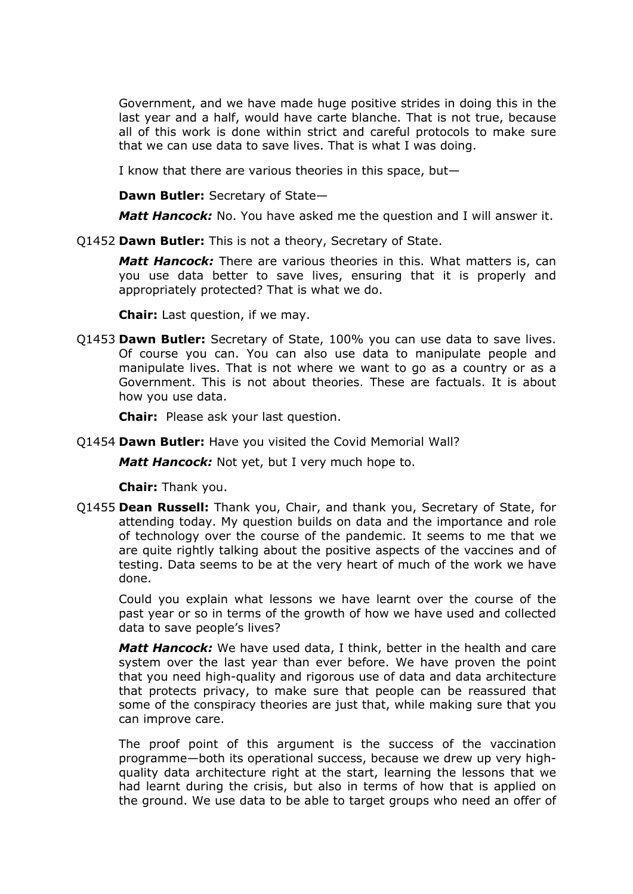Government, and we have made huge positive strides in doing this in the last year and a half, would have carte blanche. That is not true, because all of this work is done within strict and careful protocols to make sure that we can use data to save lives. That is what I was doing.

I know that there are various theories in this space, but—

**Dawn Butler:** Secretary of State—

***Matt Hancock:*** No. You have asked me the question and I will answer it.

Q1452 **Dawn Butler:** This is not a theory, Secretary of State.

***Matt Hancock:*** There are various theories in this. What matters is, can you use data better to save lives, ensuring that it is properly and appropriately protected? That is what we do.

**Chair:** Last question, if we may.

Q1453 **Dawn Butler:** Secretary of State, 100% you can use data to save lives. Of course you can. You can also use data to manipulate people and manipulate lives. That is not where we want to go as a country or as a Government. This is not about theories. These are factuals. It is about how you use data.

**Chair:** Please ask your last question.

Q1454 **Dawn Butler:** Have you visited the Covid Memorial Wall?

***Matt Hancock:*** Not yet, but I very much hope to.

**Chair:** Thank you.

Q1455 **Dean Russell:** Thank you, Chair, and thank you, Secretary of State, for attending today. My question builds on data and the importance and role of technology over the course of the pandemic. It seems to me that we are quite rightly talking about the positive aspects of the vaccines and of testing. Data seems to be at the very heart of much of the work we have done.

Could you explain what lessons we have learnt over the course of the past year or so in terms of the growth of how we have used and collected data to save people's lives?

***Matt Hancock:*** We have used data, I think, better in the health and care system over the last year than ever before. We have proven the point that you need high-quality and rigorous use of data and data architecture that protects privacy, to make sure that people can be reassured that some of the conspiracy theories are just that, while making sure that you can improve care.

The proof point of this argument is the success of the vaccination programme—both its operational success, because we drew up very high-quality data architecture right at the start, learning the lessons that we had learnt during the crisis, but also in terms of how that is applied on the ground. We use data to be able to target groups who need an offer of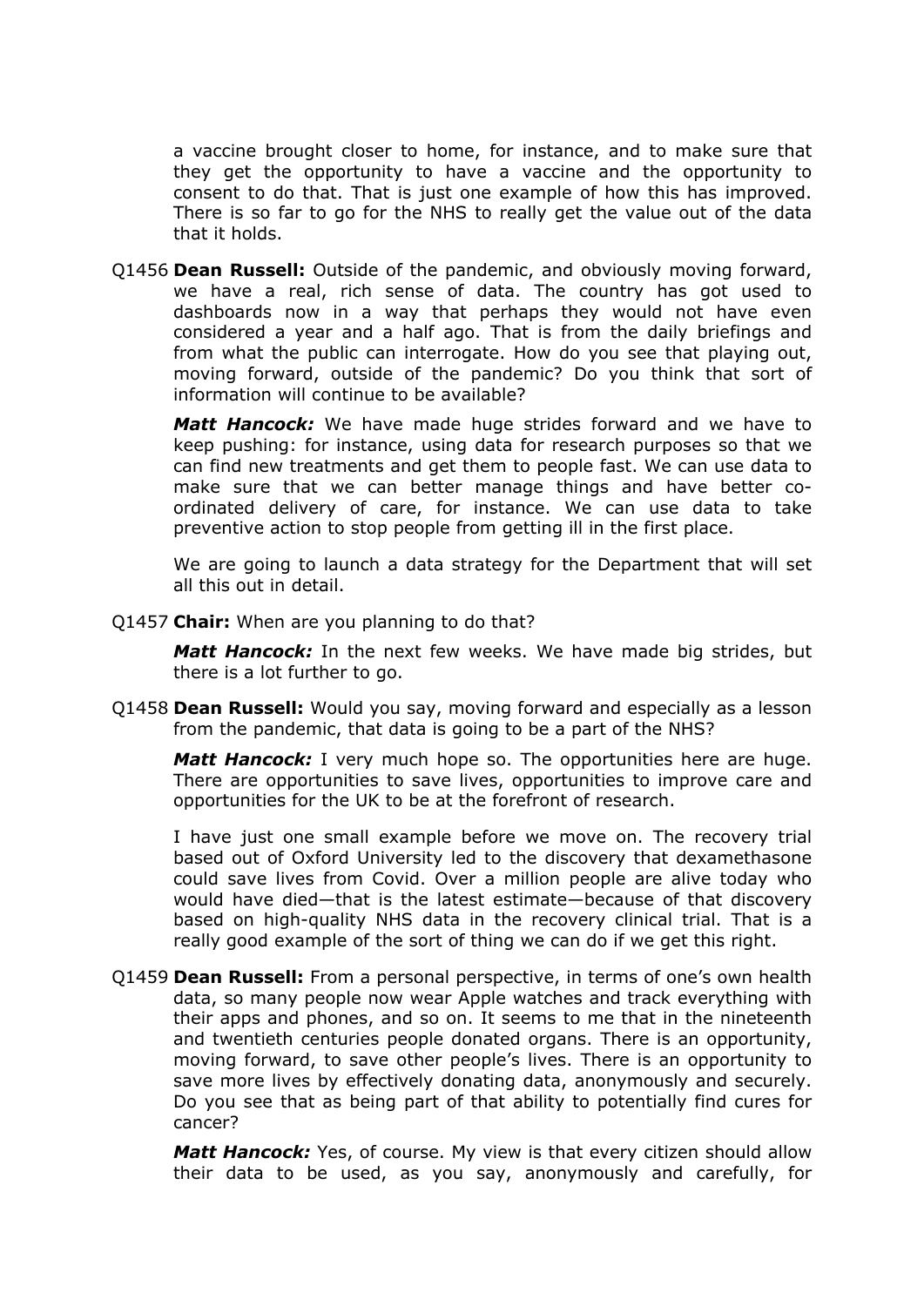a vaccine brought closer to home, for instance, and to make sure that they get the opportunity to have a vaccine and the opportunity to consent to do that. That is just one example of how this has improved. There is so far to go for the NHS to really get the value out of the data that it holds.

Q1456 **Dean Russell:** Outside of the pandemic, and obviously moving forward, we have a real, rich sense of data. The country has got used to dashboards now in a way that perhaps they would not have even considered a year and a half ago. That is from the daily briefings and from what the public can interrogate. How do you see that playing out, moving forward, outside of the pandemic? Do you think that sort of information will continue to be available?

***Matt Hancock:*** We have made huge strides forward and we have to keep pushing: for instance, using data for research purposes so that we can find new treatments and get them to people fast. We can use data to make sure that we can better manage things and have better co-ordinated delivery of care, for instance. We can use data to take preventive action to stop people from getting ill in the first place.

We are going to launch a data strategy for the Department that will set all this out in detail.

Q1457 **Chair:** When are you planning to do that?

***Matt Hancock:*** In the next few weeks. We have made big strides, but there is a lot further to go.

Q1458 **Dean Russell:** Would you say, moving forward and especially as a lesson from the pandemic, that data is going to be a part of the NHS?

***Matt Hancock:*** I very much hope so. The opportunities here are huge. There are opportunities to save lives, opportunities to improve care and opportunities for the UK to be at the forefront of research.

I have just one small example before we move on. The recovery trial based out of Oxford University led to the discovery that dexamethasone could save lives from Covid. Over a million people are alive today who would have died—that is the latest estimate—because of that discovery based on high-quality NHS data in the recovery clinical trial. That is a really good example of the sort of thing we can do if we get this right.

Q1459 **Dean Russell:** From a personal perspective, in terms of one's own health data, so many people now wear Apple watches and track everything with their apps and phones, and so on. It seems to me that in the nineteenth and twentieth centuries people donated organs. There is an opportunity, moving forward, to save other people's lives. There is an opportunity to save more lives by effectively donating data, anonymously and securely. Do you see that as being part of that ability to potentially find cures for cancer?

***Matt Hancock:*** Yes, of course. My view is that every citizen should allow their data to be used, as you say, anonymously and carefully, for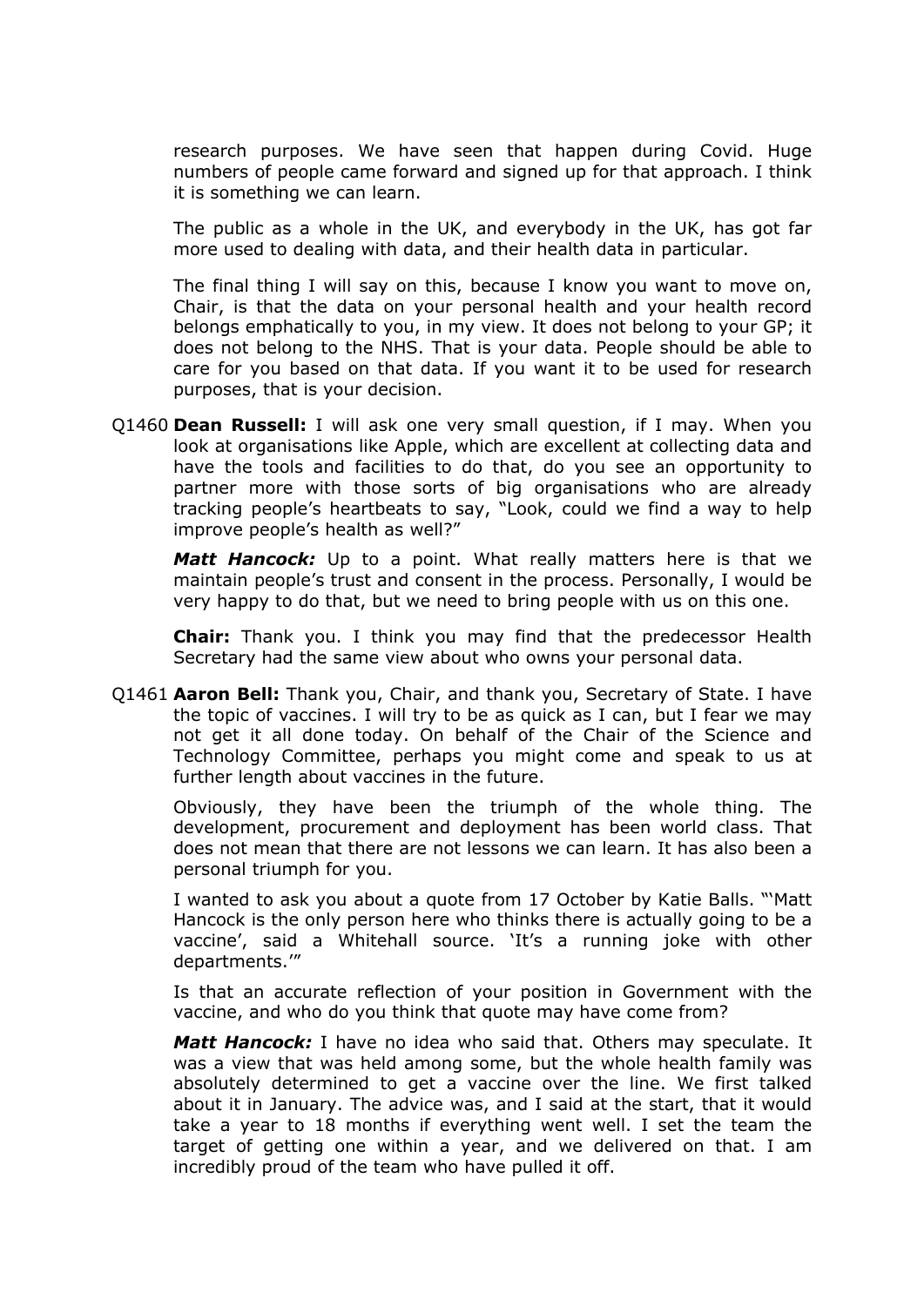research purposes. We have seen that happen during Covid. Huge numbers of people came forward and signed up for that approach. I think it is something we can learn.

The public as a whole in the UK, and everybody in the UK, has got far more used to dealing with data, and their health data in particular.

The final thing I will say on this, because I know you want to move on, Chair, is that the data on your personal health and your health record belongs emphatically to you, in my view. It does not belong to your GP; it does not belong to the NHS. That is your data. People should be able to care for you based on that data. If you want it to be used for research purposes, that is your decision.

Q1460 **Dean Russell:** I will ask one very small question, if I may. When you look at organisations like Apple, which are excellent at collecting data and have the tools and facilities to do that, do you see an opportunity to partner more with those sorts of big organisations who are already tracking people's heartbeats to say, "Look, could we find a way to help improve people's health as well?"

***Matt Hancock:*** Up to a point. What really matters here is that we maintain people's trust and consent in the process. Personally, I would be very happy to do that, but we need to bring people with us on this one.

**Chair:** Thank you. I think you may find that the predecessor Health Secretary had the same view about who owns your personal data.

Q1461 **Aaron Bell:** Thank you, Chair, and thank you, Secretary of State. I have the topic of vaccines. I will try to be as quick as I can, but I fear we may not get it all done today. On behalf of the Chair of the Science and Technology Committee, perhaps you might come and speak to us at further length about vaccines in the future.

Obviously, they have been the triumph of the whole thing. The development, procurement and deployment has been world class. That does not mean that there are not lessons we can learn. It has also been a personal triumph for you.

I wanted to ask you about a quote from 17 October by Katie Balls. "'Matt Hancock is the only person here who thinks there is actually going to be a vaccine', said a Whitehall source. 'It's a running joke with other departments.'"

Is that an accurate reflection of your position in Government with the vaccine, and who do you think that quote may have come from?

***Matt Hancock:*** I have no idea who said that. Others may speculate. It was a view that was held among some, but the whole health family was absolutely determined to get a vaccine over the line. We first talked about it in January. The advice was, and I said at the start, that it would take a year to 18 months if everything went well. I set the team the target of getting one within a year, and we delivered on that. I am incredibly proud of the team who have pulled it off.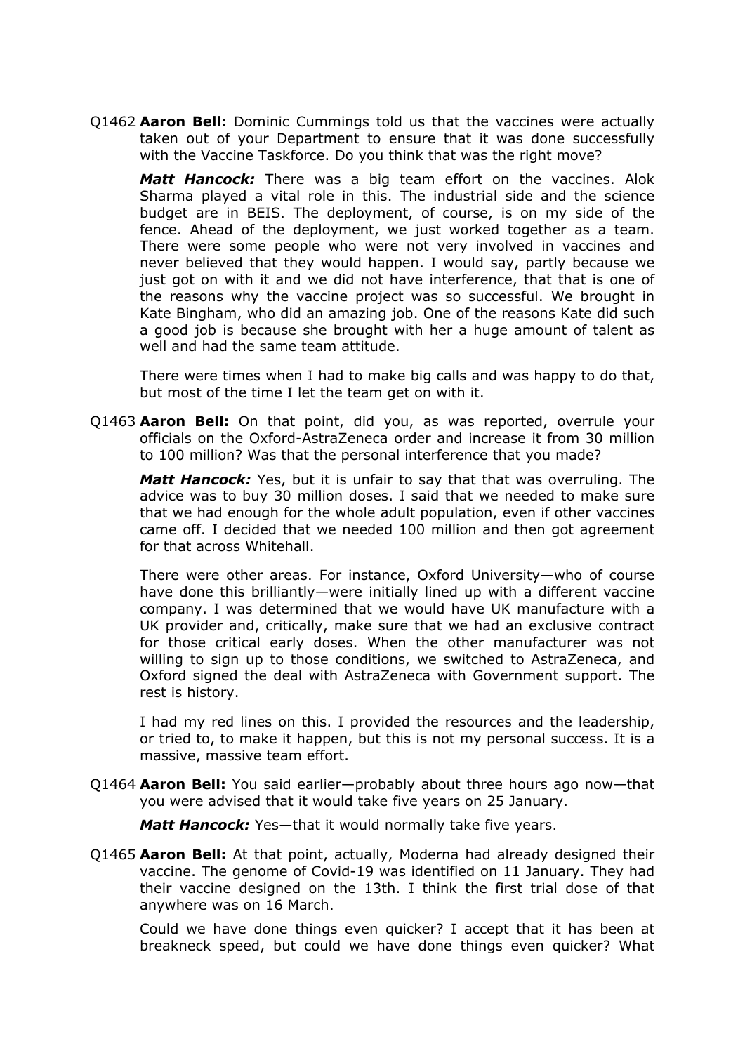Q1462 **Aaron Bell:** Dominic Cummings told us that the vaccines were actually taken out of your Department to ensure that it was done successfully with the Vaccine Taskforce. Do you think that was the right move?

***Matt Hancock:*** There was a big team effort on the vaccines. Alok Sharma played a vital role in this. The industrial side and the science budget are in BEIS. The deployment, of course, is on my side of the fence. Ahead of the deployment, we just worked together as a team. There were some people who were not very involved in vaccines and never believed that they would happen. I would say, partly because we just got on with it and we did not have interference, that that is one of the reasons why the vaccine project was so successful. We brought in Kate Bingham, who did an amazing job. One of the reasons Kate did such a good job is because she brought with her a huge amount of talent as well and had the same team attitude.

There were times when I had to make big calls and was happy to do that, but most of the time I let the team get on with it.

Q1463 **Aaron Bell:** On that point, did you, as was reported, overrule your officials on the Oxford-AstraZeneca order and increase it from 30 million to 100 million? Was that the personal interference that you made?

***Matt Hancock:*** Yes, but it is unfair to say that that was overruling. The advice was to buy 30 million doses. I said that we needed to make sure that we had enough for the whole adult population, even if other vaccines came off. I decided that we needed 100 million and then got agreement for that across Whitehall.

There were other areas. For instance, Oxford University—who of course have done this brilliantly—were initially lined up with a different vaccine company. I was determined that we would have UK manufacture with a UK provider and, critically, make sure that we had an exclusive contract for those critical early doses. When the other manufacturer was not willing to sign up to those conditions, we switched to AstraZeneca, and Oxford signed the deal with AstraZeneca with Government support. The rest is history.

I had my red lines on this. I provided the resources and the leadership, or tried to, to make it happen, but this is not my personal success. It is a massive, massive team effort.

Q1464 **Aaron Bell:** You said earlier—probably about three hours ago now—that you were advised that it would take five years on 25 January.

***Matt Hancock:*** Yes—that it would normally take five years.

Q1465 **Aaron Bell:** At that point, actually, Moderna had already designed their vaccine. The genome of Covid-19 was identified on 11 January. They had their vaccine designed on the 13th. I think the first trial dose of that anywhere was on 16 March.

Could we have done things even quicker? I accept that it has been at breakneck speed, but could we have done things even quicker? What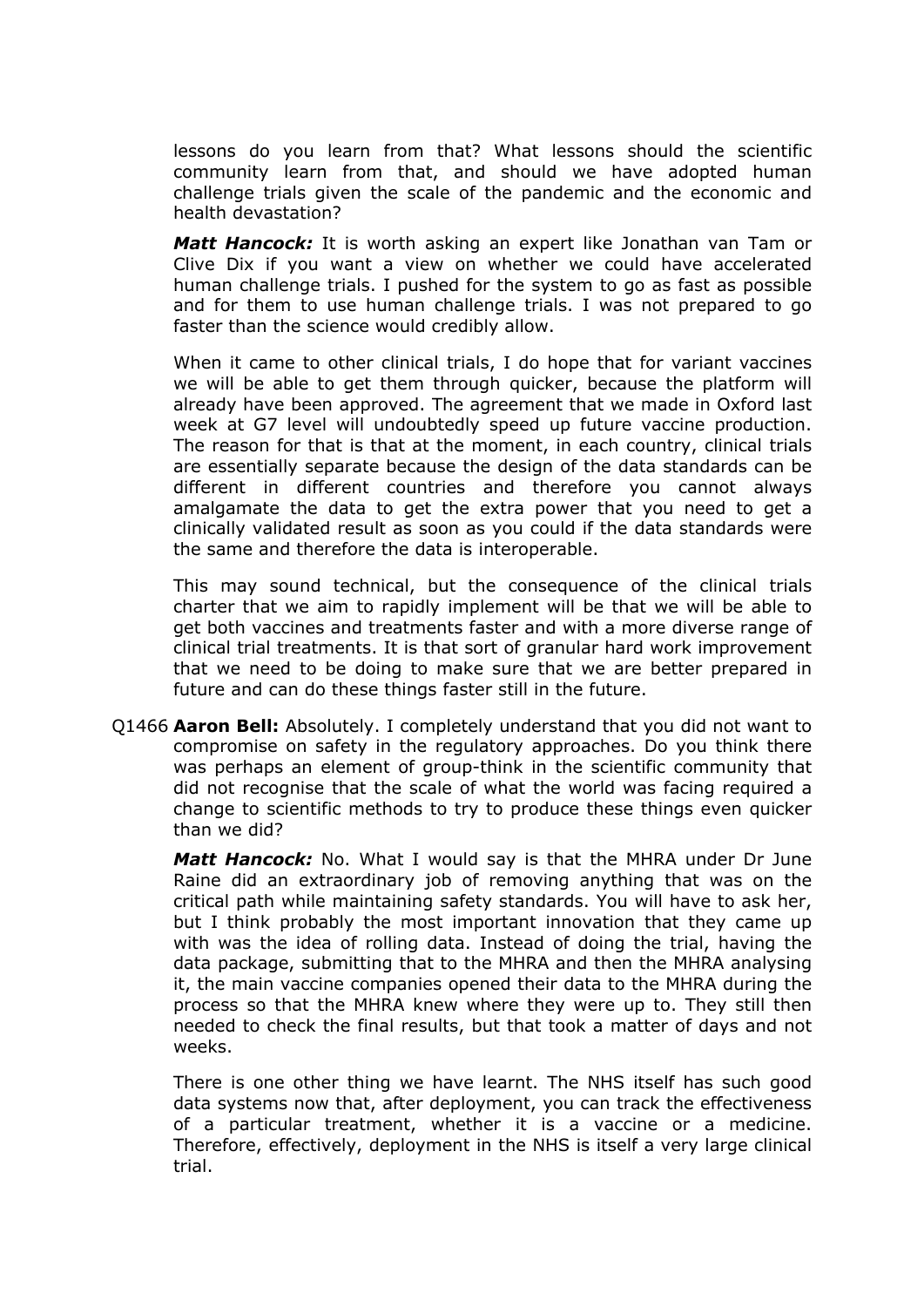lessons do you learn from that? What lessons should the scientific community learn from that, and should we have adopted human challenge trials given the scale of the pandemic and the economic and health devastation?

***Matt Hancock:*** It is worth asking an expert like Jonathan van Tam or Clive Dix if you want a view on whether we could have accelerated human challenge trials. I pushed for the system to go as fast as possible and for them to use human challenge trials. I was not prepared to go faster than the science would credibly allow.

When it came to other clinical trials, I do hope that for variant vaccines we will be able to get them through quicker, because the platform will already have been approved. The agreement that we made in Oxford last week at G7 level will undoubtedly speed up future vaccine production. The reason for that is that at the moment, in each country, clinical trials are essentially separate because the design of the data standards can be different in different countries and therefore you cannot always amalgamate the data to get the extra power that you need to get a clinically validated result as soon as you could if the data standards were the same and therefore the data is interoperable.

This may sound technical, but the consequence of the clinical trials charter that we aim to rapidly implement will be that we will be able to get both vaccines and treatments faster and with a more diverse range of clinical trial treatments. It is that sort of granular hard work improvement that we need to be doing to make sure that we are better prepared in future and can do these things faster still in the future.

Q1466 **Aaron Bell:** Absolutely. I completely understand that you did not want to compromise on safety in the regulatory approaches. Do you think there was perhaps an element of group-think in the scientific community that did not recognise that the scale of what the world was facing required a change to scientific methods to try to produce these things even quicker than we did?

***Matt Hancock:*** No. What I would say is that the MHRA under Dr June Raine did an extraordinary job of removing anything that was on the critical path while maintaining safety standards. You will have to ask her, but I think probably the most important innovation that they came up with was the idea of rolling data. Instead of doing the trial, having the data package, submitting that to the MHRA and then the MHRA analysing it, the main vaccine companies opened their data to the MHRA during the process so that the MHRA knew where they were up to. They still then needed to check the final results, but that took a matter of days and not weeks.

There is one other thing we have learnt. The NHS itself has such good data systems now that, after deployment, you can track the effectiveness of a particular treatment, whether it is a vaccine or a medicine. Therefore, effectively, deployment in the NHS is itself a very large clinical trial.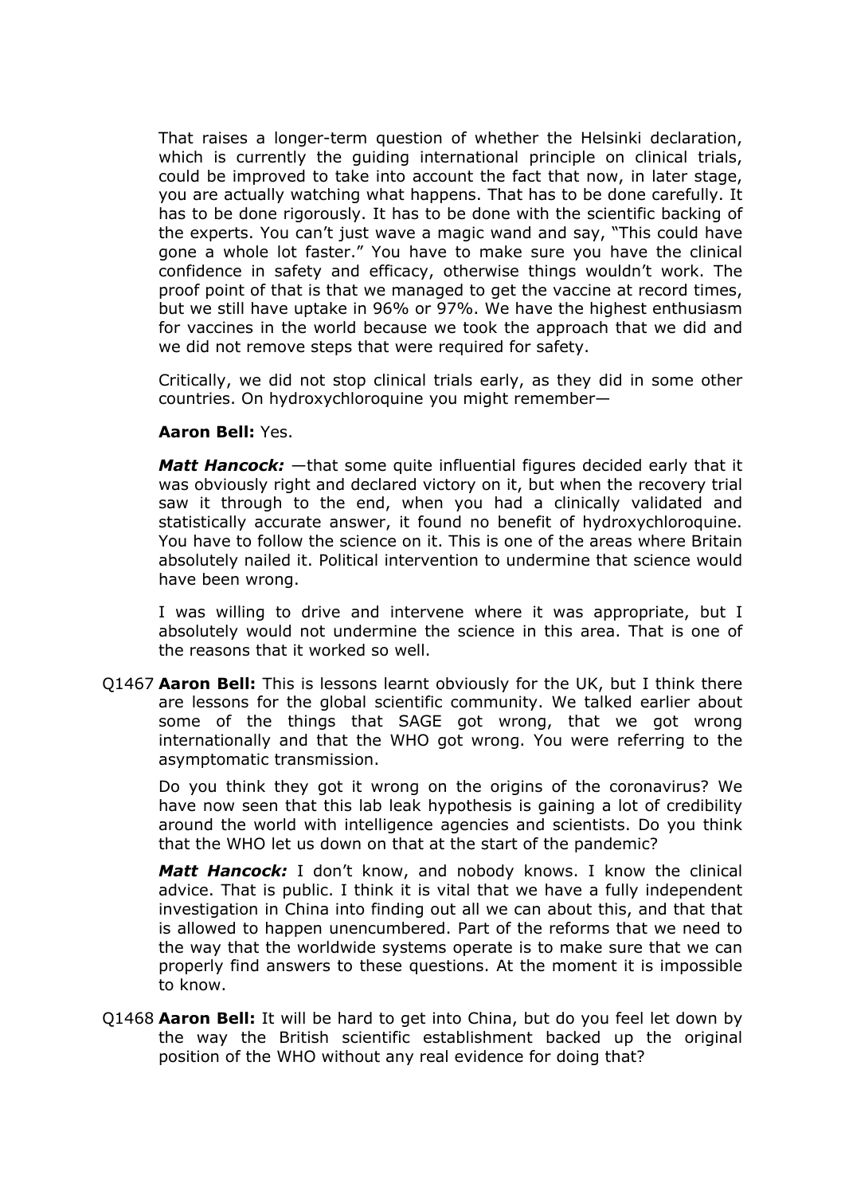That raises a longer-term question of whether the Helsinki declaration, which is currently the guiding international principle on clinical trials, could be improved to take into account the fact that now, in later stage, you are actually watching what happens. That has to be done carefully. It has to be done rigorously. It has to be done with the scientific backing of the experts. You can't just wave a magic wand and say, "This could have gone a whole lot faster." You have to make sure you have the clinical confidence in safety and efficacy, otherwise things wouldn't work. The proof point of that is that we managed to get the vaccine at record times, but we still have uptake in 96% or 97%. We have the highest enthusiasm for vaccines in the world because we took the approach that we did and we did not remove steps that were required for safety.

Critically, we did not stop clinical trials early, as they did in some other countries. On hydroxychloroquine you might remember—

**Aaron Bell:** Yes.

***Matt Hancock:*** —that some quite influential figures decided early that it was obviously right and declared victory on it, but when the recovery trial saw it through to the end, when you had a clinically validated and statistically accurate answer, it found no benefit of hydroxychloroquine. You have to follow the science on it. This is one of the areas where Britain absolutely nailed it. Political intervention to undermine that science would have been wrong.

I was willing to drive and intervene where it was appropriate, but I absolutely would not undermine the science in this area. That is one of the reasons that it worked so well.

Q1467 **Aaron Bell:** This is lessons learnt obviously for the UK, but I think there are lessons for the global scientific community. We talked earlier about some of the things that SAGE got wrong, that we got wrong internationally and that the WHO got wrong. You were referring to the asymptomatic transmission.

Do you think they got it wrong on the origins of the coronavirus? We have now seen that this lab leak hypothesis is gaining a lot of credibility around the world with intelligence agencies and scientists. Do you think that the WHO let us down on that at the start of the pandemic?

***Matt Hancock:*** I don't know, and nobody knows. I know the clinical advice. That is public. I think it is vital that we have a fully independent investigation in China into finding out all we can about this, and that that is allowed to happen unencumbered. Part of the reforms that we need to the way that the worldwide systems operate is to make sure that we can properly find answers to these questions. At the moment it is impossible to know.

Q1468 **Aaron Bell:** It will be hard to get into China, but do you feel let down by the way the British scientific establishment backed up the original position of the WHO without any real evidence for doing that?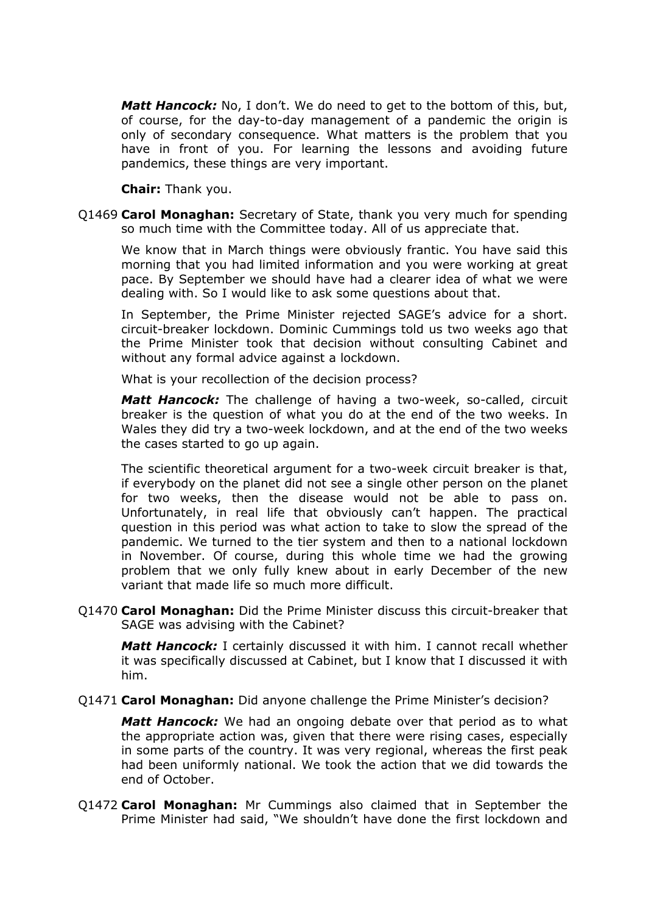***Matt Hancock:*** No, I don't. We do need to get to the bottom of this, but, of course, for the day-to-day management of a pandemic the origin is only of secondary consequence. What matters is the problem that you have in front of you. For learning the lessons and avoiding future pandemics, these things are very important.

**Chair:** Thank you.

Q1469 **Carol Monaghan:** Secretary of State, thank you very much for spending so much time with the Committee today. All of us appreciate that.

We know that in March things were obviously frantic. You have said this morning that you had limited information and you were working at great pace. By September we should have had a clearer idea of what we were dealing with. So I would like to ask some questions about that.

In September, the Prime Minister rejected SAGE's advice for a short. circuit-breaker lockdown. Dominic Cummings told us two weeks ago that the Prime Minister took that decision without consulting Cabinet and without any formal advice against a lockdown.

What is your recollection of the decision process?

***Matt Hancock:*** The challenge of having a two-week, so-called, circuit breaker is the question of what you do at the end of the two weeks. In Wales they did try a two-week lockdown, and at the end of the two weeks the cases started to go up again.

The scientific theoretical argument for a two-week circuit breaker is that, if everybody on the planet did not see a single other person on the planet for two weeks, then the disease would not be able to pass on. Unfortunately, in real life that obviously can't happen. The practical question in this period was what action to take to slow the spread of the pandemic. We turned to the tier system and then to a national lockdown in November. Of course, during this whole time we had the growing problem that we only fully knew about in early December of the new variant that made life so much more difficult.

Q1470 **Carol Monaghan:** Did the Prime Minister discuss this circuit-breaker that SAGE was advising with the Cabinet?

***Matt Hancock:*** I certainly discussed it with him. I cannot recall whether it was specifically discussed at Cabinet, but I know that I discussed it with him.

Q1471 **Carol Monaghan:** Did anyone challenge the Prime Minister's decision?

***Matt Hancock:*** We had an ongoing debate over that period as to what the appropriate action was, given that there were rising cases, especially in some parts of the country. It was very regional, whereas the first peak had been uniformly national. We took the action that we did towards the end of October.

Q1472 **Carol Monaghan:** Mr Cummings also claimed that in September the Prime Minister had said, "We shouldn't have done the first lockdown and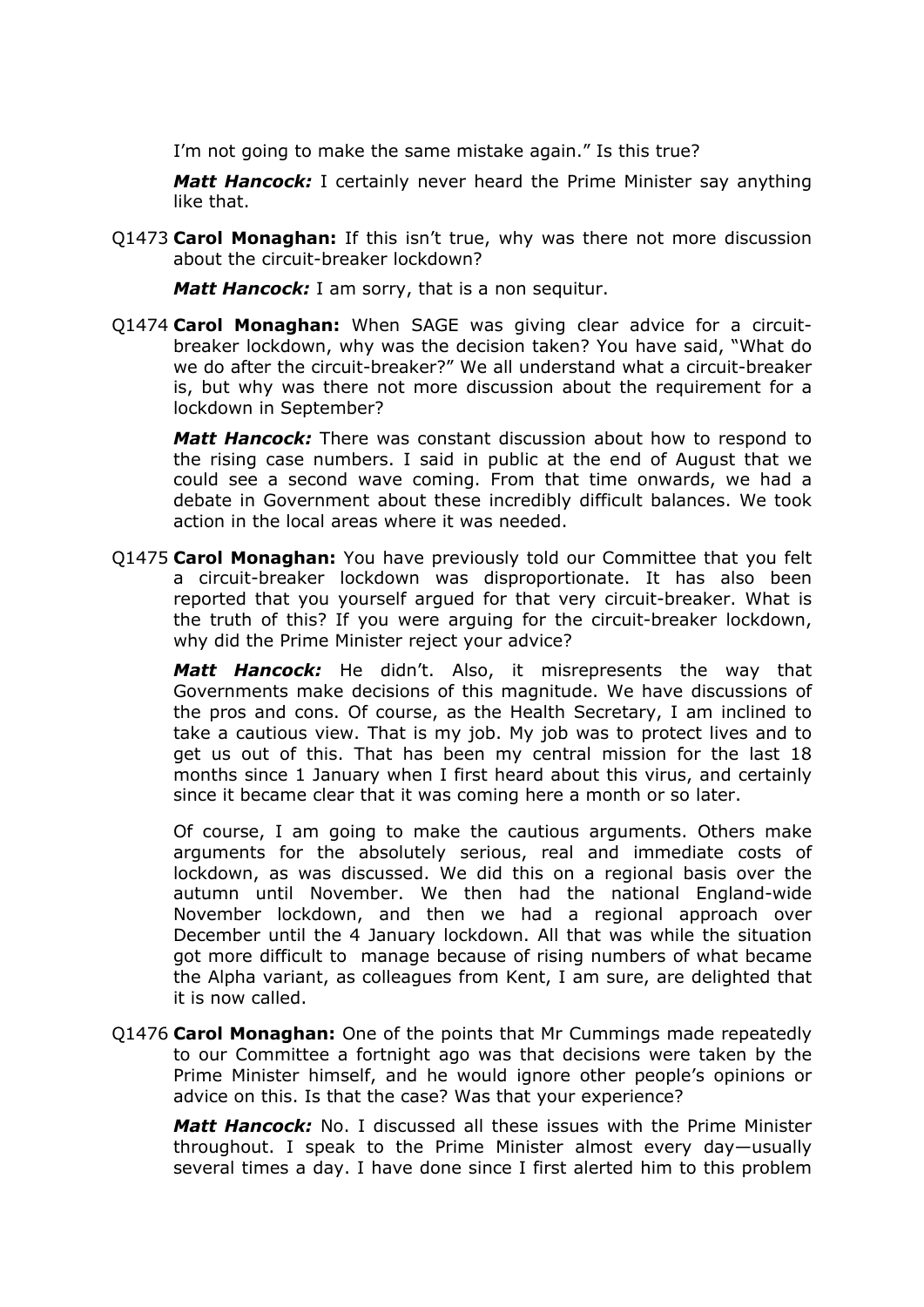I’m not going to make the same mistake again.” Is this true?

***Matt Hancock:*** I certainly never heard the Prime Minister say anything like that.

Q1473 **Carol Monaghan:** If this isn’t true, why was there not more discussion about the circuit-breaker lockdown?

***Matt Hancock:*** I am sorry, that is a non sequitur.

Q1474 **Carol Monaghan:** When SAGE was giving clear advice for a circuit-breaker lockdown, why was the decision taken? You have said, “What do we do after the circuit-breaker?” We all understand what a circuit-breaker is, but why was there not more discussion about the requirement for a lockdown in September?

***Matt Hancock:*** There was constant discussion about how to respond to the rising case numbers. I said in public at the end of August that we could see a second wave coming. From that time onwards, we had a debate in Government about these incredibly difficult balances. We took action in the local areas where it was needed.

Q1475 **Carol Monaghan:** You have previously told our Committee that you felt a circuit-breaker lockdown was disproportionate. It has also been reported that you yourself argued for that very circuit-breaker. What is the truth of this? If you were arguing for the circuit-breaker lockdown, why did the Prime Minister reject your advice?

***Matt Hancock:*** He didn’t. Also, it misrepresents the way that Governments make decisions of this magnitude. We have discussions of the pros and cons. Of course, as the Health Secretary, I am inclined to take a cautious view. That is my job. My job was to protect lives and to get us out of this. That has been my central mission for the last 18 months since 1 January when I first heard about this virus, and certainly since it became clear that it was coming here a month or so later.

Of course, I am going to make the cautious arguments. Others make arguments for the absolutely serious, real and immediate costs of lockdown, as was discussed. We did this on a regional basis over the autumn until November. We then had the national England-wide November lockdown, and then we had a regional approach over December until the 4 January lockdown. All that was while the situation got more difficult to manage because of rising numbers of what became the Alpha variant, as colleagues from Kent, I am sure, are delighted that it is now called.

Q1476 **Carol Monaghan:** One of the points that Mr Cummings made repeatedly to our Committee a fortnight ago was that decisions were taken by the Prime Minister himself, and he would ignore other people’s opinions or advice on this. Is that the case? Was that your experience?

***Matt Hancock:*** No. I discussed all these issues with the Prime Minister throughout. I speak to the Prime Minister almost every day—usually several times a day. I have done since I first alerted him to this problem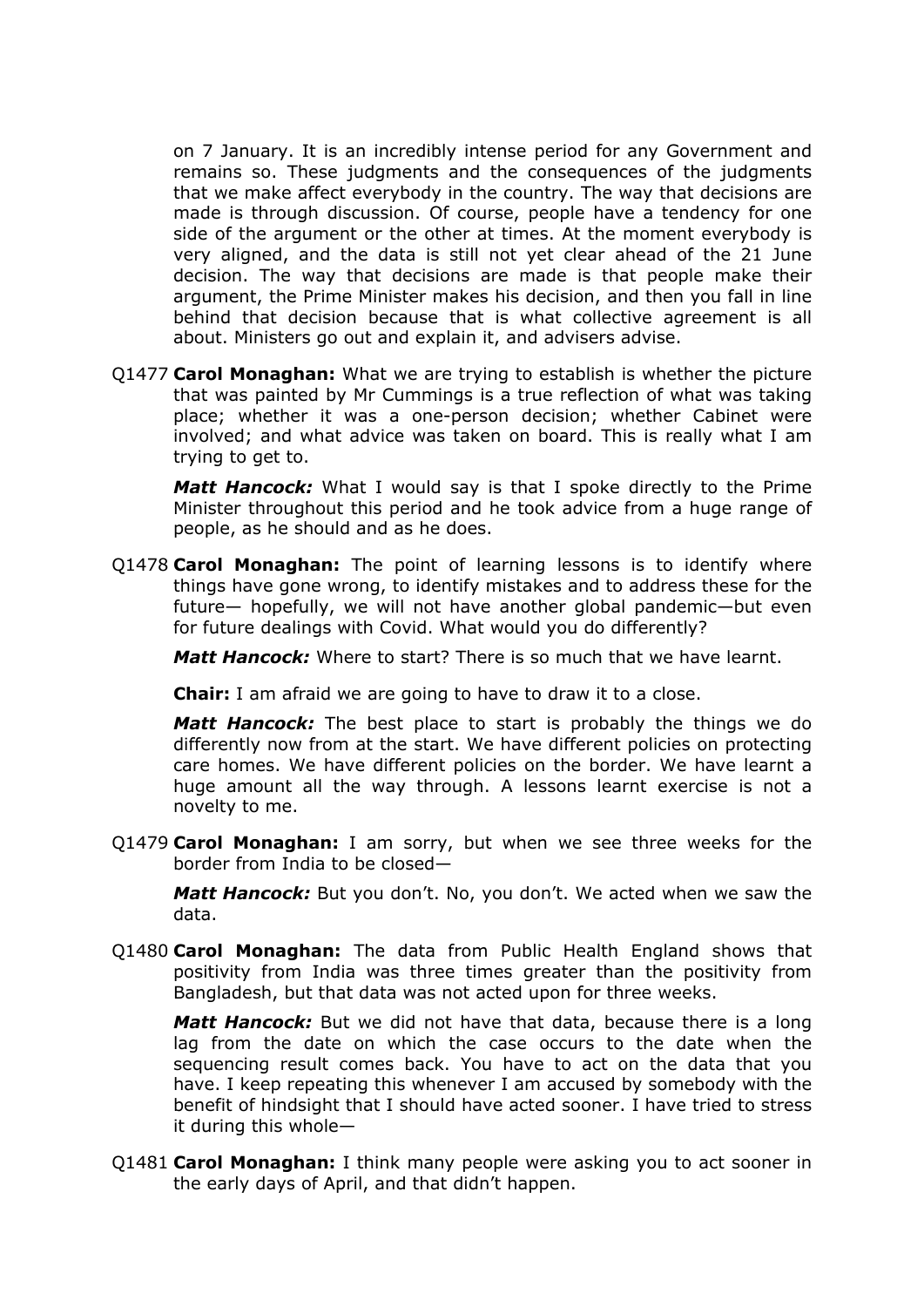on 7 January. It is an incredibly intense period for any Government and remains so. These judgments and the consequences of the judgments that we make affect everybody in the country. The way that decisions are made is through discussion. Of course, people have a tendency for one side of the argument or the other at times. At the moment everybody is very aligned, and the data is still not yet clear ahead of the 21 June decision. The way that decisions are made is that people make their argument, the Prime Minister makes his decision, and then you fall in line behind that decision because that is what collective agreement is all about. Ministers go out and explain it, and advisers advise.

Q1477 **Carol Monaghan:** What we are trying to establish is whether the picture that was painted by Mr Cummings is a true reflection of what was taking place; whether it was a one-person decision; whether Cabinet were involved; and what advice was taken on board. This is really what I am trying to get to.

***Matt Hancock:*** What I would say is that I spoke directly to the Prime Minister throughout this period and he took advice from a huge range of people, as he should and as he does.

Q1478 **Carol Monaghan:** The point of learning lessons is to identify where things have gone wrong, to identify mistakes and to address these for the future— hopefully, we will not have another global pandemic—but even for future dealings with Covid. What would you do differently?

***Matt Hancock:*** Where to start? There is so much that we have learnt.

**Chair:** I am afraid we are going to have to draw it to a close.

***Matt Hancock:*** The best place to start is probably the things we do differently now from at the start. We have different policies on protecting care homes. We have different policies on the border. We have learnt a huge amount all the way through. A lessons learnt exercise is not a novelty to me.

Q1479 **Carol Monaghan:** I am sorry, but when we see three weeks for the border from India to be closed—

***Matt Hancock:*** But you don't. No, you don't. We acted when we saw the data.

Q1480 **Carol Monaghan:** The data from Public Health England shows that positivity from India was three times greater than the positivity from Bangladesh, but that data was not acted upon for three weeks.

***Matt Hancock:*** But we did not have that data, because there is a long lag from the date on which the case occurs to the date when the sequencing result comes back. You have to act on the data that you have. I keep repeating this whenever I am accused by somebody with the benefit of hindsight that I should have acted sooner. I have tried to stress it during this whole—

Q1481 **Carol Monaghan:** I think many people were asking you to act sooner in the early days of April, and that didn't happen.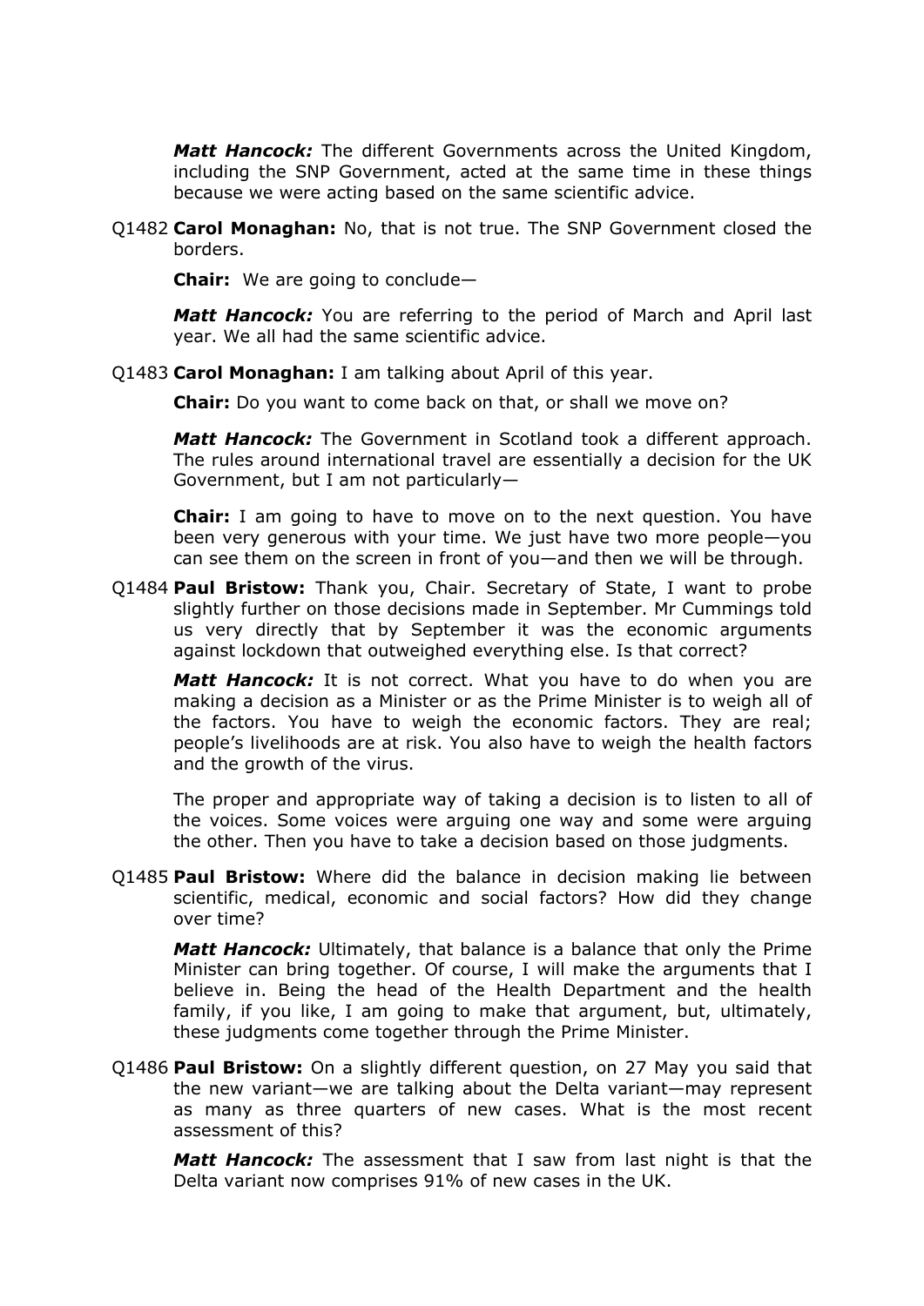***Matt Hancock:*** The different Governments across the United Kingdom, including the SNP Government, acted at the same time in these things because we were acting based on the same scientific advice.

Q1482 **Carol Monaghan:** No, that is not true. The SNP Government closed the borders.

**Chair:** We are going to conclude—

***Matt Hancock:*** You are referring to the period of March and April last year. We all had the same scientific advice.

Q1483 **Carol Monaghan:** I am talking about April of this year.

**Chair:** Do you want to come back on that, or shall we move on?

***Matt Hancock:*** The Government in Scotland took a different approach. The rules around international travel are essentially a decision for the UK Government, but I am not particularly—

**Chair:** I am going to have to move on to the next question. You have been very generous with your time. We just have two more people—you can see them on the screen in front of you—and then we will be through.

Q1484 **Paul Bristow:** Thank you, Chair. Secretary of State, I want to probe slightly further on those decisions made in September. Mr Cummings told us very directly that by September it was the economic arguments against lockdown that outweighed everything else. Is that correct?

***Matt Hancock:*** It is not correct. What you have to do when you are making a decision as a Minister or as the Prime Minister is to weigh all of the factors. You have to weigh the economic factors. They are real; people's livelihoods are at risk. You also have to weigh the health factors and the growth of the virus.

The proper and appropriate way of taking a decision is to listen to all of the voices. Some voices were arguing one way and some were arguing the other. Then you have to take a decision based on those judgments.

Q1485 **Paul Bristow:** Where did the balance in decision making lie between scientific, medical, economic and social factors? How did they change over time?

***Matt Hancock:*** Ultimately, that balance is a balance that only the Prime Minister can bring together. Of course, I will make the arguments that I believe in. Being the head of the Health Department and the health family, if you like, I am going to make that argument, but, ultimately, these judgments come together through the Prime Minister.

Q1486 **Paul Bristow:** On a slightly different question, on 27 May you said that the new variant—we are talking about the Delta variant—may represent as many as three quarters of new cases. What is the most recent assessment of this?

***Matt Hancock:*** The assessment that I saw from last night is that the Delta variant now comprises 91% of new cases in the UK.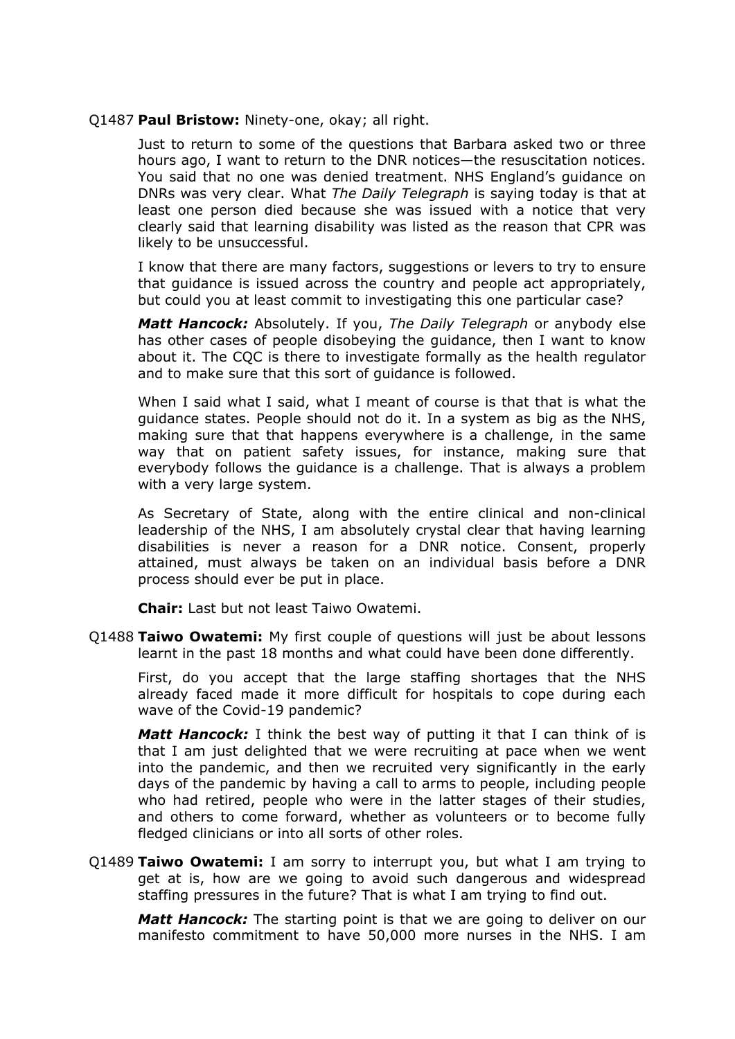Q1487 **Paul Bristow:** Ninety-one, okay; all right.

Just to return to some of the questions that Barbara asked two or three hours ago, I want to return to the DNR notices—the resuscitation notices. You said that no one was denied treatment. NHS England's guidance on DNRs was very clear. What *The Daily Telegraph* is saying today is that at least one person died because she was issued with a notice that very clearly said that learning disability was listed as the reason that CPR was likely to be unsuccessful.

I know that there are many factors, suggestions or levers to try to ensure that guidance is issued across the country and people act appropriately, but could you at least commit to investigating this one particular case?

***Matt Hancock:*** Absolutely. If you, *The Daily Telegraph* or anybody else has other cases of people disobeying the guidance, then I want to know about it. The CQC is there to investigate formally as the health regulator and to make sure that this sort of guidance is followed.

When I said what I said, what I meant of course is that that is what the guidance states. People should not do it. In a system as big as the NHS, making sure that that happens everywhere is a challenge, in the same way that on patient safety issues, for instance, making sure that everybody follows the guidance is a challenge. That is always a problem with a very large system.

As Secretary of State, along with the entire clinical and non-clinical leadership of the NHS, I am absolutely crystal clear that having learning disabilities is never a reason for a DNR notice. Consent, properly attained, must always be taken on an individual basis before a DNR process should ever be put in place.

**Chair:** Last but not least Taiwo Owatemi.

Q1488 **Taiwo Owatemi:** My first couple of questions will just be about lessons learnt in the past 18 months and what could have been done differently.

First, do you accept that the large staffing shortages that the NHS already faced made it more difficult for hospitals to cope during each wave of the Covid-19 pandemic?

***Matt Hancock:*** I think the best way of putting it that I can think of is that I am just delighted that we were recruiting at pace when we went into the pandemic, and then we recruited very significantly in the early days of the pandemic by having a call to arms to people, including people who had retired, people who were in the latter stages of their studies, and others to come forward, whether as volunteers or to become fully fledged clinicians or into all sorts of other roles.

Q1489 **Taiwo Owatemi:** I am sorry to interrupt you, but what I am trying to get at is, how are we going to avoid such dangerous and widespread staffing pressures in the future? That is what I am trying to find out.

***Matt Hancock:*** The starting point is that we are going to deliver on our manifesto commitment to have 50,000 more nurses in the NHS. I am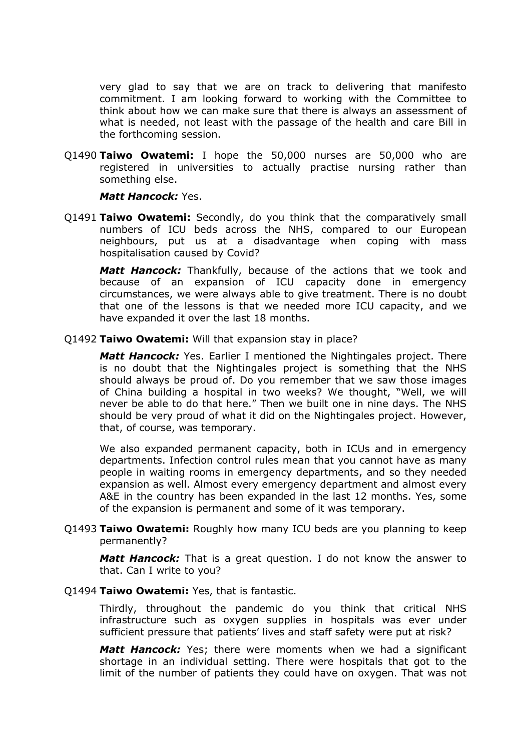very glad to say that we are on track to delivering that manifesto commitment. I am looking forward to working with the Committee to think about how we can make sure that there is always an assessment of what is needed, not least with the passage of the health and care Bill in the forthcoming session.

Q1490 **Taiwo Owatemi:** I hope the 50,000 nurses are 50,000 who are registered in universities to actually practise nursing rather than something else.

***Matt Hancock:*** Yes.

Q1491 **Taiwo Owatemi:** Secondly, do you think that the comparatively small numbers of ICU beds across the NHS, compared to our European neighbours, put us at a disadvantage when coping with mass hospitalisation caused by Covid?

***Matt Hancock:*** Thankfully, because of the actions that we took and because of an expansion of ICU capacity done in emergency circumstances, we were always able to give treatment. There is no doubt that one of the lessons is that we needed more ICU capacity, and we have expanded it over the last 18 months.

Q1492 **Taiwo Owatemi:** Will that expansion stay in place?

***Matt Hancock:*** Yes. Earlier I mentioned the Nightingales project. There is no doubt that the Nightingales project is something that the NHS should always be proud of. Do you remember that we saw those images of China building a hospital in two weeks? We thought, "Well, we will never be able to do that here." Then we built one in nine days. The NHS should be very proud of what it did on the Nightingales project. However, that, of course, was temporary.

We also expanded permanent capacity, both in ICUs and in emergency departments. Infection control rules mean that you cannot have as many people in waiting rooms in emergency departments, and so they needed expansion as well. Almost every emergency department and almost every A&E in the country has been expanded in the last 12 months. Yes, some of the expansion is permanent and some of it was temporary.

Q1493 **Taiwo Owatemi:** Roughly how many ICU beds are you planning to keep permanently?

***Matt Hancock:*** That is a great question. I do not know the answer to that. Can I write to you?

Q1494 **Taiwo Owatemi:** Yes, that is fantastic.

Thirdly, throughout the pandemic do you think that critical NHS infrastructure such as oxygen supplies in hospitals was ever under sufficient pressure that patients' lives and staff safety were put at risk?

***Matt Hancock:*** Yes; there were moments when we had a significant shortage in an individual setting. There were hospitals that got to the limit of the number of patients they could have on oxygen. That was not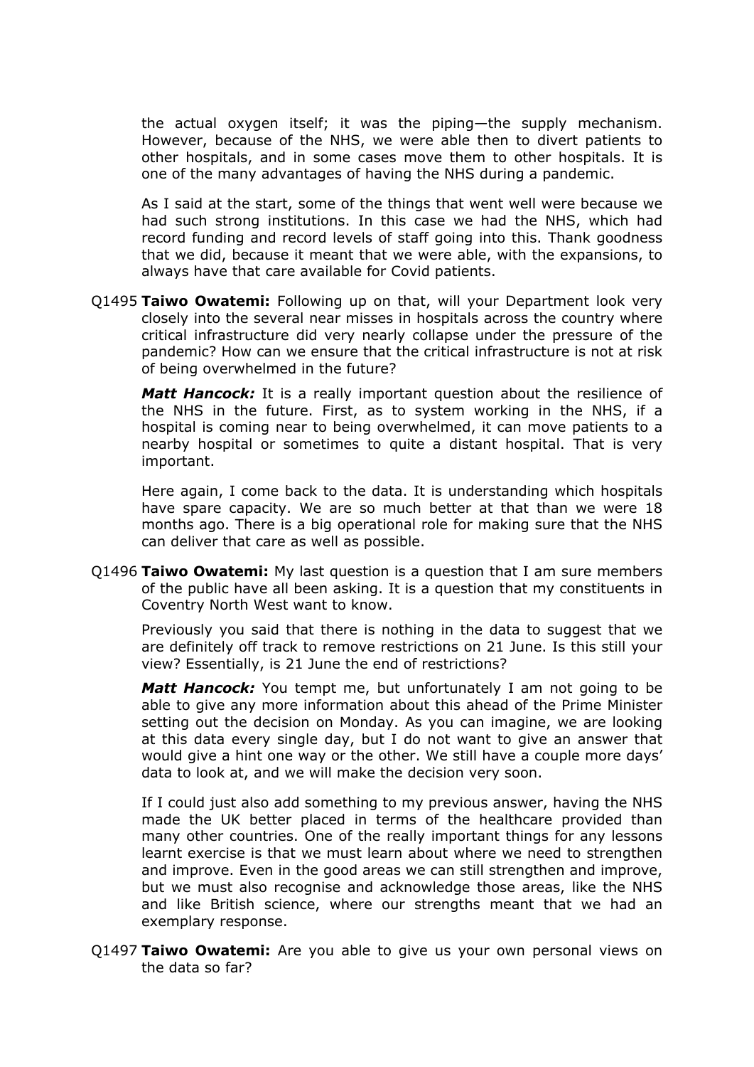the actual oxygen itself; it was the piping—the supply mechanism. However, because of the NHS, we were able then to divert patients to other hospitals, and in some cases move them to other hospitals. It is one of the many advantages of having the NHS during a pandemic.

As I said at the start, some of the things that went well were because we had such strong institutions. In this case we had the NHS, which had record funding and record levels of staff going into this. Thank goodness that we did, because it meant that we were able, with the expansions, to always have that care available for Covid patients.

Q1495 **Taiwo Owatemi:** Following up on that, will your Department look very closely into the several near misses in hospitals across the country where critical infrastructure did very nearly collapse under the pressure of the pandemic? How can we ensure that the critical infrastructure is not at risk of being overwhelmed in the future?

***Matt Hancock:*** It is a really important question about the resilience of the NHS in the future. First, as to system working in the NHS, if a hospital is coming near to being overwhelmed, it can move patients to a nearby hospital or sometimes to quite a distant hospital. That is very important.

Here again, I come back to the data. It is understanding which hospitals have spare capacity. We are so much better at that than we were 18 months ago. There is a big operational role for making sure that the NHS can deliver that care as well as possible.

Q1496 **Taiwo Owatemi:** My last question is a question that I am sure members of the public have all been asking. It is a question that my constituents in Coventry North West want to know.

Previously you said that there is nothing in the data to suggest that we are definitely off track to remove restrictions on 21 June. Is this still your view? Essentially, is 21 June the end of restrictions?

***Matt Hancock:*** You tempt me, but unfortunately I am not going to be able to give any more information about this ahead of the Prime Minister setting out the decision on Monday. As you can imagine, we are looking at this data every single day, but I do not want to give an answer that would give a hint one way or the other. We still have a couple more days' data to look at, and we will make the decision very soon.

If I could just also add something to my previous answer, having the NHS made the UK better placed in terms of the healthcare provided than many other countries. One of the really important things for any lessons learnt exercise is that we must learn about where we need to strengthen and improve. Even in the good areas we can still strengthen and improve, but we must also recognise and acknowledge those areas, like the NHS and like British science, where our strengths meant that we had an exemplary response.

Q1497 **Taiwo Owatemi:** Are you able to give us your own personal views on the data so far?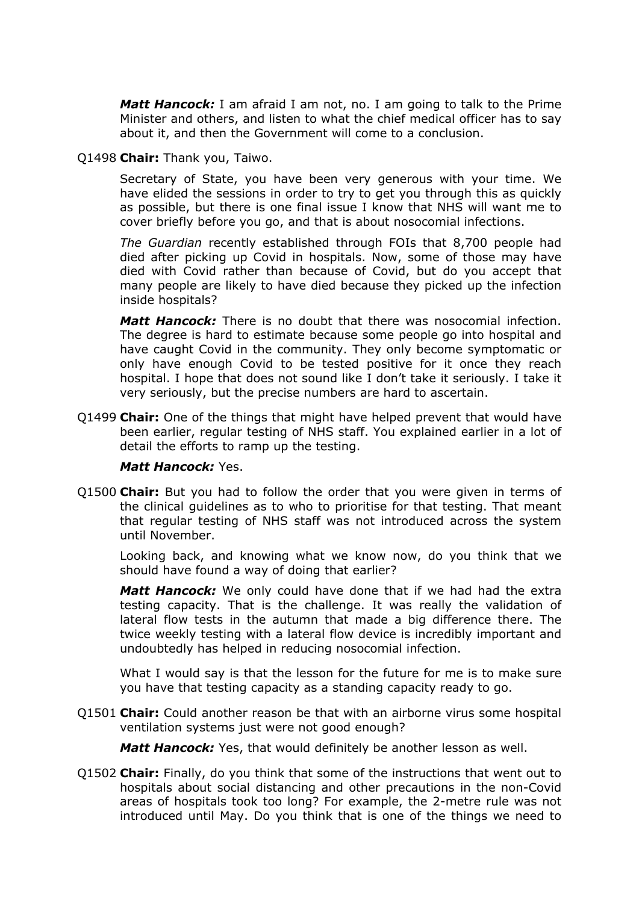***Matt Hancock:*** I am afraid I am not, no. I am going to talk to the Prime Minister and others, and listen to what the chief medical officer has to say about it, and then the Government will come to a conclusion.

Q1498 **Chair:** Thank you, Taiwo.

Secretary of State, you have been very generous with your time. We have elided the sessions in order to try to get you through this as quickly as possible, but there is one final issue I know that NHS will want me to cover briefly before you go, and that is about nosocomial infections.

*The Guardian* recently established through FOIs that 8,700 people had died after picking up Covid in hospitals. Now, some of those may have died with Covid rather than because of Covid, but do you accept that many people are likely to have died because they picked up the infection inside hospitals?

***Matt Hancock:*** There is no doubt that there was nosocomial infection. The degree is hard to estimate because some people go into hospital and have caught Covid in the community. They only become symptomatic or only have enough Covid to be tested positive for it once they reach hospital. I hope that does not sound like I don't take it seriously. I take it very seriously, but the precise numbers are hard to ascertain.

Q1499 **Chair:** One of the things that might have helped prevent that would have been earlier, regular testing of NHS staff. You explained earlier in a lot of detail the efforts to ramp up the testing.

***Matt Hancock:*** Yes.

Q1500 **Chair:** But you had to follow the order that you were given in terms of the clinical guidelines as to who to prioritise for that testing. That meant that regular testing of NHS staff was not introduced across the system until November.

Looking back, and knowing what we know now, do you think that we should have found a way of doing that earlier?

***Matt Hancock:*** We only could have done that if we had had the extra testing capacity. That is the challenge. It was really the validation of lateral flow tests in the autumn that made a big difference there. The twice weekly testing with a lateral flow device is incredibly important and undoubtedly has helped in reducing nosocomial infection.

What I would say is that the lesson for the future for me is to make sure you have that testing capacity as a standing capacity ready to go.

Q1501 **Chair:** Could another reason be that with an airborne virus some hospital ventilation systems just were not good enough?

***Matt Hancock:*** Yes, that would definitely be another lesson as well.

Q1502 **Chair:** Finally, do you think that some of the instructions that went out to hospitals about social distancing and other precautions in the non-Covid areas of hospitals took too long? For example, the 2-metre rule was not introduced until May. Do you think that is one of the things we need to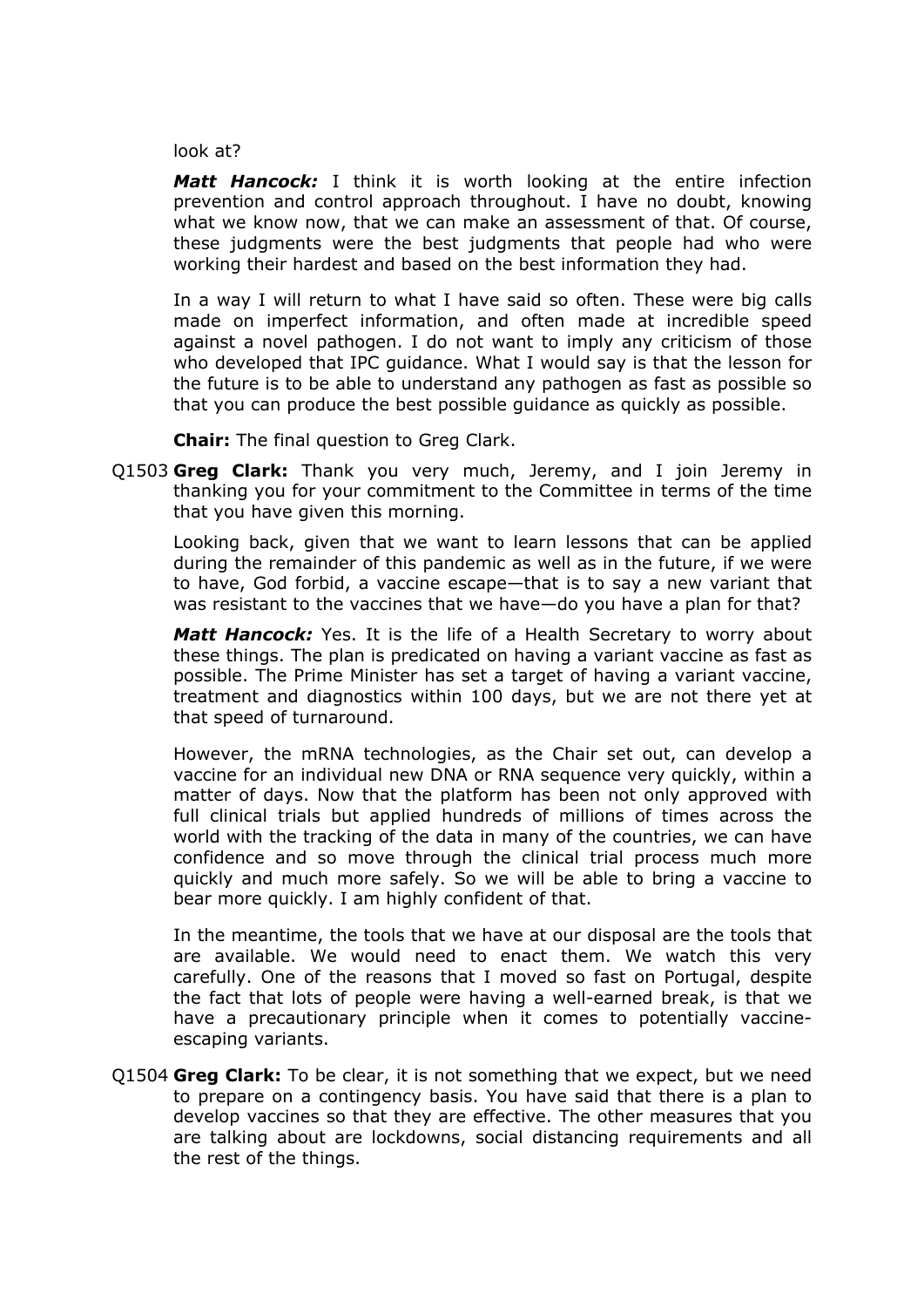look at?

***Matt Hancock:*** I think it is worth looking at the entire infection prevention and control approach throughout. I have no doubt, knowing what we know now, that we can make an assessment of that. Of course, these judgments were the best judgments that people had who were working their hardest and based on the best information they had.

In a way I will return to what I have said so often. These were big calls made on imperfect information, and often made at incredible speed against a novel pathogen. I do not want to imply any criticism of those who developed that IPC guidance. What I would say is that the lesson for the future is to be able to understand any pathogen as fast as possible so that you can produce the best possible guidance as quickly as possible.

**Chair:** The final question to Greg Clark.

Q1503 **Greg Clark:** Thank you very much, Jeremy, and I join Jeremy in thanking you for your commitment to the Committee in terms of the time that you have given this morning.

Looking back, given that we want to learn lessons that can be applied during the remainder of this pandemic as well as in the future, if we were to have, God forbid, a vaccine escape—that is to say a new variant that was resistant to the vaccines that we have—do you have a plan for that?

***Matt Hancock:*** Yes. It is the life of a Health Secretary to worry about these things. The plan is predicated on having a variant vaccine as fast as possible. The Prime Minister has set a target of having a variant vaccine, treatment and diagnostics within 100 days, but we are not there yet at that speed of turnaround.

However, the mRNA technologies, as the Chair set out, can develop a vaccine for an individual new DNA or RNA sequence very quickly, within a matter of days. Now that the platform has been not only approved with full clinical trials but applied hundreds of millions of times across the world with the tracking of the data in many of the countries, we can have confidence and so move through the clinical trial process much more quickly and much more safely. So we will be able to bring a vaccine to bear more quickly. I am highly confident of that.

In the meantime, the tools that we have at our disposal are the tools that are available. We would need to enact them. We watch this very carefully. One of the reasons that I moved so fast on Portugal, despite the fact that lots of people were having a well-earned break, is that we have a precautionary principle when it comes to potentially vaccine-escaping variants.

Q1504 **Greg Clark:** To be clear, it is not something that we expect, but we need to prepare on a contingency basis. You have said that there is a plan to develop vaccines so that they are effective. The other measures that you are talking about are lockdowns, social distancing requirements and all the rest of the things.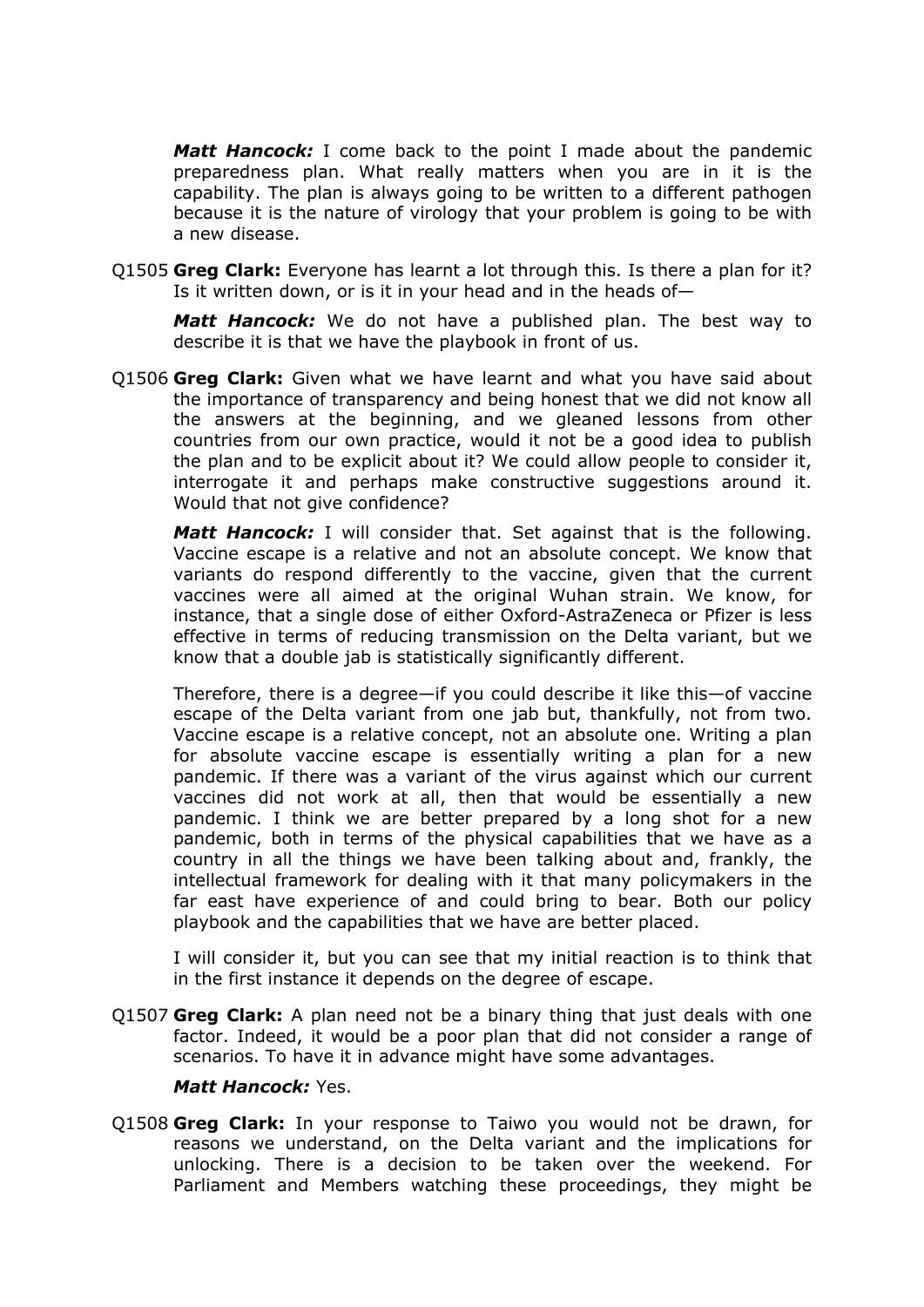***Matt Hancock:*** I come back to the point I made about the pandemic preparedness plan. What really matters when you are in it is the capability. The plan is always going to be written to a different pathogen because it is the nature of virology that your problem is going to be with a new disease.

Q1505 **Greg Clark:** Everyone has learnt a lot through this. Is there a plan for it? Is it written down, or is it in your head and in the heads of—

***Matt Hancock:*** We do not have a published plan. The best way to describe it is that we have the playbook in front of us.

Q1506 **Greg Clark:** Given what we have learnt and what you have said about the importance of transparency and being honest that we did not know all the answers at the beginning, and we gleaned lessons from other countries from our own practice, would it not be a good idea to publish the plan and to be explicit about it? We could allow people to consider it, interrogate it and perhaps make constructive suggestions around it. Would that not give confidence?

***Matt Hancock:*** I will consider that. Set against that is the following. Vaccine escape is a relative and not an absolute concept. We know that variants do respond differently to the vaccine, given that the current vaccines were all aimed at the original Wuhan strain. We know, for instance, that a single dose of either Oxford-AstraZeneca or Pfizer is less effective in terms of reducing transmission on the Delta variant, but we know that a double jab is statistically significantly different.

Therefore, there is a degree—if you could describe it like this—of vaccine escape of the Delta variant from one jab but, thankfully, not from two. Vaccine escape is a relative concept, not an absolute one. Writing a plan for absolute vaccine escape is essentially writing a plan for a new pandemic. If there was a variant of the virus against which our current vaccines did not work at all, then that would be essentially a new pandemic. I think we are better prepared by a long shot for a new pandemic, both in terms of the physical capabilities that we have as a country in all the things we have been talking about and, frankly, the intellectual framework for dealing with it that many policymakers in the far east have experience of and could bring to bear. Both our policy playbook and the capabilities that we have are better placed.

I will consider it, but you can see that my initial reaction is to think that in the first instance it depends on the degree of escape.

Q1507 **Greg Clark:** A plan need not be a binary thing that just deals with one factor. Indeed, it would be a poor plan that did not consider a range of scenarios. To have it in advance might have some advantages.

***Matt Hancock:*** Yes.

Q1508 **Greg Clark:** In your response to Taiwo you would not be drawn, for reasons we understand, on the Delta variant and the implications for unlocking. There is a decision to be taken over the weekend. For Parliament and Members watching these proceedings, they might be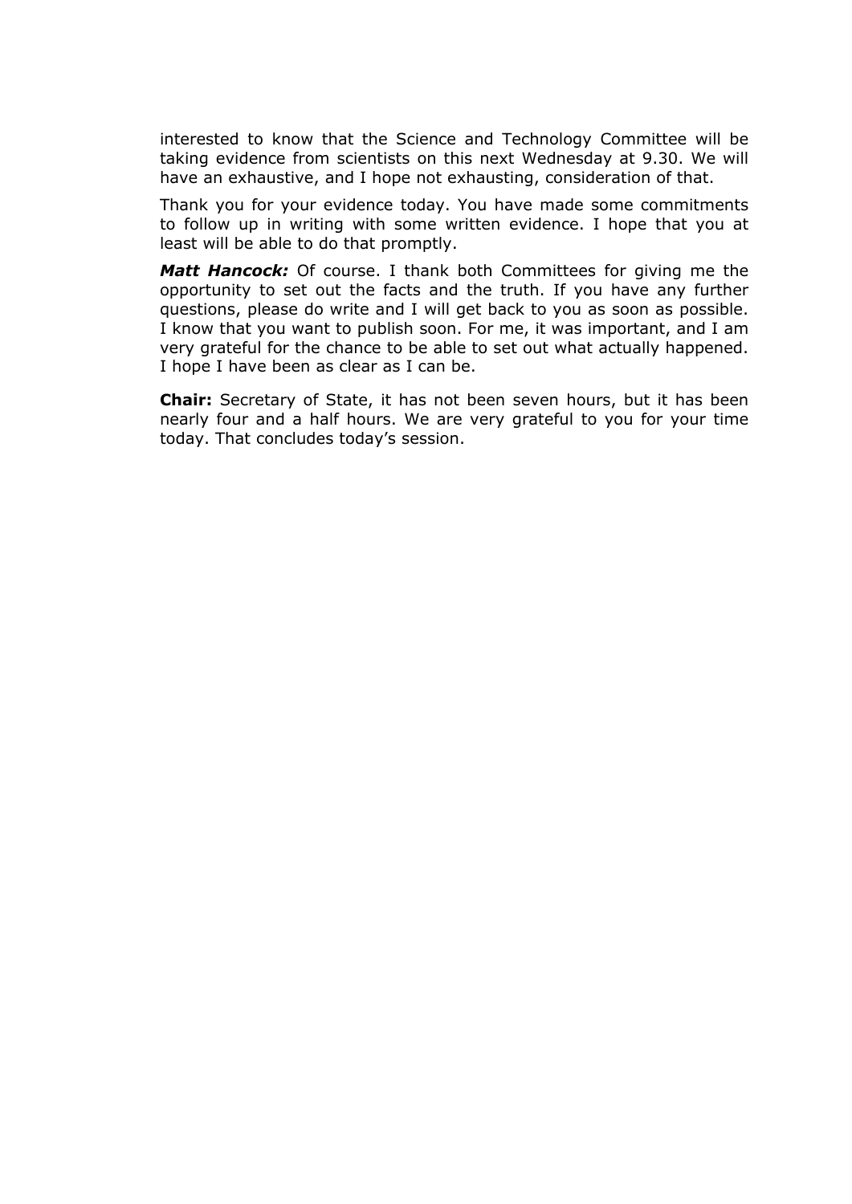interested to know that the Science and Technology Committee will be taking evidence from scientists on this next Wednesday at 9.30. We will have an exhaustive, and I hope not exhausting, consideration of that.

Thank you for your evidence today. You have made some commitments to follow up in writing with some written evidence. I hope that you at least will be able to do that promptly.

***Matt Hancock:*** Of course. I thank both Committees for giving me the opportunity to set out the facts and the truth. If you have any further questions, please do write and I will get back to you as soon as possible. I know that you want to publish soon. For me, it was important, and I am very grateful for the chance to be able to set out what actually happened. I hope I have been as clear as I can be.

**Chair:** Secretary of State, it has not been seven hours, but it has been nearly four and a half hours. We are very grateful to you for your time today. That concludes today's session.